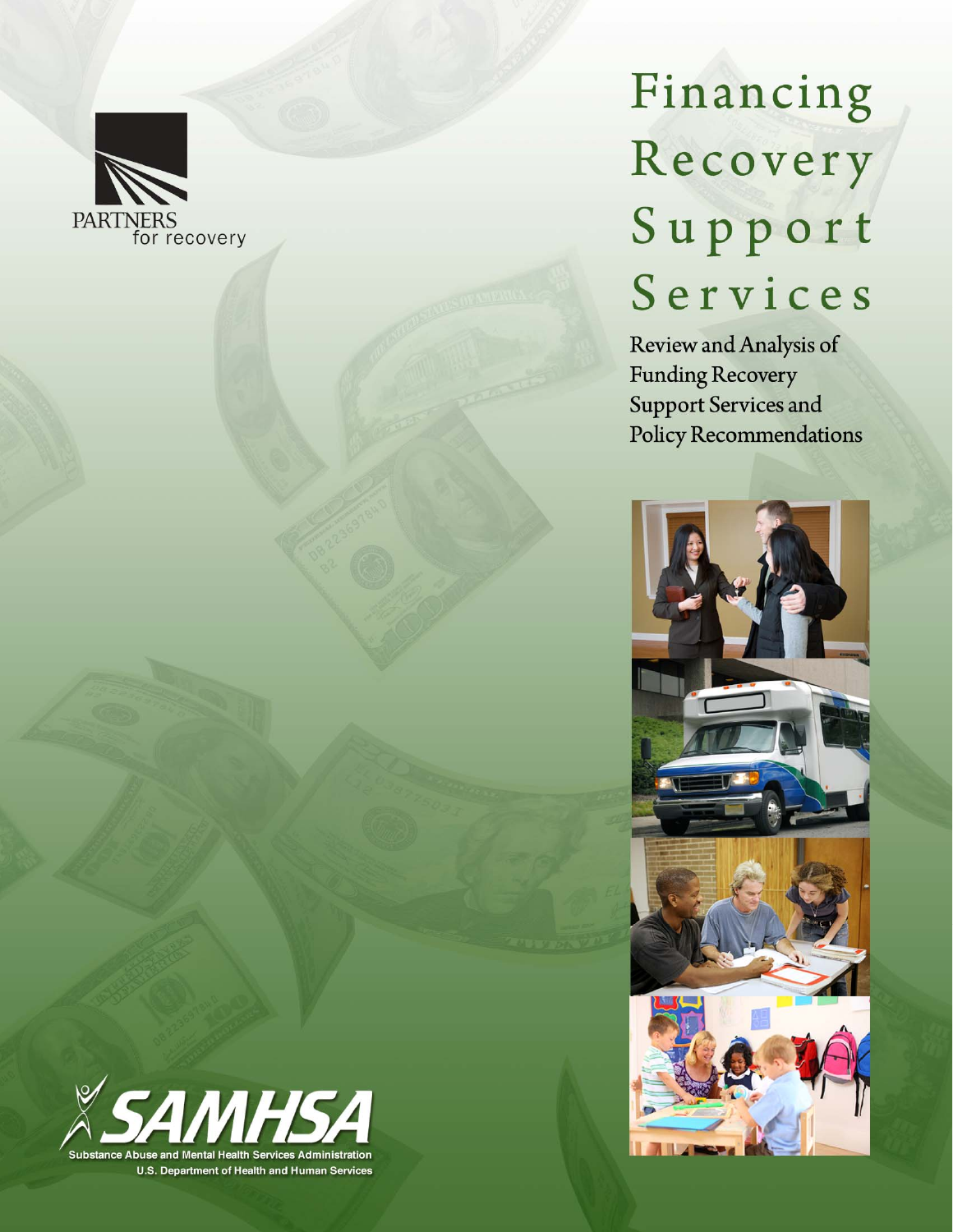PARTNERS for recovery

# Financing Recovery Support Services

## Review and Analysis of Funding Recovery Support Services and Policy Recommendations

SAMHSA
Substance Abuse and Mental Health Services Administration
U.S. Department of Health and Human Services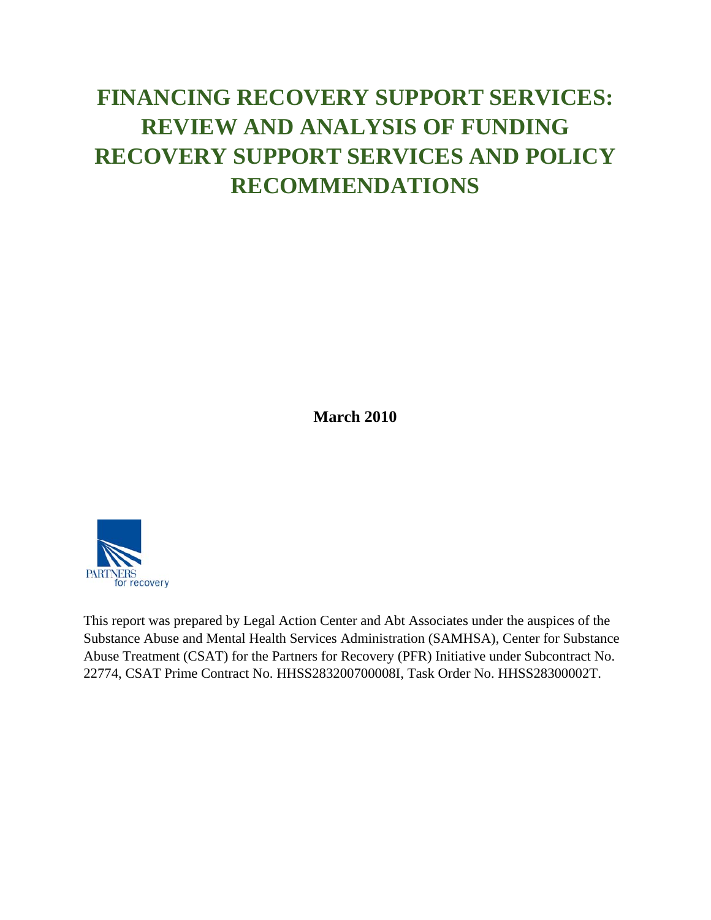# FINANCING RECOVERY SUPPORT SERVICES: REVIEW AND ANALYSIS OF FUNDING RECOVERY SUPPORT SERVICES AND POLICY RECOMMENDATIONS

**March 2010**

PARTNERS for recovery

This report was prepared by Legal Action Center and Abt Associates under the auspices of the Substance Abuse and Mental Health Services Administration (SAMHSA), Center for Substance Abuse Treatment (CSAT) for the Partners for Recovery (PFR) Initiative under Subcontract No. 22774, CSAT Prime Contract No. HHSS283200700008I, Task Order No. HHSS28300002T.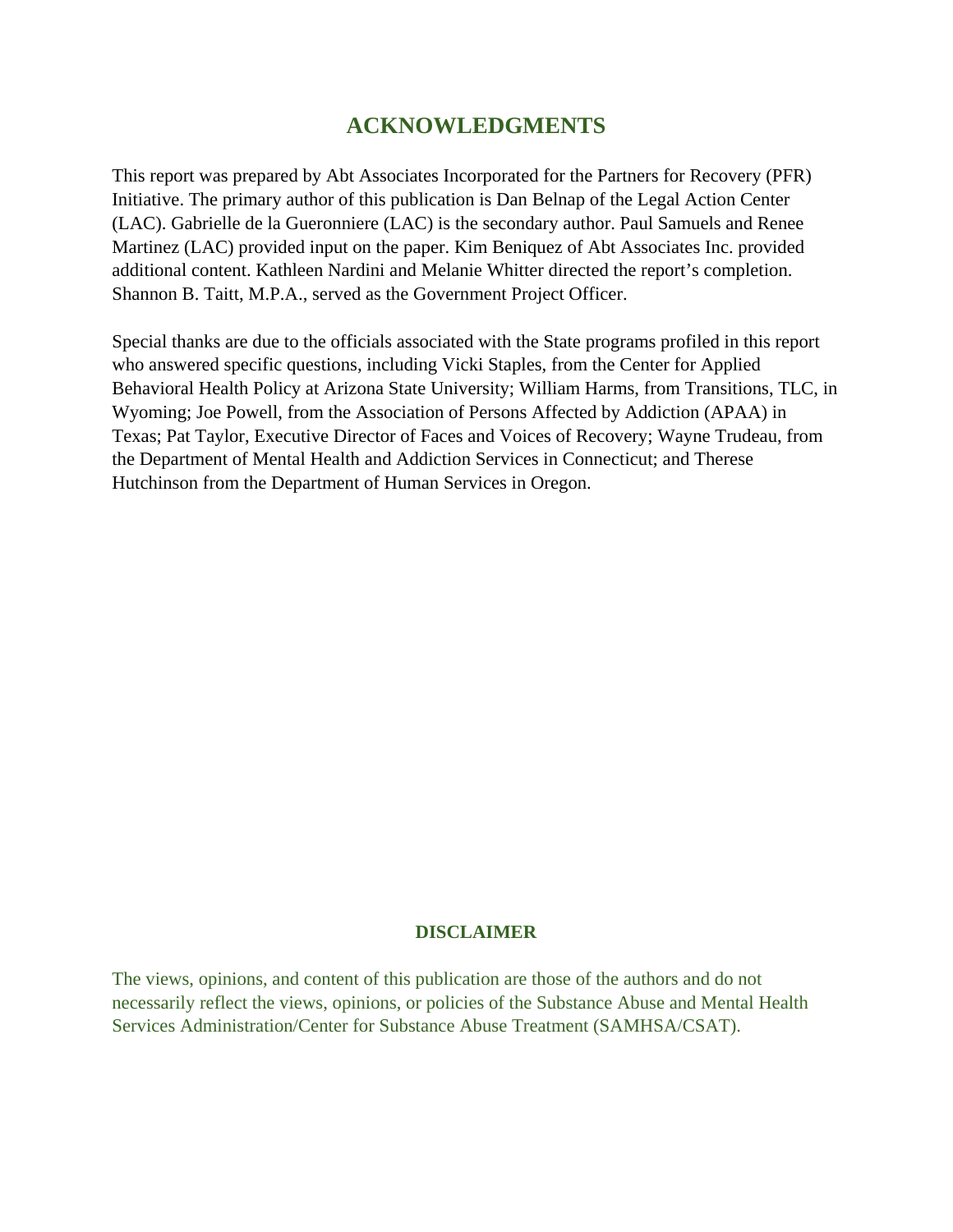# ACKNOWLEDGMENTS

This report was prepared by Abt Associates Incorporated for the Partners for Recovery (PFR) Initiative. The primary author of this publication is Dan Belnap of the Legal Action Center (LAC). Gabrielle de la Gueronniere (LAC) is the secondary author. Paul Samuels and Renee Martinez (LAC) provided input on the paper. Kim Beniquez of Abt Associates Inc. provided additional content. Kathleen Nardini and Melanie Whitter directed the report's completion. Shannon B. Taitt, M.P.A., served as the Government Project Officer.

Special thanks are due to the officials associated with the State programs profiled in this report who answered specific questions, including Vicki Staples, from the Center for Applied Behavioral Health Policy at Arizona State University; William Harms, from Transitions, TLC, in Wyoming; Joe Powell, from the Association of Persons Affected by Addiction (APAA) in Texas; Pat Taylor, Executive Director of Faces and Voices of Recovery; Wayne Trudeau, from the Department of Mental Health and Addiction Services in Connecticut; and Therese Hutchinson from the Department of Human Services in Oregon.

## DISCLAIMER

The views, opinions, and content of this publication are those of the authors and do not necessarily reflect the views, opinions, or policies of the Substance Abuse and Mental Health Services Administration/Center for Substance Abuse Treatment (SAMHSA/CSAT).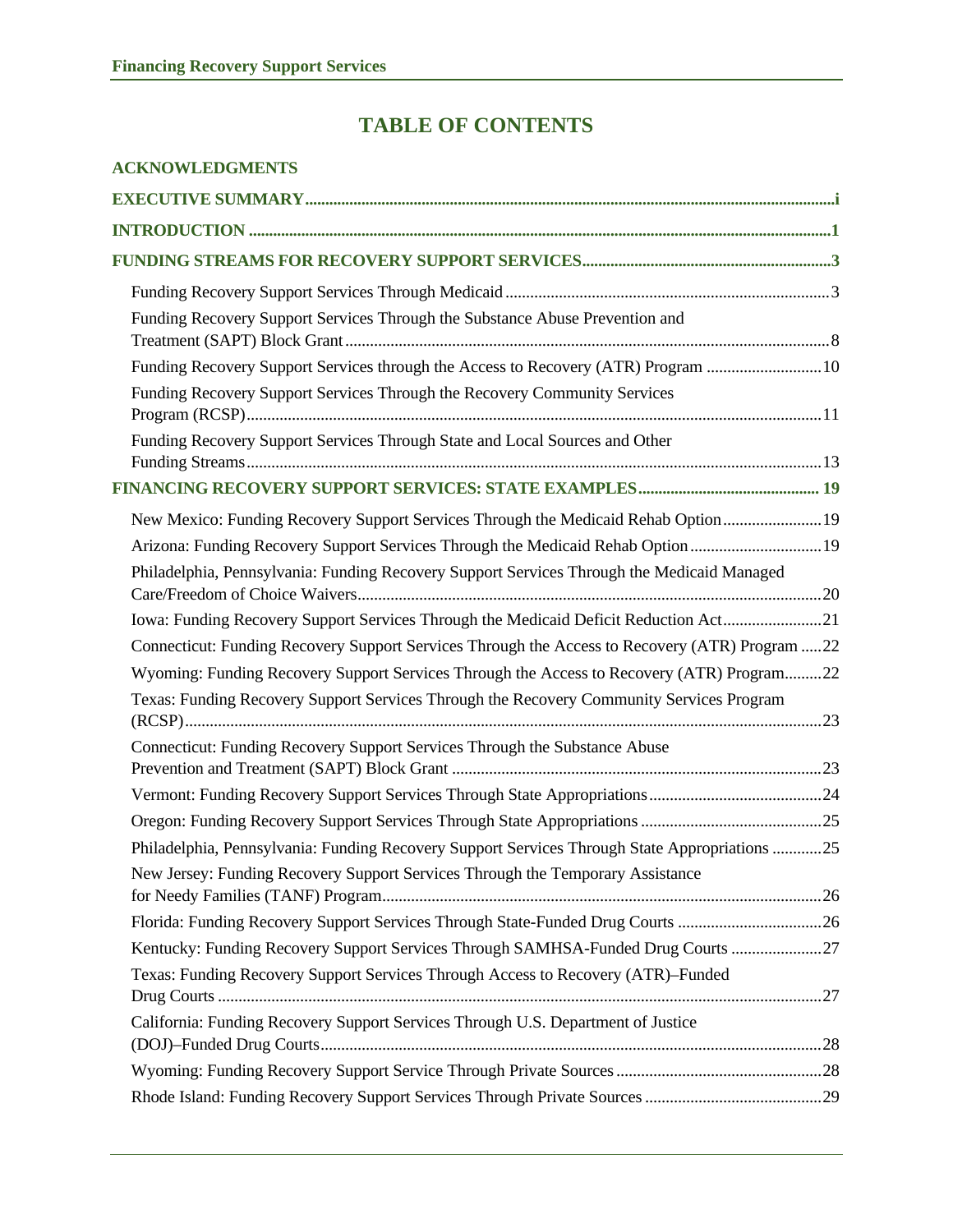# TABLE OF CONTENTS

**ACKNOWLEDGMENTS**

**EXECUTIVE SUMMARY** .......... i

**INTRODUCTION** .......... 1

**FUNDING STREAMS FOR RECOVERY SUPPORT SERVICES** .......... 3

- Funding Recovery Support Services Through Medicaid .......... 3
- Funding Recovery Support Services Through the Substance Abuse Prevention and Treatment (SAPT) Block Grant .......... 8
- Funding Recovery Support Services through the Access to Recovery (ATR) Program .......... 10
- Funding Recovery Support Services Through the Recovery Community Services Program (RCSP) .......... 11
- Funding Recovery Support Services Through State and Local Sources and Other Funding Streams .......... 13

**FINANCING RECOVERY SUPPORT SERVICES: STATE EXAMPLES** .......... 19

- New Mexico: Funding Recovery Support Services Through the Medicaid Rehab Option .......... 19
- Arizona: Funding Recovery Support Services Through the Medicaid Rehab Option .......... 19
- Philadelphia, Pennsylvania: Funding Recovery Support Services Through the Medicaid Managed Care/Freedom of Choice Waivers .......... 20
- Iowa: Funding Recovery Support Services Through the Medicaid Deficit Reduction Act .......... 21
- Connecticut: Funding Recovery Support Services Through the Access to Recovery (ATR) Program .......... 22
- Wyoming: Funding Recovery Support Services Through the Access to Recovery (ATR) Program .......... 22
- Texas: Funding Recovery Support Services Through the Recovery Community Services Program (RCSP) .......... 23
- Connecticut: Funding Recovery Support Services Through the Substance Abuse Prevention and Treatment (SAPT) Block Grant .......... 23
- Vermont: Funding Recovery Support Services Through State Appropriations .......... 24
- Oregon: Funding Recovery Support Services Through State Appropriations .......... 25
- Philadelphia, Pennsylvania: Funding Recovery Support Services Through State Appropriations .......... 25
- New Jersey: Funding Recovery Support Services Through the Temporary Assistance for Needy Families (TANF) Program .......... 26
- Florida: Funding Recovery Support Services Through State-Funded Drug Courts .......... 26
- Kentucky: Funding Recovery Support Services Through SAMHSA-Funded Drug Courts .......... 27
- Texas: Funding Recovery Support Services Through Access to Recovery (ATR)–Funded Drug Courts .......... 27
- California: Funding Recovery Support Services Through U.S. Department of Justice (DOJ)–Funded Drug Courts .......... 28
- Wyoming: Funding Recovery Support Service Through Private Sources .......... 28
- Rhode Island: Funding Recovery Support Services Through Private Sources .......... 29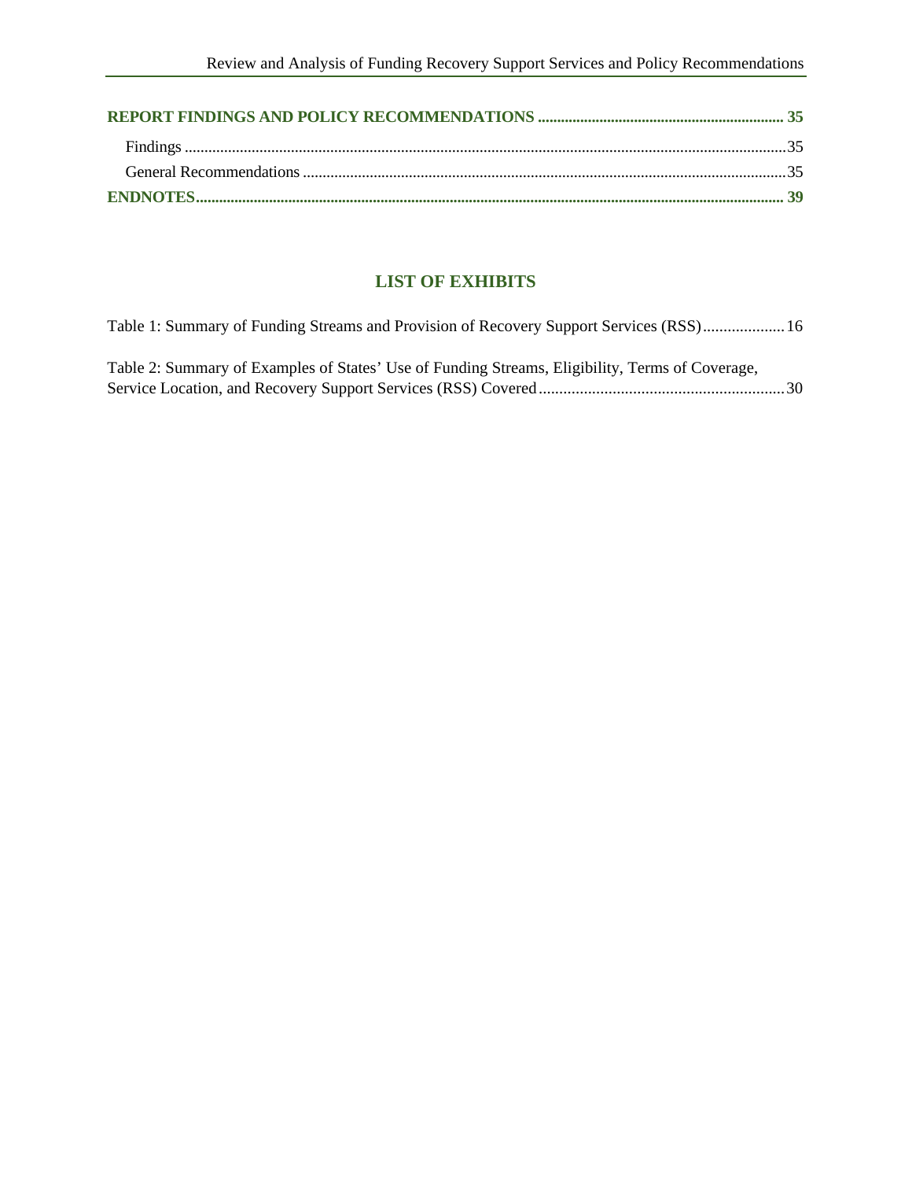**REPORT FINDINGS AND POLICY RECOMMENDATIONS** ................................................................ **35**

Findings ........................................................................................................................................35

General Recommendations ..........................................................................................................35

**ENDNOTES**........................................................................................................................................ **39**

## LIST OF EXHIBITS

Table 1: Summary of Funding Streams and Provision of Recovery Support Services (RSS)....................16

Table 2: Summary of Examples of States' Use of Funding Streams, Eligibility, Terms of Coverage, Service Location, and Recovery Support Services (RSS) Covered............................................................30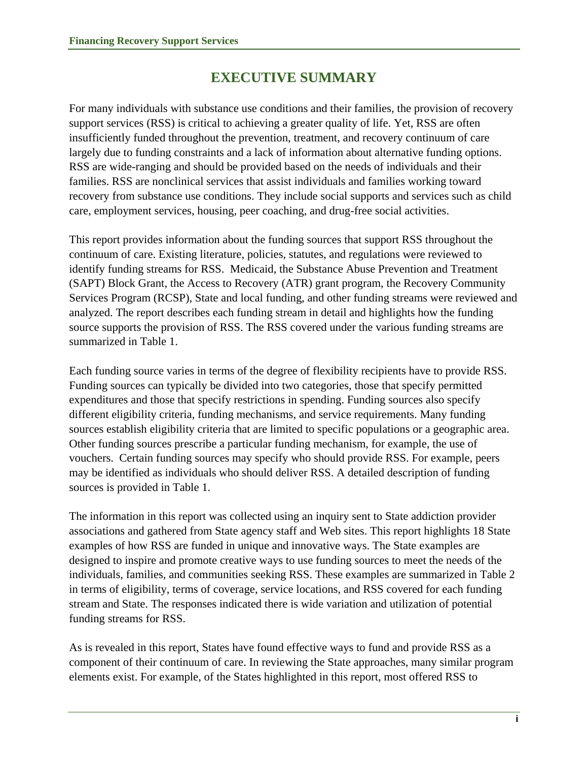# EXECUTIVE SUMMARY

For many individuals with substance use conditions and their families, the provision of recovery support services (RSS) is critical to achieving a greater quality of life. Yet, RSS are often insufficiently funded throughout the prevention, treatment, and recovery continuum of care largely due to funding constraints and a lack of information about alternative funding options. RSS are wide-ranging and should be provided based on the needs of individuals and their families. RSS are nonclinical services that assist individuals and families working toward recovery from substance use conditions. They include social supports and services such as child care, employment services, housing, peer coaching, and drug-free social activities.

This report provides information about the funding sources that support RSS throughout the continuum of care. Existing literature, policies, statutes, and regulations were reviewed to identify funding streams for RSS. Medicaid, the Substance Abuse Prevention and Treatment (SAPT) Block Grant, the Access to Recovery (ATR) grant program, the Recovery Community Services Program (RCSP), State and local funding, and other funding streams were reviewed and analyzed. The report describes each funding stream in detail and highlights how the funding source supports the provision of RSS. The RSS covered under the various funding streams are summarized in Table 1.

Each funding source varies in terms of the degree of flexibility recipients have to provide RSS. Funding sources can typically be divided into two categories, those that specify permitted expenditures and those that specify restrictions in spending. Funding sources also specify different eligibility criteria, funding mechanisms, and service requirements. Many funding sources establish eligibility criteria that are limited to specific populations or a geographic area. Other funding sources prescribe a particular funding mechanism, for example, the use of vouchers. Certain funding sources may specify who should provide RSS. For example, peers may be identified as individuals who should deliver RSS. A detailed description of funding sources is provided in Table 1.

The information in this report was collected using an inquiry sent to State addiction provider associations and gathered from State agency staff and Web sites. This report highlights 18 State examples of how RSS are funded in unique and innovative ways. The State examples are designed to inspire and promote creative ways to use funding sources to meet the needs of the individuals, families, and communities seeking RSS. These examples are summarized in Table 2 in terms of eligibility, terms of coverage, service locations, and RSS covered for each funding stream and State. The responses indicated there is wide variation and utilization of potential funding streams for RSS.

As is revealed in this report, States have found effective ways to fund and provide RSS as a component of their continuum of care. In reviewing the State approaches, many similar program elements exist. For example, of the States highlighted in this report, most offered RSS to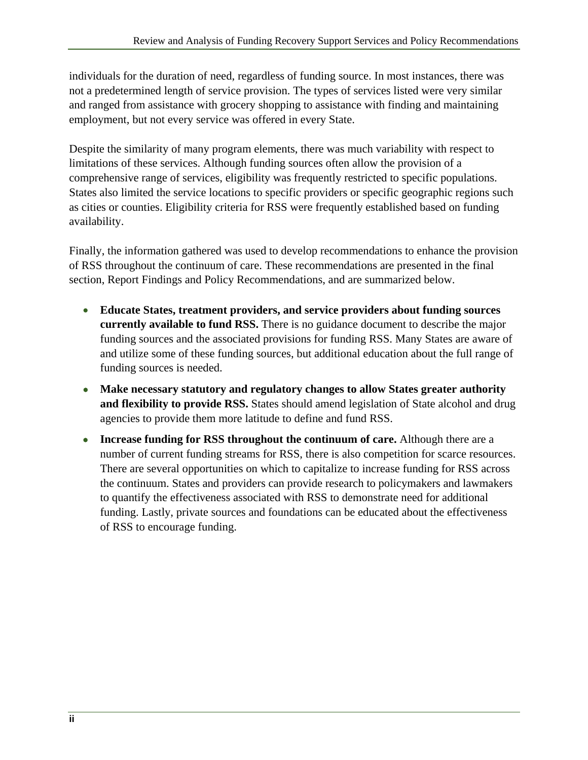individuals for the duration of need, regardless of funding source. In most instances, there was not a predetermined length of service provision. The types of services listed were very similar and ranged from assistance with grocery shopping to assistance with finding and maintaining employment, but not every service was offered in every State.

Despite the similarity of many program elements, there was much variability with respect to limitations of these services. Although funding sources often allow the provision of a comprehensive range of services, eligibility was frequently restricted to specific populations. States also limited the service locations to specific providers or specific geographic regions such as cities or counties. Eligibility criteria for RSS were frequently established based on funding availability.

Finally, the information gathered was used to develop recommendations to enhance the provision of RSS throughout the continuum of care. These recommendations are presented in the final section, Report Findings and Policy Recommendations, and are summarized below.

- **Educate States, treatment providers, and service providers about funding sources currently available to fund RSS.** There is no guidance document to describe the major funding sources and the associated provisions for funding RSS. Many States are aware of and utilize some of these funding sources, but additional education about the full range of funding sources is needed.
- **Make necessary statutory and regulatory changes to allow States greater authority and flexibility to provide RSS.** States should amend legislation of State alcohol and drug agencies to provide them more latitude to define and fund RSS.
- **Increase funding for RSS throughout the continuum of care.** Although there are a number of current funding streams for RSS, there is also competition for scarce resources. There are several opportunities on which to capitalize to increase funding for RSS across the continuum. States and providers can provide research to policymakers and lawmakers to quantify the effectiveness associated with RSS to demonstrate need for additional funding. Lastly, private sources and foundations can be educated about the effectiveness of RSS to encourage funding.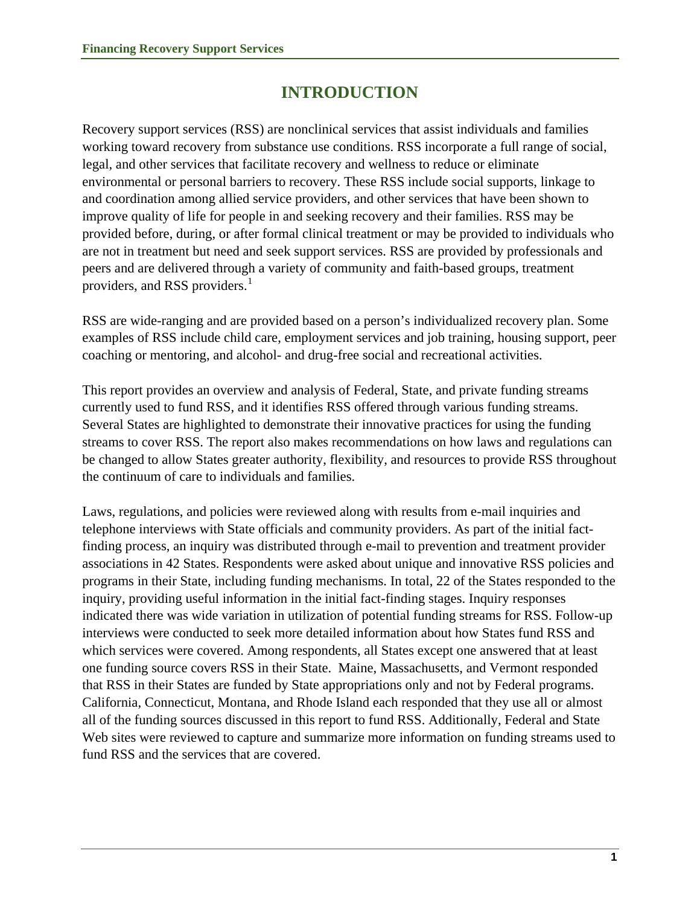# INTRODUCTION

Recovery support services (RSS) are nonclinical services that assist individuals and families working toward recovery from substance use conditions. RSS incorporate a full range of social, legal, and other services that facilitate recovery and wellness to reduce or eliminate environmental or personal barriers to recovery. These RSS include social supports, linkage to and coordination among allied service providers, and other services that have been shown to improve quality of life for people in and seeking recovery and their families. RSS may be provided before, during, or after formal clinical treatment or may be provided to individuals who are not in treatment but need and seek support services. RSS are provided by professionals and peers and are delivered through a variety of community and faith-based groups, treatment providers, and RSS providers.[1]

RSS are wide-ranging and are provided based on a person's individualized recovery plan. Some examples of RSS include child care, employment services and job training, housing support, peer coaching or mentoring, and alcohol- and drug-free social and recreational activities.

This report provides an overview and analysis of Federal, State, and private funding streams currently used to fund RSS, and it identifies RSS offered through various funding streams. Several States are highlighted to demonstrate their innovative practices for using the funding streams to cover RSS. The report also makes recommendations on how laws and regulations can be changed to allow States greater authority, flexibility, and resources to provide RSS throughout the continuum of care to individuals and families.

Laws, regulations, and policies were reviewed along with results from e-mail inquiries and telephone interviews with State officials and community providers. As part of the initial fact-finding process, an inquiry was distributed through e-mail to prevention and treatment provider associations in 42 States. Respondents were asked about unique and innovative RSS policies and programs in their State, including funding mechanisms. In total, 22 of the States responded to the inquiry, providing useful information in the initial fact-finding stages. Inquiry responses indicated there was wide variation in utilization of potential funding streams for RSS. Follow-up interviews were conducted to seek more detailed information about how States fund RSS and which services were covered. Among respondents, all States except one answered that at least one funding source covers RSS in their State. Maine, Massachusetts, and Vermont responded that RSS in their States are funded by State appropriations only and not by Federal programs. California, Connecticut, Montana, and Rhode Island each responded that they use all or almost all of the funding sources discussed in this report to fund RSS. Additionally, Federal and State Web sites were reviewed to capture and summarize more information on funding streams used to fund RSS and the services that are covered.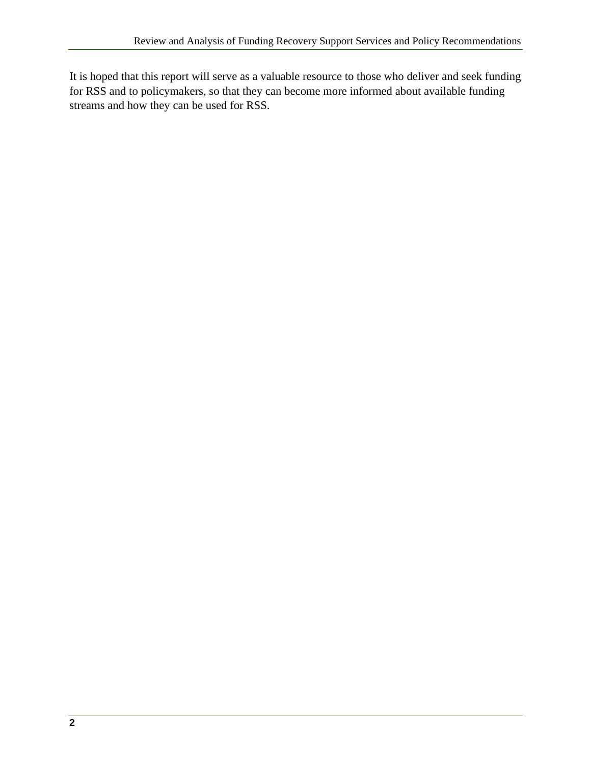It is hoped that this report will serve as a valuable resource to those who deliver and seek funding for RSS and to policymakers, so that they can become more informed about available funding streams and how they can be used for RSS.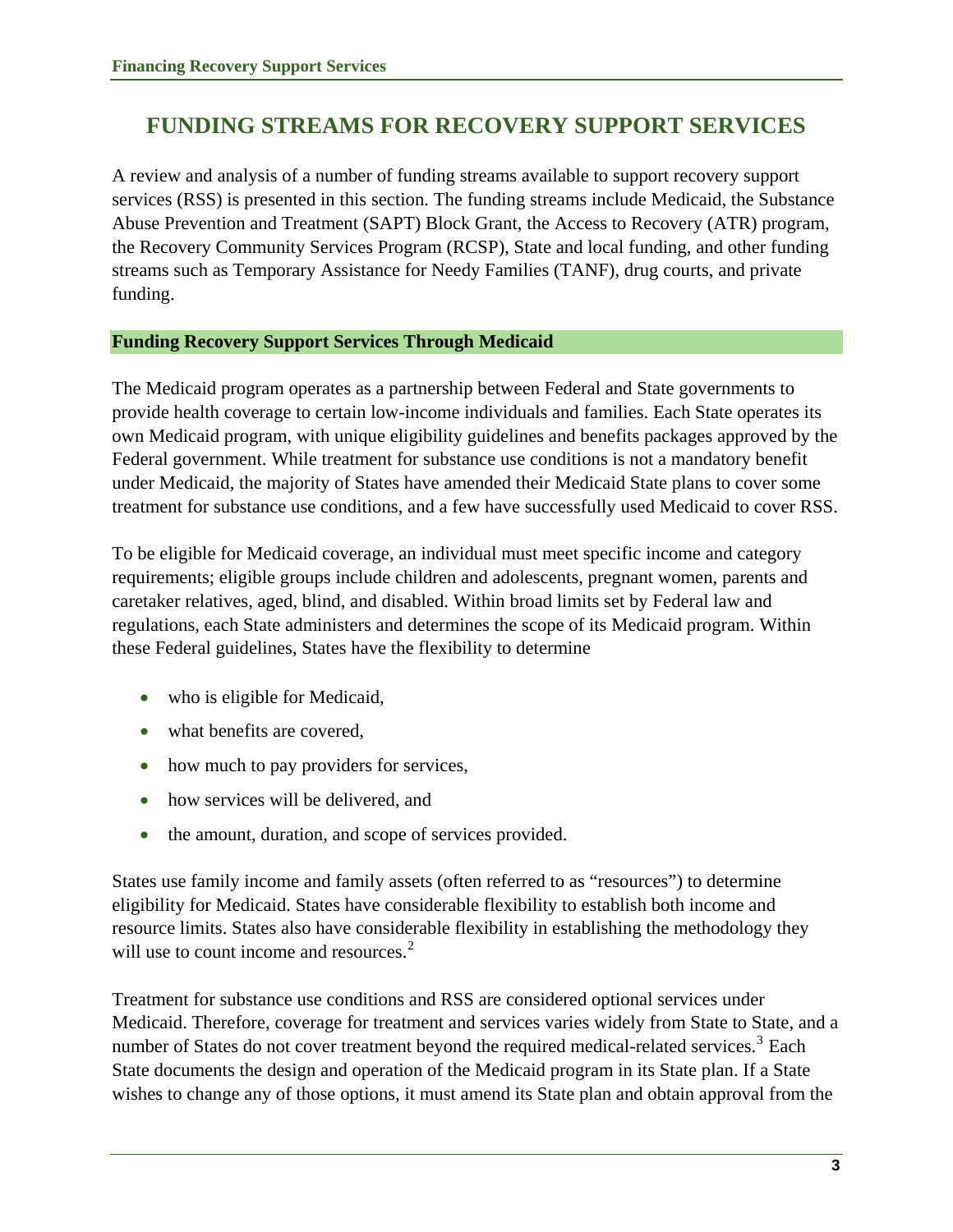# FUNDING STREAMS FOR RECOVERY SUPPORT SERVICES

A review and analysis of a number of funding streams available to support recovery support services (RSS) is presented in this section. The funding streams include Medicaid, the Substance Abuse Prevention and Treatment (SAPT) Block Grant, the Access to Recovery (ATR) program, the Recovery Community Services Program (RCSP), State and local funding, and other funding streams such as Temporary Assistance for Needy Families (TANF), drug courts, and private funding.

## Funding Recovery Support Services Through Medicaid

The Medicaid program operates as a partnership between Federal and State governments to provide health coverage to certain low-income individuals and families. Each State operates its own Medicaid program, with unique eligibility guidelines and benefits packages approved by the Federal government. While treatment for substance use conditions is not a mandatory benefit under Medicaid, the majority of States have amended their Medicaid State plans to cover some treatment for substance use conditions, and a few have successfully used Medicaid to cover RSS.

To be eligible for Medicaid coverage, an individual must meet specific income and category requirements; eligible groups include children and adolescents, pregnant women, parents and caretaker relatives, aged, blind, and disabled. Within broad limits set by Federal law and regulations, each State administers and determines the scope of its Medicaid program. Within these Federal guidelines, States have the flexibility to determine

- who is eligible for Medicaid,
- what benefits are covered,
- how much to pay providers for services,
- how services will be delivered, and
- the amount, duration, and scope of services provided.

States use family income and family assets (often referred to as "resources") to determine eligibility for Medicaid. States have considerable flexibility to establish both income and resource limits. States also have considerable flexibility in establishing the methodology they will use to count income and resources.[2]

Treatment for substance use conditions and RSS are considered optional services under Medicaid. Therefore, coverage for treatment and services varies widely from State to State, and a number of States do not cover treatment beyond the required medical-related services.[3] Each State documents the design and operation of the Medicaid program in its State plan. If a State wishes to change any of those options, it must amend its State plan and obtain approval from the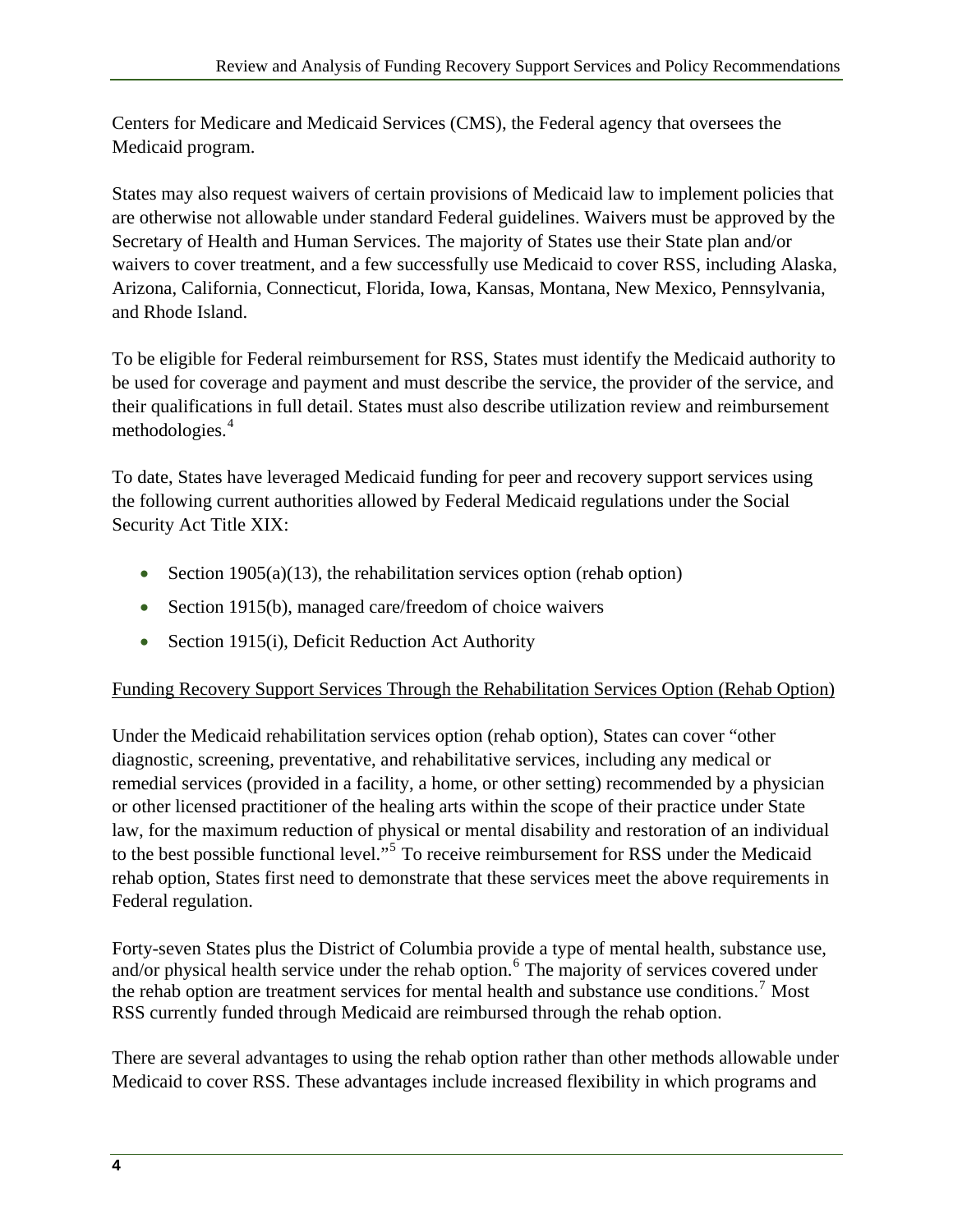Centers for Medicare and Medicaid Services (CMS), the Federal agency that oversees the Medicaid program.

States may also request waivers of certain provisions of Medicaid law to implement policies that are otherwise not allowable under standard Federal guidelines. Waivers must be approved by the Secretary of Health and Human Services. The majority of States use their State plan and/or waivers to cover treatment, and a few successfully use Medicaid to cover RSS, including Alaska, Arizona, California, Connecticut, Florida, Iowa, Kansas, Montana, New Mexico, Pennsylvania, and Rhode Island.

To be eligible for Federal reimbursement for RSS, States must identify the Medicaid authority to be used for coverage and payment and must describe the service, the provider of the service, and their qualifications in full detail. States must also describe utilization review and reimbursement methodologies.[4]

To date, States have leveraged Medicaid funding for peer and recovery support services using the following current authorities allowed by Federal Medicaid regulations under the Social Security Act Title XIX:

- Section 1905(a)(13), the rehabilitation services option (rehab option)
- Section 1915(b), managed care/freedom of choice waivers
- Section 1915(i), Deficit Reduction Act Authority

Funding Recovery Support Services Through the Rehabilitation Services Option (Rehab Option)

Under the Medicaid rehabilitation services option (rehab option), States can cover "other diagnostic, screening, preventative, and rehabilitative services, including any medical or remedial services (provided in a facility, a home, or other setting) recommended by a physician or other licensed practitioner of the healing arts within the scope of their practice under State law, for the maximum reduction of physical or mental disability and restoration of an individual to the best possible functional level."[5] To receive reimbursement for RSS under the Medicaid rehab option, States first need to demonstrate that these services meet the above requirements in Federal regulation.

Forty-seven States plus the District of Columbia provide a type of mental health, substance use, and/or physical health service under the rehab option.[6] The majority of services covered under the rehab option are treatment services for mental health and substance use conditions.[7] Most RSS currently funded through Medicaid are reimbursed through the rehab option.

There are several advantages to using the rehab option rather than other methods allowable under Medicaid to cover RSS. These advantages include increased flexibility in which programs and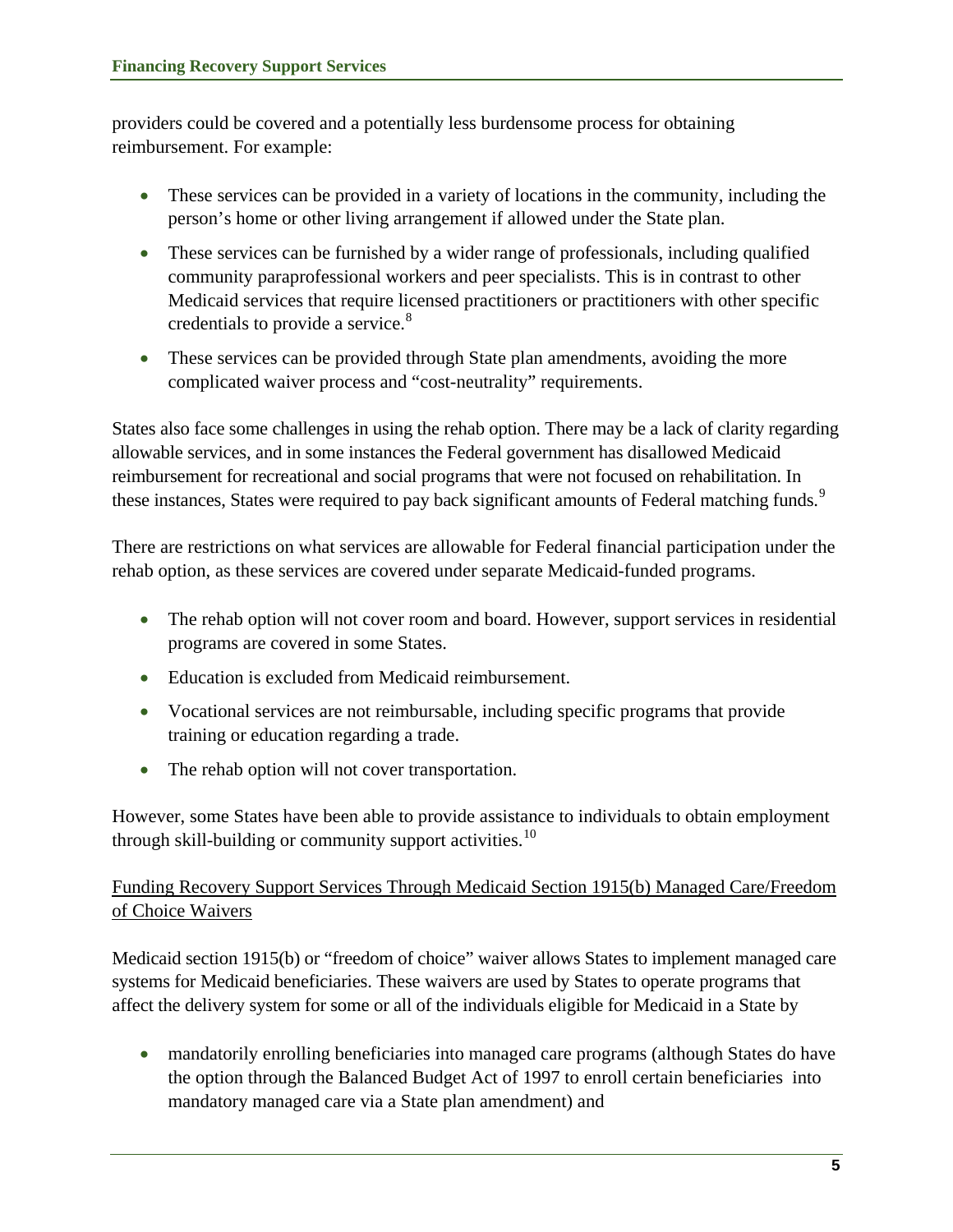providers could be covered and a potentially less burdensome process for obtaining reimbursement. For example:

- These services can be provided in a variety of locations in the community, including the person's home or other living arrangement if allowed under the State plan.
- These services can be furnished by a wider range of professionals, including qualified community paraprofessional workers and peer specialists. This is in contrast to other Medicaid services that require licensed practitioners or practitioners with other specific credentials to provide a service.[8]
- These services can be provided through State plan amendments, avoiding the more complicated waiver process and "cost-neutrality" requirements.

States also face some challenges in using the rehab option. There may be a lack of clarity regarding allowable services, and in some instances the Federal government has disallowed Medicaid reimbursement for recreational and social programs that were not focused on rehabilitation. In these instances, States were required to pay back significant amounts of Federal matching funds.[9]

There are restrictions on what services are allowable for Federal financial participation under the rehab option, as these services are covered under separate Medicaid-funded programs.

- The rehab option will not cover room and board. However, support services in residential programs are covered in some States.
- Education is excluded from Medicaid reimbursement.
- Vocational services are not reimbursable, including specific programs that provide training or education regarding a trade.
- The rehab option will not cover transportation.

However, some States have been able to provide assistance to individuals to obtain employment through skill-building or community support activities.[10]

## Funding Recovery Support Services Through Medicaid Section 1915(b) Managed Care/Freedom of Choice Waivers

Medicaid section 1915(b) or "freedom of choice" waiver allows States to implement managed care systems for Medicaid beneficiaries. These waivers are used by States to operate programs that affect the delivery system for some or all of the individuals eligible for Medicaid in a State by

- mandatorily enrolling beneficiaries into managed care programs (although States do have the option through the Balanced Budget Act of 1997 to enroll certain beneficiaries into mandatory managed care via a State plan amendment) and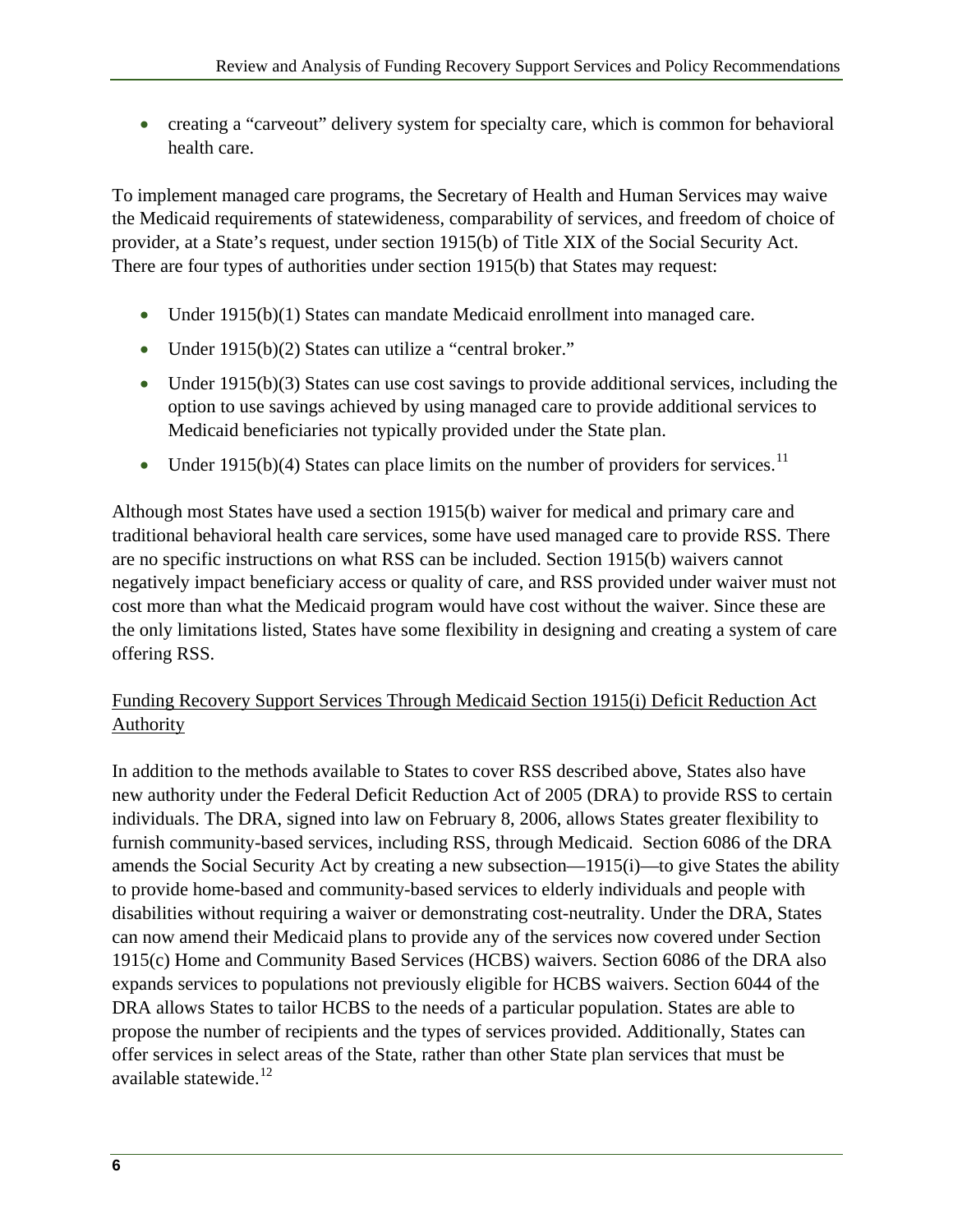- creating a “carveout” delivery system for specialty care, which is common for behavioral health care.

To implement managed care programs, the Secretary of Health and Human Services may waive the Medicaid requirements of statewideness, comparability of services, and freedom of choice of provider, at a State’s request, under section 1915(b) of Title XIX of the Social Security Act. There are four types of authorities under section 1915(b) that States may request:

- Under 1915(b)(1) States can mandate Medicaid enrollment into managed care.
- Under 1915(b)(2) States can utilize a “central broker.”
- Under 1915(b)(3) States can use cost savings to provide additional services, including the option to use savings achieved by using managed care to provide additional services to Medicaid beneficiaries not typically provided under the State plan.
- Under 1915(b)(4) States can place limits on the number of providers for services.[11]

Although most States have used a section 1915(b) waiver for medical and primary care and traditional behavioral health care services, some have used managed care to provide RSS. There are no specific instructions on what RSS can be included. Section 1915(b) waivers cannot negatively impact beneficiary access or quality of care, and RSS provided under waiver must not cost more than what the Medicaid program would have cost without the waiver. Since these are the only limitations listed, States have some flexibility in designing and creating a system of care offering RSS.

Funding Recovery Support Services Through Medicaid Section 1915(i) Deficit Reduction Act Authority

In addition to the methods available to States to cover RSS described above, States also have new authority under the Federal Deficit Reduction Act of 2005 (DRA) to provide RSS to certain individuals. The DRA, signed into law on February 8, 2006, allows States greater flexibility to furnish community-based services, including RSS, through Medicaid. Section 6086 of the DRA amends the Social Security Act by creating a new subsection—1915(i)—to give States the ability to provide home-based and community-based services to elderly individuals and people with disabilities without requiring a waiver or demonstrating cost-neutrality. Under the DRA, States can now amend their Medicaid plans to provide any of the services now covered under Section 1915(c) Home and Community Based Services (HCBS) waivers. Section 6086 of the DRA also expands services to populations not previously eligible for HCBS waivers. Section 6044 of the DRA allows States to tailor HCBS to the needs of a particular population. States are able to propose the number of recipients and the types of services provided. Additionally, States can offer services in select areas of the State, rather than other State plan services that must be available statewide.[12]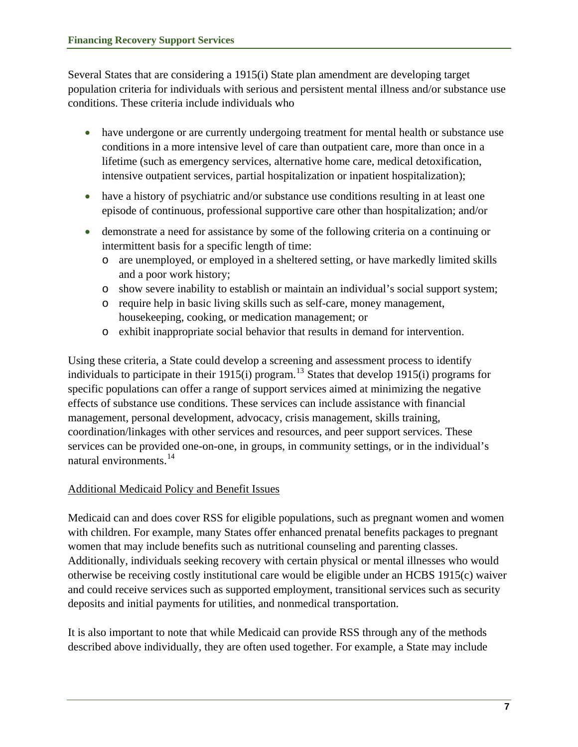Several States that are considering a 1915(i) State plan amendment are developing target population criteria for individuals with serious and persistent mental illness and/or substance use conditions. These criteria include individuals who

- have undergone or are currently undergoing treatment for mental health or substance use conditions in a more intensive level of care than outpatient care, more than once in a lifetime (such as emergency services, alternative home care, medical detoxification, intensive outpatient services, partial hospitalization or inpatient hospitalization);
- have a history of psychiatric and/or substance use conditions resulting in at least one episode of continuous, professional supportive care other than hospitalization; and/or
- demonstrate a need for assistance by some of the following criteria on a continuing or intermittent basis for a specific length of time:
  - are unemployed, or employed in a sheltered setting, or have markedly limited skills and a poor work history;
  - show severe inability to establish or maintain an individual's social support system;
  - require help in basic living skills such as self-care, money management, housekeeping, cooking, or medication management; or
  - exhibit inappropriate social behavior that results in demand for intervention.

Using these criteria, a State could develop a screening and assessment process to identify individuals to participate in their 1915(i) program.[13] States that develop 1915(i) programs for specific populations can offer a range of support services aimed at minimizing the negative effects of substance use conditions. These services can include assistance with financial management, personal development, advocacy, crisis management, skills training, coordination/linkages with other services and resources, and peer support services. These services can be provided one-on-one, in groups, in community settings, or in the individual's natural environments.[14]

<u>Additional Medicaid Policy and Benefit Issues</u>

Medicaid can and does cover RSS for eligible populations, such as pregnant women and women with children. For example, many States offer enhanced prenatal benefits packages to pregnant women that may include benefits such as nutritional counseling and parenting classes. Additionally, individuals seeking recovery with certain physical or mental illnesses who would otherwise be receiving costly institutional care would be eligible under an HCBS 1915(c) waiver and could receive services such as supported employment, transitional services such as security deposits and initial payments for utilities, and nonmedical transportation.

It is also important to note that while Medicaid can provide RSS through any of the methods described above individually, they are often used together. For example, a State may include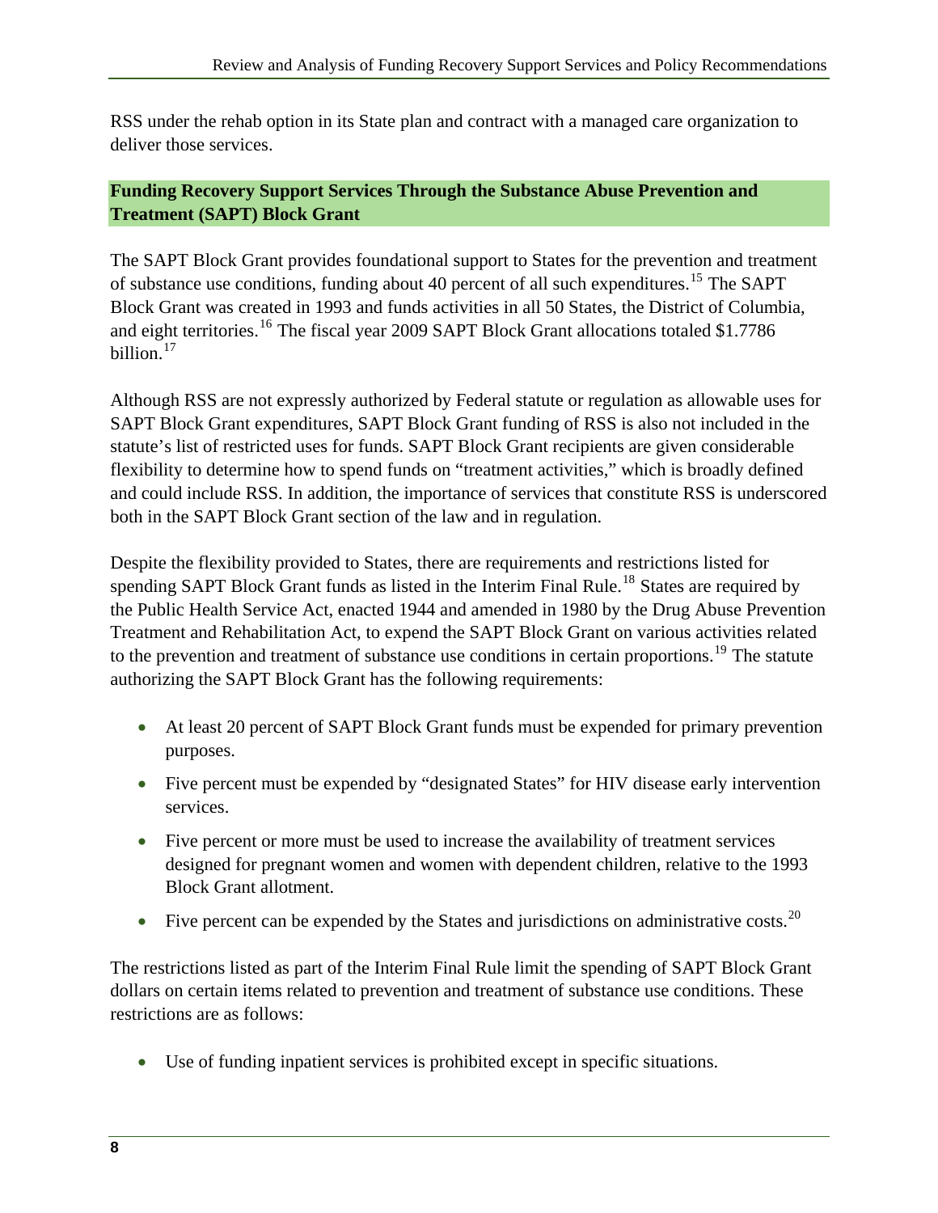RSS under the rehab option in its State plan and contract with a managed care organization to deliver those services.

## Funding Recovery Support Services Through the Substance Abuse Prevention and Treatment (SAPT) Block Grant

The SAPT Block Grant provides foundational support to States for the prevention and treatment of substance use conditions, funding about 40 percent of all such expenditures.[15] The SAPT Block Grant was created in 1993 and funds activities in all 50 States, the District of Columbia, and eight territories.[16] The fiscal year 2009 SAPT Block Grant allocations totaled $1.7786 billion.[17]

Although RSS are not expressly authorized by Federal statute or regulation as allowable uses for SAPT Block Grant expenditures, SAPT Block Grant funding of RSS is also not included in the statute's list of restricted uses for funds. SAPT Block Grant recipients are given considerable flexibility to determine how to spend funds on "treatment activities," which is broadly defined and could include RSS. In addition, the importance of services that constitute RSS is underscored both in the SAPT Block Grant section of the law and in regulation.

Despite the flexibility provided to States, there are requirements and restrictions listed for spending SAPT Block Grant funds as listed in the Interim Final Rule.[18] States are required by the Public Health Service Act, enacted 1944 and amended in 1980 by the Drug Abuse Prevention Treatment and Rehabilitation Act, to expend the SAPT Block Grant on various activities related to the prevention and treatment of substance use conditions in certain proportions.[19] The statute authorizing the SAPT Block Grant has the following requirements:

- At least 20 percent of SAPT Block Grant funds must be expended for primary prevention purposes.
- Five percent must be expended by "designated States" for HIV disease early intervention services.
- Five percent or more must be used to increase the availability of treatment services designed for pregnant women and women with dependent children, relative to the 1993 Block Grant allotment.
- Five percent can be expended by the States and jurisdictions on administrative costs.[20]

The restrictions listed as part of the Interim Final Rule limit the spending of SAPT Block Grant dollars on certain items related to prevention and treatment of substance use conditions. These restrictions are as follows:

- Use of funding inpatient services is prohibited except in specific situations.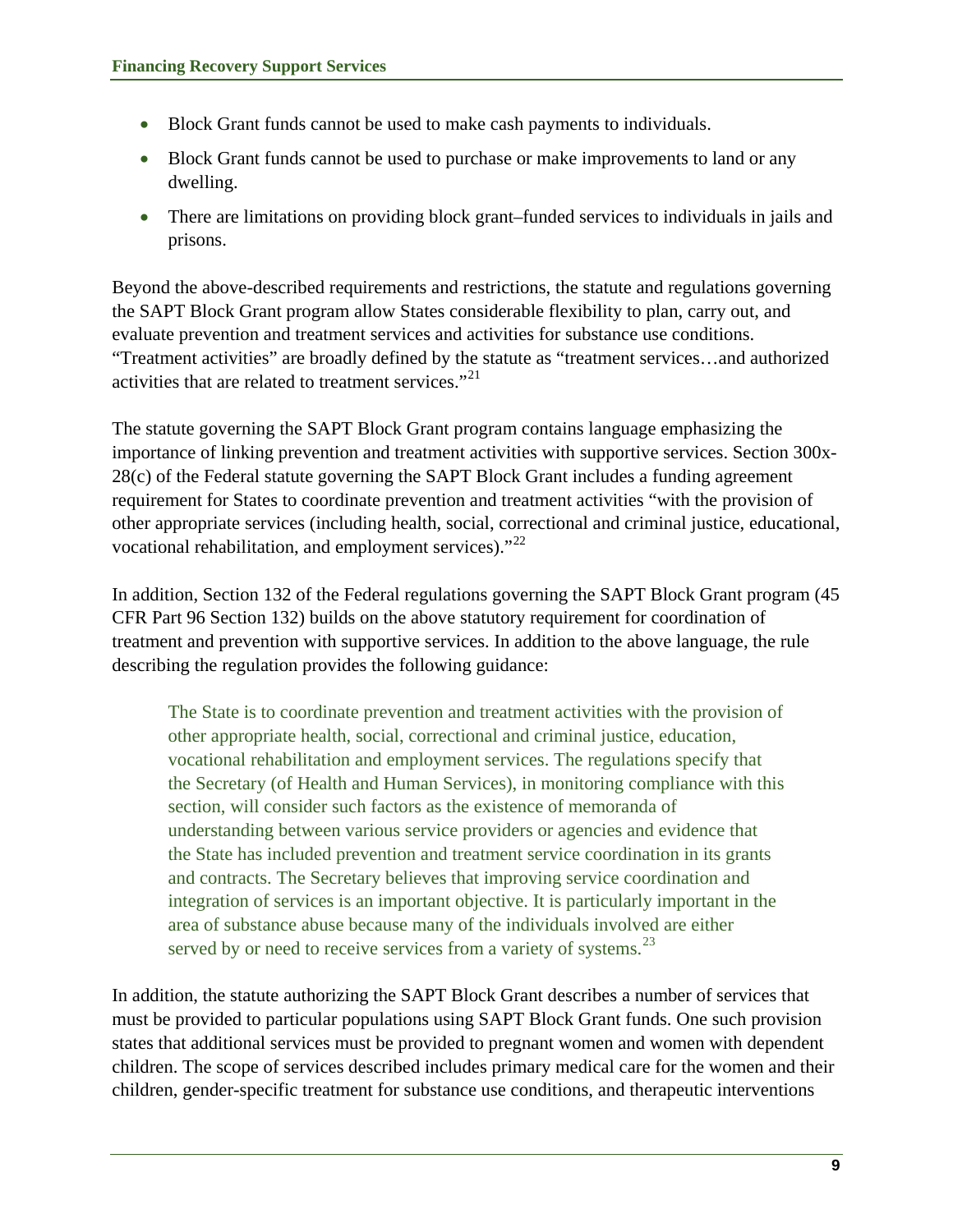- Block Grant funds cannot be used to make cash payments to individuals.
- Block Grant funds cannot be used to purchase or make improvements to land or any dwelling.
- There are limitations on providing block grant–funded services to individuals in jails and prisons.

Beyond the above-described requirements and restrictions, the statute and regulations governing the SAPT Block Grant program allow States considerable flexibility to plan, carry out, and evaluate prevention and treatment services and activities for substance use conditions. "Treatment activities" are broadly defined by the statute as "treatment services…and authorized activities that are related to treatment services."[21]

The statute governing the SAPT Block Grant program contains language emphasizing the importance of linking prevention and treatment activities with supportive services. Section 300x-28(c) of the Federal statute governing the SAPT Block Grant includes a funding agreement requirement for States to coordinate prevention and treatment activities "with the provision of other appropriate services (including health, social, correctional and criminal justice, educational, vocational rehabilitation, and employment services)."[22]

In addition, Section 132 of the Federal regulations governing the SAPT Block Grant program (45 CFR Part 96 Section 132) builds on the above statutory requirement for coordination of treatment and prevention with supportive services. In addition to the above language, the rule describing the regulation provides the following guidance:

> The State is to coordinate prevention and treatment activities with the provision of other appropriate health, social, correctional and criminal justice, education, vocational rehabilitation and employment services. The regulations specify that the Secretary (of Health and Human Services), in monitoring compliance with this section, will consider such factors as the existence of memoranda of understanding between various service providers or agencies and evidence that the State has included prevention and treatment service coordination in its grants and contracts. The Secretary believes that improving service coordination and integration of services is an important objective. It is particularly important in the area of substance abuse because many of the individuals involved are either served by or need to receive services from a variety of systems.[23]

In addition, the statute authorizing the SAPT Block Grant describes a number of services that must be provided to particular populations using SAPT Block Grant funds. One such provision states that additional services must be provided to pregnant women and women with dependent children. The scope of services described includes primary medical care for the women and their children, gender-specific treatment for substance use conditions, and therapeutic interventions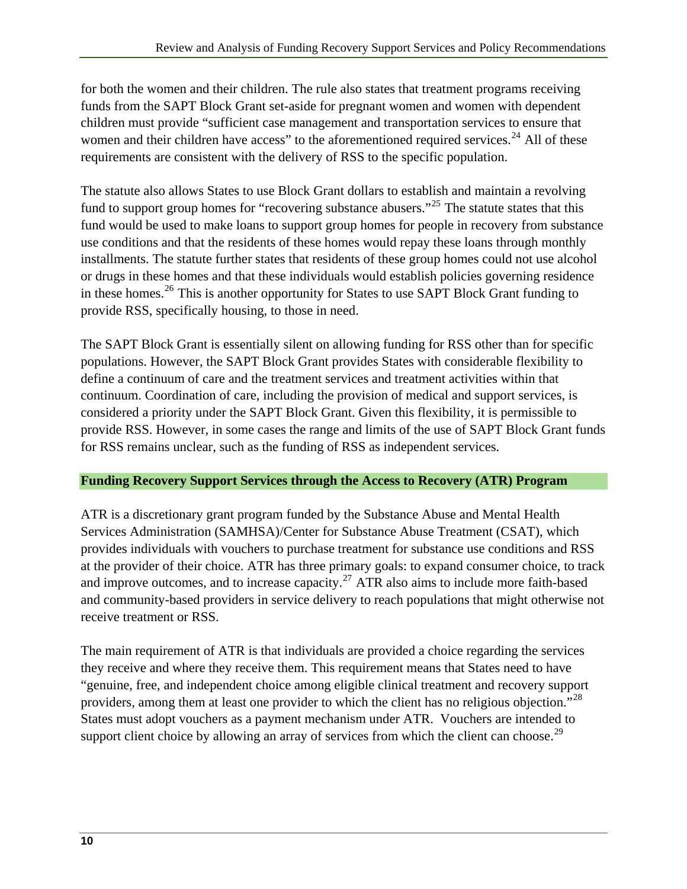for both the women and their children. The rule also states that treatment programs receiving funds from the SAPT Block Grant set-aside for pregnant women and women with dependent children must provide "sufficient case management and transportation services to ensure that women and their children have access" to the aforementioned required services.[24] All of these requirements are consistent with the delivery of RSS to the specific population.

The statute also allows States to use Block Grant dollars to establish and maintain a revolving fund to support group homes for "recovering substance abusers."[25] The statute states that this fund would be used to make loans to support group homes for people in recovery from substance use conditions and that the residents of these homes would repay these loans through monthly installments. The statute further states that residents of these group homes could not use alcohol or drugs in these homes and that these individuals would establish policies governing residence in these homes.[26] This is another opportunity for States to use SAPT Block Grant funding to provide RSS, specifically housing, to those in need.

The SAPT Block Grant is essentially silent on allowing funding for RSS other than for specific populations. However, the SAPT Block Grant provides States with considerable flexibility to define a continuum of care and the treatment services and treatment activities within that continuum. Coordination of care, including the provision of medical and support services, is considered a priority under the SAPT Block Grant. Given this flexibility, it is permissible to provide RSS. However, in some cases the range and limits of the use of SAPT Block Grant funds for RSS remains unclear, such as the funding of RSS as independent services.

## Funding Recovery Support Services through the Access to Recovery (ATR) Program

ATR is a discretionary grant program funded by the Substance Abuse and Mental Health Services Administration (SAMHSA)/Center for Substance Abuse Treatment (CSAT), which provides individuals with vouchers to purchase treatment for substance use conditions and RSS at the provider of their choice. ATR has three primary goals: to expand consumer choice, to track and improve outcomes, and to increase capacity.[27] ATR also aims to include more faith-based and community-based providers in service delivery to reach populations that might otherwise not receive treatment or RSS.

The main requirement of ATR is that individuals are provided a choice regarding the services they receive and where they receive them. This requirement means that States need to have "genuine, free, and independent choice among eligible clinical treatment and recovery support providers, among them at least one provider to which the client has no religious objection."[28] States must adopt vouchers as a payment mechanism under ATR. Vouchers are intended to support client choice by allowing an array of services from which the client can choose.[29]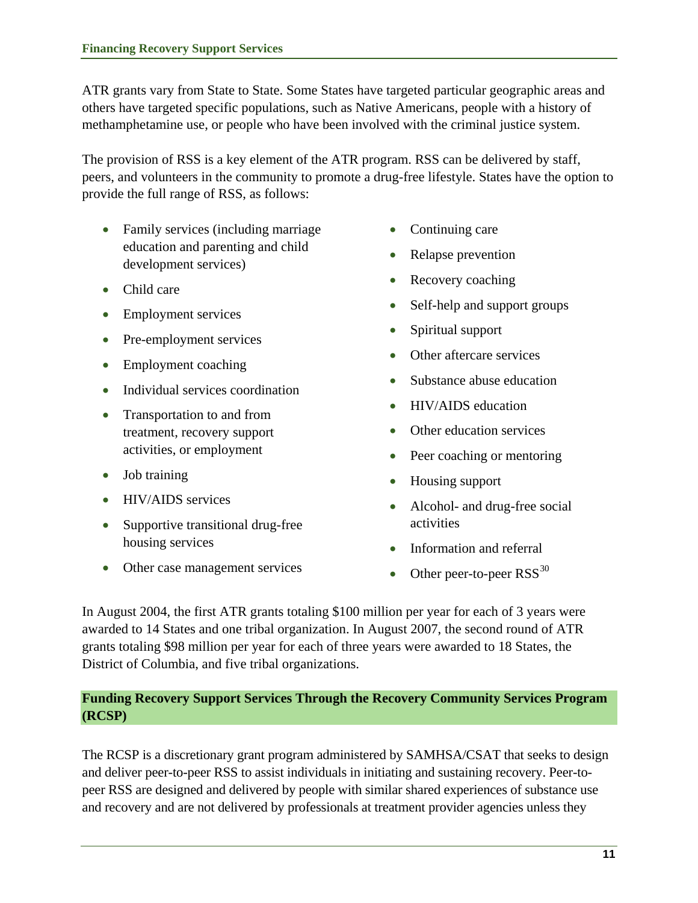ATR grants vary from State to State. Some States have targeted particular geographic areas and others have targeted specific populations, such as Native Americans, people with a history of methamphetamine use, or people who have been involved with the criminal justice system.

The provision of RSS is a key element of the ATR program. RSS can be delivered by staff, peers, and volunteers in the community to promote a drug-free lifestyle. States have the option to provide the full range of RSS, as follows:

- Family services (including marriage education and parenting and child development services)
- Child care
- Employment services
- Pre-employment services
- Employment coaching
- Individual services coordination
- Transportation to and from treatment, recovery support activities, or employment
- Job training
- HIV/AIDS services
- Supportive transitional drug-free housing services
- Other case management services
- Continuing care
- Relapse prevention
- Recovery coaching
- Self-help and support groups
- Spiritual support
- Other aftercare services
- Substance abuse education
- HIV/AIDS education
- Other education services
- Peer coaching or mentoring
- Housing support
- Alcohol- and drug-free social activities
- Information and referral
- Other peer-to-peer RSS[30]

In August 2004, the first ATR grants totaling $100 million per year for each of 3 years were awarded to 14 States and one tribal organization. In August 2007, the second round of ATR grants totaling $98 million per year for each of three years were awarded to 18 States, the District of Columbia, and five tribal organizations.

## Funding Recovery Support Services Through the Recovery Community Services Program (RCSP)

The RCSP is a discretionary grant program administered by SAMHSA/CSAT that seeks to design and deliver peer-to-peer RSS to assist individuals in initiating and sustaining recovery. Peer-to-peer RSS are designed and delivered by people with similar shared experiences of substance use and recovery and are not delivered by professionals at treatment provider agencies unless they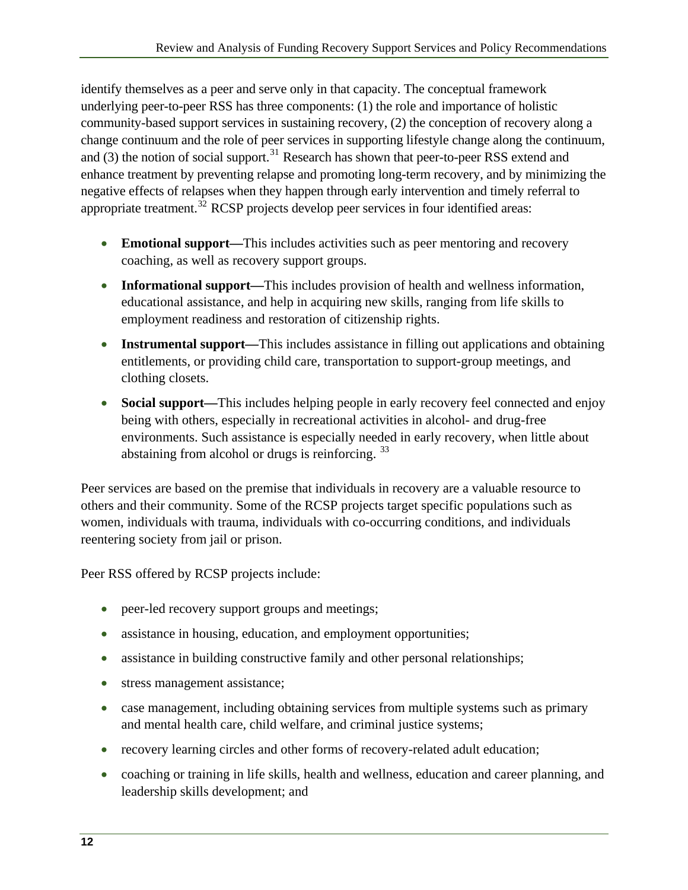identify themselves as a peer and serve only in that capacity. The conceptual framework underlying peer-to-peer RSS has three components: (1) the role and importance of holistic community-based support services in sustaining recovery, (2) the conception of recovery along a change continuum and the role of peer services in supporting lifestyle change along the continuum, and (3) the notion of social support.[31] Research has shown that peer-to-peer RSS extend and enhance treatment by preventing relapse and promoting long-term recovery, and by minimizing the negative effects of relapses when they happen through early intervention and timely referral to appropriate treatment.[32] RCSP projects develop peer services in four identified areas:

- **Emotional support—**This includes activities such as peer mentoring and recovery coaching, as well as recovery support groups.
- **Informational support—**This includes provision of health and wellness information, educational assistance, and help in acquiring new skills, ranging from life skills to employment readiness and restoration of citizenship rights.
- **Instrumental support—**This includes assistance in filling out applications and obtaining entitlements, or providing child care, transportation to support-group meetings, and clothing closets.
- **Social support—**This includes helping people in early recovery feel connected and enjoy being with others, especially in recreational activities in alcohol- and drug-free environments. Such assistance is especially needed in early recovery, when little about abstaining from alcohol or drugs is reinforcing. [33]

Peer services are based on the premise that individuals in recovery are a valuable resource to others and their community. Some of the RCSP projects target specific populations such as women, individuals with trauma, individuals with co-occurring conditions, and individuals reentering society from jail or prison.

Peer RSS offered by RCSP projects include:

- peer-led recovery support groups and meetings;
- assistance in housing, education, and employment opportunities;
- assistance in building constructive family and other personal relationships;
- stress management assistance;
- case management, including obtaining services from multiple systems such as primary and mental health care, child welfare, and criminal justice systems;
- recovery learning circles and other forms of recovery-related adult education;
- coaching or training in life skills, health and wellness, education and career planning, and leadership skills development; and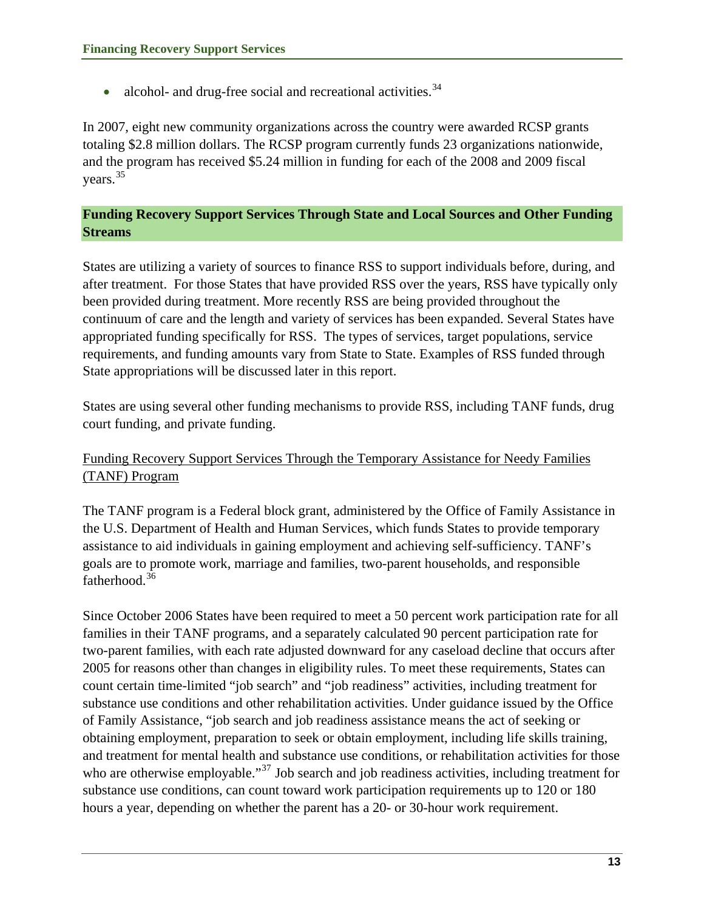- alcohol- and drug-free social and recreational activities.[34]

In 2007, eight new community organizations across the country were awarded RCSP grants totaling $2.8 million dollars. The RCSP program currently funds 23 organizations nationwide, and the program has received $5.24 million in funding for each of the 2008 and 2009 fiscal years.[35]

## Funding Recovery Support Services Through State and Local Sources and Other Funding Streams

States are utilizing a variety of sources to finance RSS to support individuals before, during, and after treatment. For those States that have provided RSS over the years, RSS have typically only been provided during treatment. More recently RSS are being provided throughout the continuum of care and the length and variety of services has been expanded. Several States have appropriated funding specifically for RSS. The types of services, target populations, service requirements, and funding amounts vary from State to State. Examples of RSS funded through State appropriations will be discussed later in this report.

States are using several other funding mechanisms to provide RSS, including TANF funds, drug court funding, and private funding.

### Funding Recovery Support Services Through the Temporary Assistance for Needy Families (TANF) Program

The TANF program is a Federal block grant, administered by the Office of Family Assistance in the U.S. Department of Health and Human Services, which funds States to provide temporary assistance to aid individuals in gaining employment and achieving self-sufficiency. TANF's goals are to promote work, marriage and families, two-parent households, and responsible fatherhood.[36]

Since October 2006 States have been required to meet a 50 percent work participation rate for all families in their TANF programs, and a separately calculated 90 percent participation rate for two-parent families, with each rate adjusted downward for any caseload decline that occurs after 2005 for reasons other than changes in eligibility rules. To meet these requirements, States can count certain time-limited "job search" and "job readiness" activities, including treatment for substance use conditions and other rehabilitation activities. Under guidance issued by the Office of Family Assistance, "job search and job readiness assistance means the act of seeking or obtaining employment, preparation to seek or obtain employment, including life skills training, and treatment for mental health and substance use conditions, or rehabilitation activities for those who are otherwise employable."[37] Job search and job readiness activities, including treatment for substance use conditions, can count toward work participation requirements up to 120 or 180 hours a year, depending on whether the parent has a 20- or 30-hour work requirement.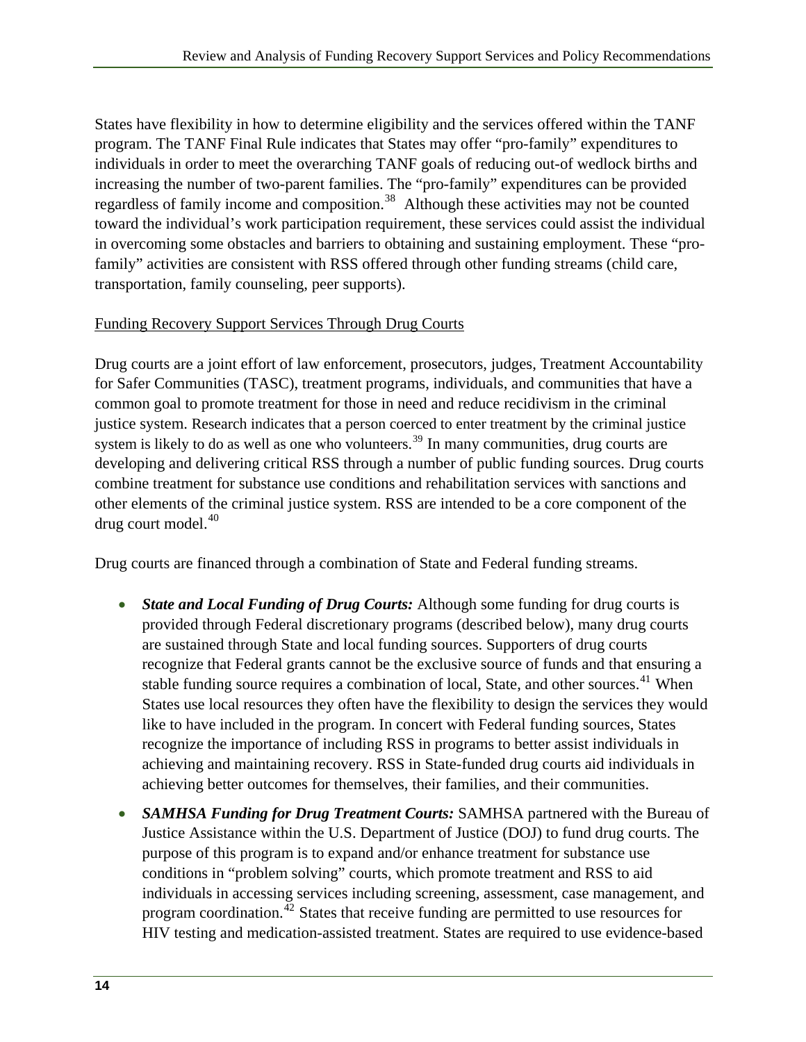States have flexibility in how to determine eligibility and the services offered within the TANF program. The TANF Final Rule indicates that States may offer "pro-family" expenditures to individuals in order to meet the overarching TANF goals of reducing out-of wedlock births and increasing the number of two-parent families. The "pro-family" expenditures can be provided regardless of family income and composition.[38] Although these activities may not be counted toward the individual's work participation requirement, these services could assist the individual in overcoming some obstacles and barriers to obtaining and sustaining employment. These "pro-family" activities are consistent with RSS offered through other funding streams (child care, transportation, family counseling, peer supports).

<u>Funding Recovery Support Services Through Drug Courts</u>

Drug courts are a joint effort of law enforcement, prosecutors, judges, Treatment Accountability for Safer Communities (TASC), treatment programs, individuals, and communities that have a common goal to promote treatment for those in need and reduce recidivism in the criminal justice system. Research indicates that a person coerced to enter treatment by the criminal justice system is likely to do as well as one who volunteers.[39] In many communities, drug courts are developing and delivering critical RSS through a number of public funding sources. Drug courts combine treatment for substance use conditions and rehabilitation services with sanctions and other elements of the criminal justice system. RSS are intended to be a core component of the drug court model.[40]

Drug courts are financed through a combination of State and Federal funding streams.

- ***State and Local Funding of Drug Courts:*** Although some funding for drug courts is provided through Federal discretionary programs (described below), many drug courts are sustained through State and local funding sources. Supporters of drug courts recognize that Federal grants cannot be the exclusive source of funds and that ensuring a stable funding source requires a combination of local, State, and other sources.[41] When States use local resources they often have the flexibility to design the services they would like to have included in the program. In concert with Federal funding sources, States recognize the importance of including RSS in programs to better assist individuals in achieving and maintaining recovery. RSS in State-funded drug courts aid individuals in achieving better outcomes for themselves, their families, and their communities.
- ***SAMHSA Funding for Drug Treatment Courts:*** SAMHSA partnered with the Bureau of Justice Assistance within the U.S. Department of Justice (DOJ) to fund drug courts. The purpose of this program is to expand and/or enhance treatment for substance use conditions in "problem solving" courts, which promote treatment and RSS to aid individuals in accessing services including screening, assessment, case management, and program coordination.[42] States that receive funding are permitted to use resources for HIV testing and medication-assisted treatment. States are required to use evidence-based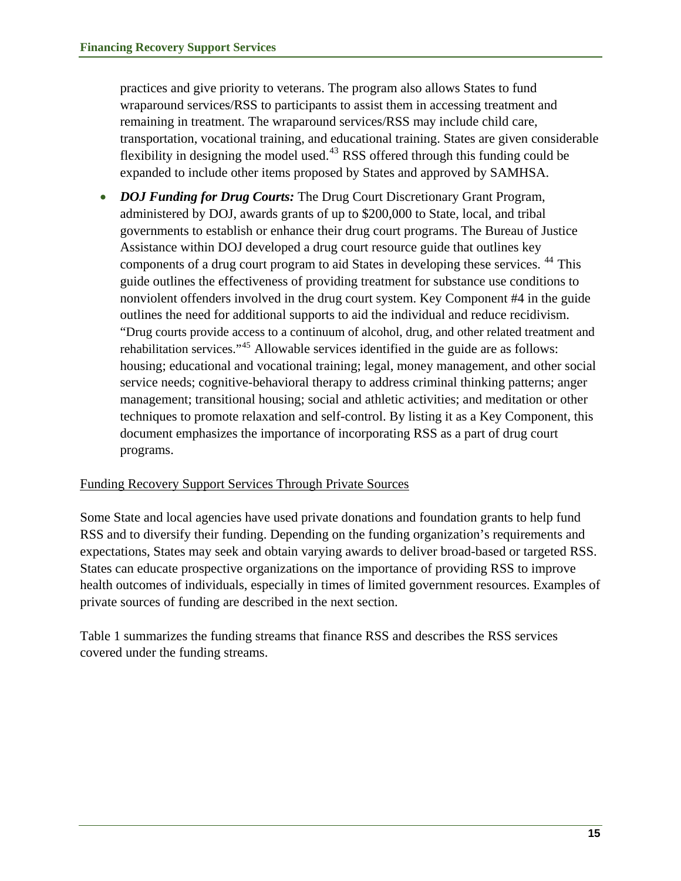practices and give priority to veterans. The program also allows States to fund wraparound services/RSS to participants to assist them in accessing treatment and remaining in treatment. The wraparound services/RSS may include child care, transportation, vocational training, and educational training. States are given considerable flexibility in designing the model used.[43] RSS offered through this funding could be expanded to include other items proposed by States and approved by SAMHSA.

- ***DOJ Funding for Drug Courts:*** The Drug Court Discretionary Grant Program, administered by DOJ, awards grants of up to $200,000 to State, local, and tribal governments to establish or enhance their drug court programs. The Bureau of Justice Assistance within DOJ developed a drug court resource guide that outlines key components of a drug court program to aid States in developing these services. [44] This guide outlines the effectiveness of providing treatment for substance use conditions to nonviolent offenders involved in the drug court system. Key Component #4 in the guide outlines the need for additional supports to aid the individual and reduce recidivism. "Drug courts provide access to a continuum of alcohol, drug, and other related treatment and rehabilitation services."[45] Allowable services identified in the guide are as follows: housing; educational and vocational training; legal, money management, and other social service needs; cognitive-behavioral therapy to address criminal thinking patterns; anger management; transitional housing; social and athletic activities; and meditation or other techniques to promote relaxation and self-control. By listing it as a Key Component, this document emphasizes the importance of incorporating RSS as a part of drug court programs.

<u>Funding Recovery Support Services Through Private Sources</u>

Some State and local agencies have used private donations and foundation grants to help fund RSS and to diversify their funding. Depending on the funding organization's requirements and expectations, States may seek and obtain varying awards to deliver broad-based or targeted RSS. States can educate prospective organizations on the importance of providing RSS to improve health outcomes of individuals, especially in times of limited government resources. Examples of private sources of funding are described in the next section.

Table 1 summarizes the funding streams that finance RSS and describes the RSS services covered under the funding streams.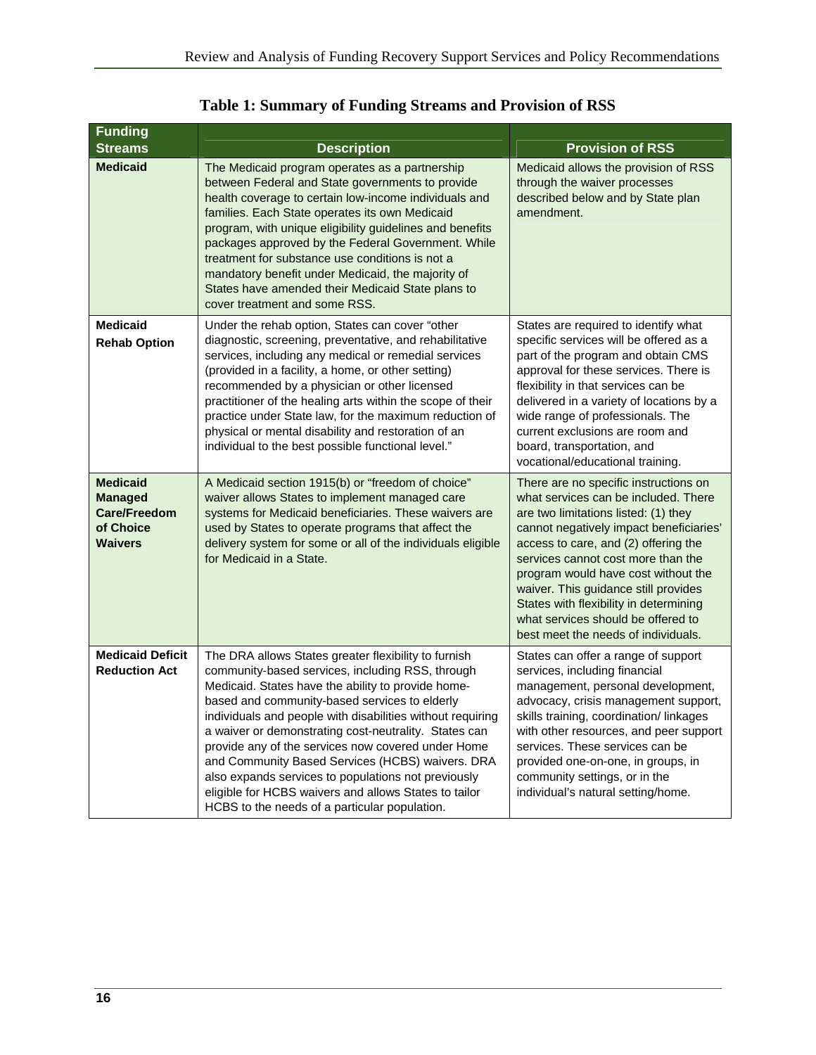**Table 1: Summary of Funding Streams and Provision of RSS**

| Funding Streams | Description | Provision of RSS |
|---|---|---|
| **Medicaid** | The Medicaid program operates as a partnership between Federal and State governments to provide health coverage to certain low-income individuals and families. Each State operates its own Medicaid program, with unique eligibility guidelines and benefits packages approved by the Federal Government. While treatment for substance use conditions is not a mandatory benefit under Medicaid, the majority of States have amended their Medicaid State plans to cover treatment and some RSS. | Medicaid allows the provision of RSS through the waiver processes described below and by State plan amendment. |
| **Medicaid Rehab Option** | Under the rehab option, States can cover "other diagnostic, screening, preventative, and rehabilitative services, including any medical or remedial services (provided in a facility, a home, or other setting) recommended by a physician or other licensed practitioner of the healing arts within the scope of their practice under State law, for the maximum reduction of physical or mental disability and restoration of an individual to the best possible functional level." | States are required to identify what specific services will be offered as a part of the program and obtain CMS approval for these services. There is flexibility in that services can be delivered in a variety of locations by a wide range of professionals. The current exclusions are room and board, transportation, and vocational/educational training. |
| **Medicaid Managed Care/Freedom of Choice Waivers** | A Medicaid section 1915(b) or "freedom of choice" waiver allows States to implement managed care systems for Medicaid beneficiaries. These waivers are used by States to operate programs that affect the delivery system for some or all of the individuals eligible for Medicaid in a State. | There are no specific instructions on what services can be included. There are two limitations listed: (1) they cannot negatively impact beneficiaries' access to care, and (2) offering the services cannot cost more than the program would have cost without the waiver. This guidance still provides States with flexibility in determining what services should be offered to best meet the needs of individuals. |
| **Medicaid Deficit Reduction Act** | The DRA allows States greater flexibility to furnish community-based services, including RSS, through Medicaid. States have the ability to provide home-based and community-based services to elderly individuals and people with disabilities without requiring a waiver or demonstrating cost-neutrality. States can provide any of the services now covered under Home and Community Based Services (HCBS) waivers. DRA also expands services to populations not previously eligible for HCBS waivers and allows States to tailor HCBS to the needs of a particular population. | States can offer a range of support services, including financial management, personal development, advocacy, crisis management support, skills training, coordination/ linkages with other resources, and peer support services. These services can be provided one-on-one, in groups, in community settings, or in the individual's natural setting/home. |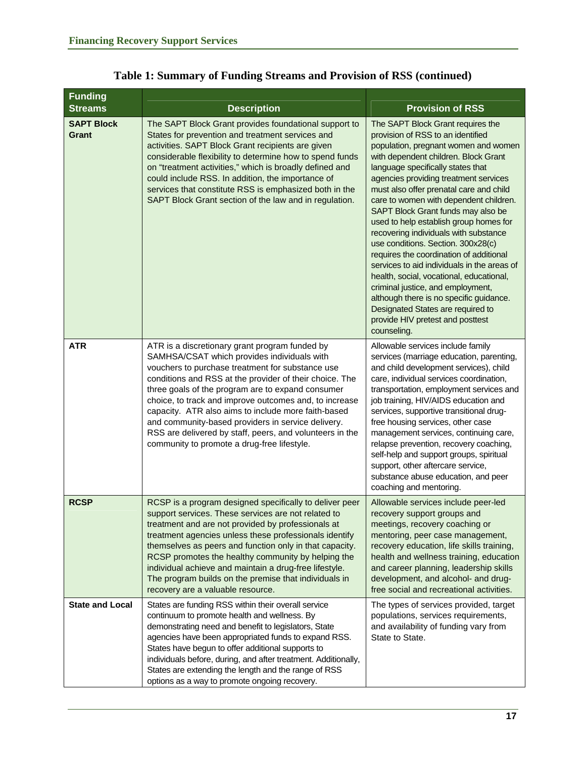### Table 1: Summary of Funding Streams and Provision of RSS (continued)

| Funding Streams | Description | Provision of RSS |
|---|---|---|
| **SAPT Block Grant** | The SAPT Block Grant provides foundational support to States for prevention and treatment services and activities. SAPT Block Grant recipients are given considerable flexibility to determine how to spend funds on "treatment activities," which is broadly defined and could include RSS. In addition, the importance of services that constitute RSS is emphasized both in the SAPT Block Grant section of the law and in regulation. | The SAPT Block Grant requires the provision of RSS to an identified population, pregnant women and women with dependent children. Block Grant language specifically states that agencies providing treatment services must also offer prenatal care and child care to women with dependent children. SAPT Block Grant funds may also be used to help establish group homes for recovering individuals with substance use conditions. Section. 300x28(c) requires the coordination of additional services to aid individuals in the areas of health, social, vocational, educational, criminal justice, and employment, although there is no specific guidance. Designated States are required to provide HIV pretest and posttest counseling. |
| **ATR** | ATR is a discretionary grant program funded by SAMHSA/CSAT which provides individuals with vouchers to purchase treatment for substance use conditions and RSS at the provider of their choice. The three goals of the program are to expand consumer choice, to track and improve outcomes and, to increase capacity. ATR also aims to include more faith-based and community-based providers in service delivery. RSS are delivered by staff, peers, and volunteers in the community to promote a drug-free lifestyle. | Allowable services include family services (marriage education, parenting, and child development services), child care, individual services coordination, transportation, employment services and job training, HIV/AIDS education and services, supportive transitional drug-free housing services, other case management services, continuing care, relapse prevention, recovery coaching, self-help and support groups, spiritual support, other aftercare service, substance abuse education, and peer coaching and mentoring. |
| **RCSP** | RCSP is a program designed specifically to deliver peer support services. These services are not related to treatment and are not provided by professionals at treatment agencies unless these professionals identify themselves as peers and function only in that capacity. RCSP promotes the healthy community by helping the individual achieve and maintain a drug-free lifestyle. The program builds on the premise that individuals in recovery are a valuable resource. | Allowable services include peer-led recovery support groups and meetings, recovery coaching or mentoring, peer case management, recovery education, life skills training, health and wellness training, education and career planning, leadership skills development, and alcohol- and drug-free social and recreational activities. |
| **State and Local** | States are funding RSS within their overall service continuum to promote health and wellness. By demonstrating need and benefit to legislators, State agencies have been appropriated funds to expand RSS. States have begun to offer additional supports to individuals before, during, and after treatment. Additionally, States are extending the length and the range of RSS options as a way to promote ongoing recovery. | The types of services provided, target populations, services requirements, and availability of funding vary from State to State. |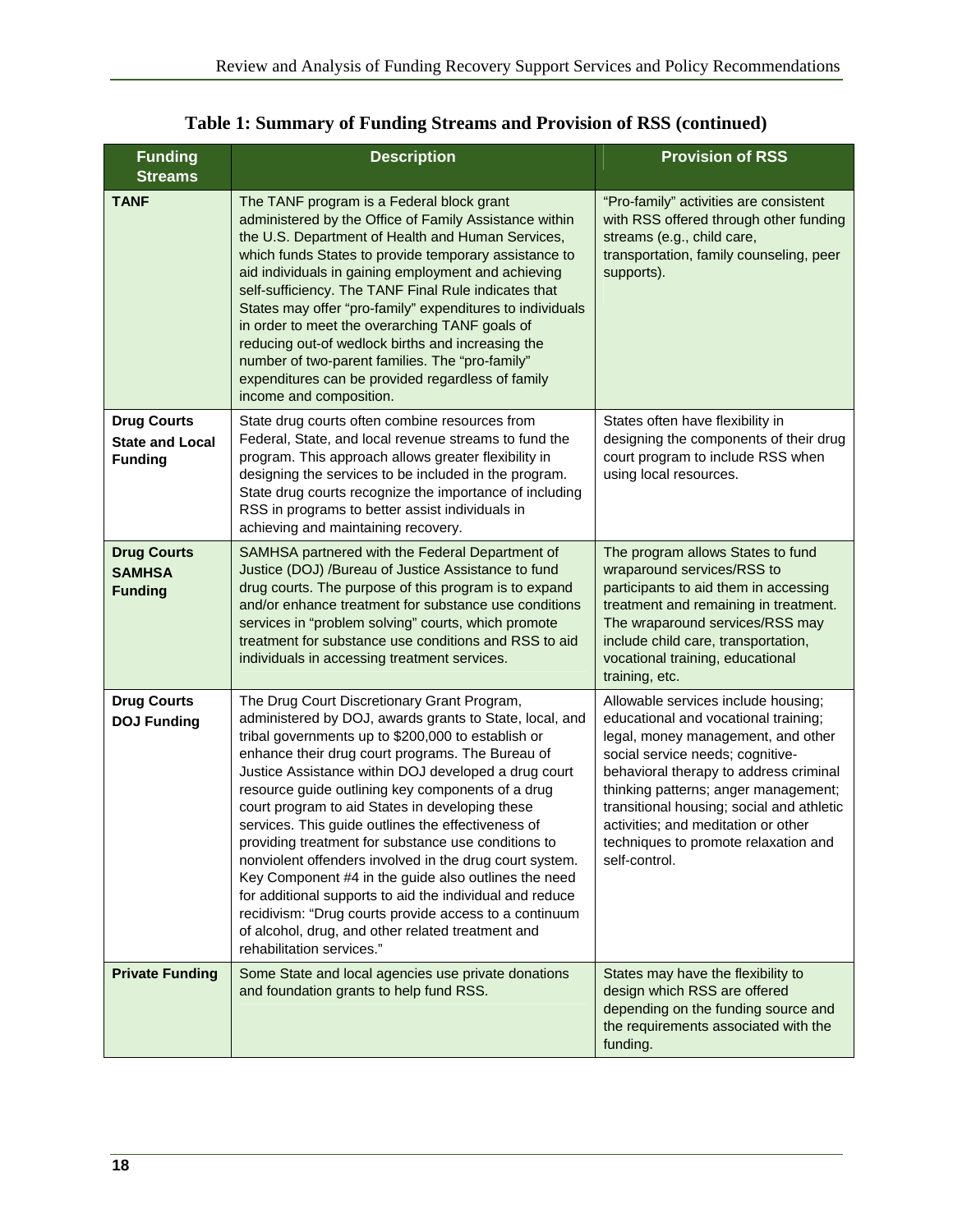**Table 1: Summary of Funding Streams and Provision of RSS (continued)**

| Funding Streams | Description | Provision of RSS |
|---|---|---|
| **TANF** | The TANF program is a Federal block grant administered by the Office of Family Assistance within the U.S. Department of Health and Human Services, which funds States to provide temporary assistance to aid individuals in gaining employment and achieving self-sufficiency. The TANF Final Rule indicates that States may offer "pro-family" expenditures to individuals in order to meet the overarching TANF goals of reducing out-of wedlock births and increasing the number of two-parent families. The "pro-family" expenditures can be provided regardless of family income and composition. | "Pro-family" activities are consistent with RSS offered through other funding streams (e.g., child care, transportation, family counseling, peer supports). |
| **Drug Courts State and Local Funding** | State drug courts often combine resources from Federal, State, and local revenue streams to fund the program. This approach allows greater flexibility in designing the services to be included in the program. State drug courts recognize the importance of including RSS in programs to better assist individuals in achieving and maintaining recovery. | States often have flexibility in designing the components of their drug court program to include RSS when using local resources. |
| **Drug Courts SAMHSA Funding** | SAMHSA partnered with the Federal Department of Justice (DOJ) /Bureau of Justice Assistance to fund drug courts. The purpose of this program is to expand and/or enhance treatment for substance use conditions services in "problem solving" courts, which promote treatment for substance use conditions and RSS to aid individuals in accessing treatment services. | The program allows States to fund wraparound services/RSS to participants to aid them in accessing treatment and remaining in treatment. The wraparound services/RSS may include child care, transportation, vocational training, educational training, etc. |
| **Drug Courts DOJ Funding** | The Drug Court Discretionary Grant Program, administered by DOJ, awards grants to State, local, and tribal governments up to $200,000 to establish or enhance their drug court programs. The Bureau of Justice Assistance within DOJ developed a drug court resource guide outlining key components of a drug court program to aid States in developing these services. This guide outlines the effectiveness of providing treatment for substance use conditions to nonviolent offenders involved in the drug court system. Key Component #4 in the guide also outlines the need for additional supports to aid the individual and reduce recidivism: "Drug courts provide access to a continuum of alcohol, drug, and other related treatment and rehabilitation services." | Allowable services include housing; educational and vocational training; legal, money management, and other social service needs; cognitive-behavioral therapy to address criminal thinking patterns; anger management; transitional housing; social and athletic activities; and meditation or other techniques to promote relaxation and self-control. |
| **Private Funding** | Some State and local agencies use private donations and foundation grants to help fund RSS. | States may have the flexibility to design which RSS are offered depending on the funding source and the requirements associated with the funding. |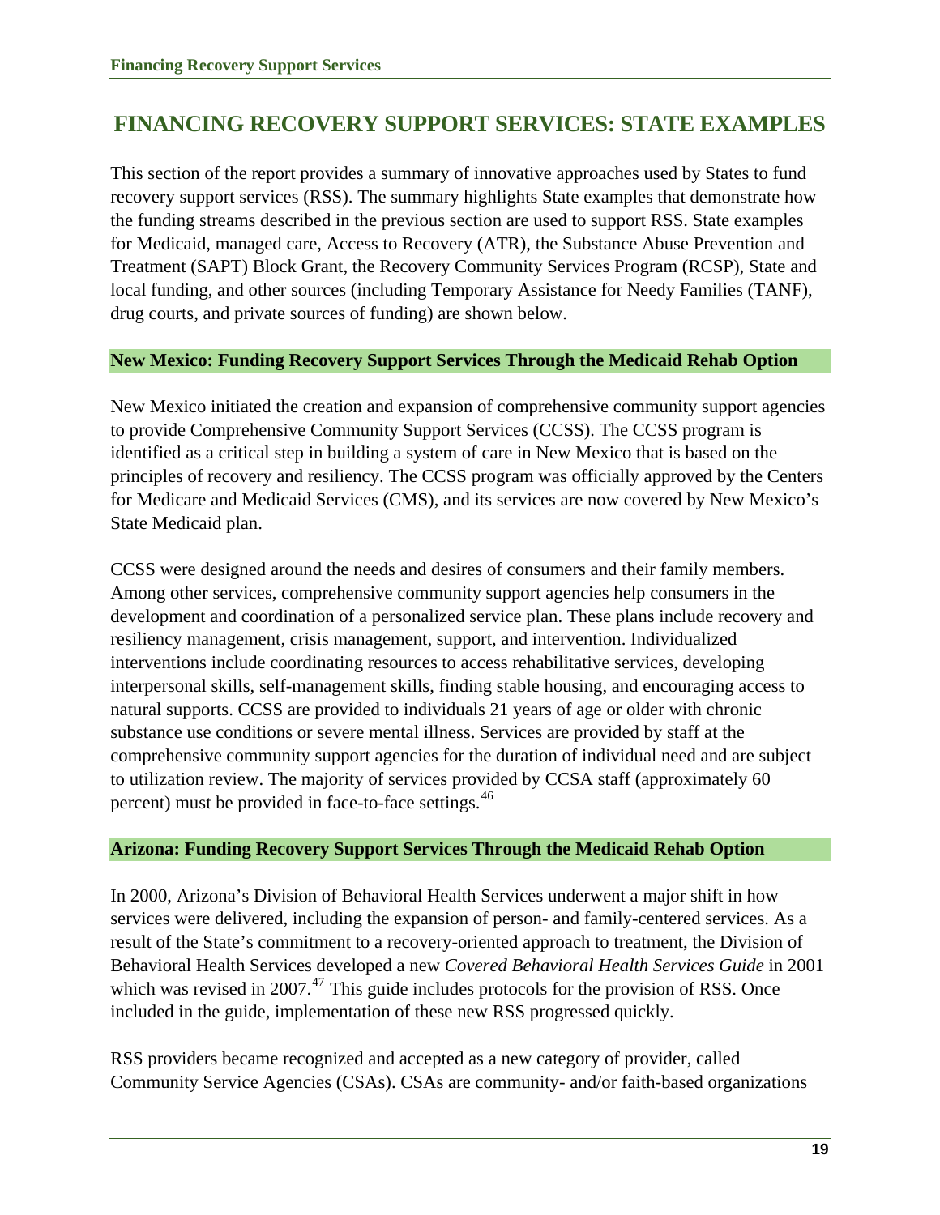# FINANCING RECOVERY SUPPORT SERVICES: STATE EXAMPLES

This section of the report provides a summary of innovative approaches used by States to fund recovery support services (RSS). The summary highlights State examples that demonstrate how the funding streams described in the previous section are used to support RSS. State examples for Medicaid, managed care, Access to Recovery (ATR), the Substance Abuse Prevention and Treatment (SAPT) Block Grant, the Recovery Community Services Program (RCSP), State and local funding, and other sources (including Temporary Assistance for Needy Families (TANF), drug courts, and private sources of funding) are shown below.

### New Mexico: Funding Recovery Support Services Through the Medicaid Rehab Option

New Mexico initiated the creation and expansion of comprehensive community support agencies to provide Comprehensive Community Support Services (CCSS). The CCSS program is identified as a critical step in building a system of care in New Mexico that is based on the principles of recovery and resiliency. The CCSS program was officially approved by the Centers for Medicare and Medicaid Services (CMS), and its services are now covered by New Mexico's State Medicaid plan.

CCSS were designed around the needs and desires of consumers and their family members. Among other services, comprehensive community support agencies help consumers in the development and coordination of a personalized service plan. These plans include recovery and resiliency management, crisis management, support, and intervention. Individualized interventions include coordinating resources to access rehabilitative services, developing interpersonal skills, self-management skills, finding stable housing, and encouraging access to natural supports. CCSS are provided to individuals 21 years of age or older with chronic substance use conditions or severe mental illness. Services are provided by staff at the comprehensive community support agencies for the duration of individual need and are subject to utilization review. The majority of services provided by CCSA staff (approximately 60 percent) must be provided in face-to-face settings.[46]

### Arizona: Funding Recovery Support Services Through the Medicaid Rehab Option

In 2000, Arizona's Division of Behavioral Health Services underwent a major shift in how services were delivered, including the expansion of person- and family-centered services. As a result of the State's commitment to a recovery-oriented approach to treatment, the Division of Behavioral Health Services developed a new *Covered Behavioral Health Services Guide* in 2001 which was revised in 2007.[47] This guide includes protocols for the provision of RSS. Once included in the guide, implementation of these new RSS progressed quickly.

RSS providers became recognized and accepted as a new category of provider, called Community Service Agencies (CSAs). CSAs are community- and/or faith-based organizations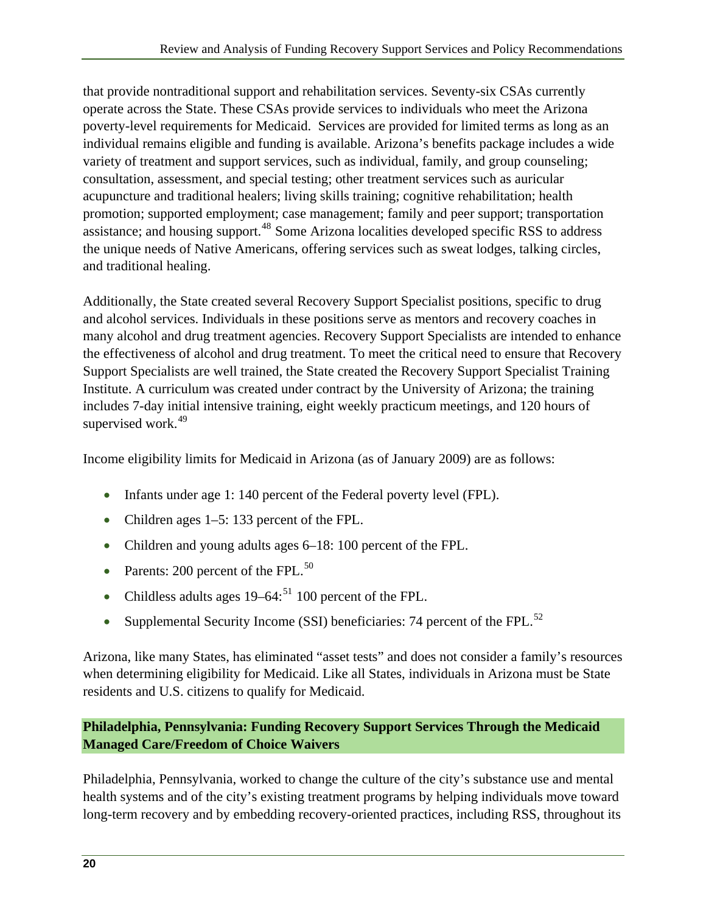that provide nontraditional support and rehabilitation services. Seventy-six CSAs currently operate across the State. These CSAs provide services to individuals who meet the Arizona poverty-level requirements for Medicaid. Services are provided for limited terms as long as an individual remains eligible and funding is available. Arizona's benefits package includes a wide variety of treatment and support services, such as individual, family, and group counseling; consultation, assessment, and special testing; other treatment services such as auricular acupuncture and traditional healers; living skills training; cognitive rehabilitation; health promotion; supported employment; case management; family and peer support; transportation assistance; and housing support.[48] Some Arizona localities developed specific RSS to address the unique needs of Native Americans, offering services such as sweat lodges, talking circles, and traditional healing.

Additionally, the State created several Recovery Support Specialist positions, specific to drug and alcohol services. Individuals in these positions serve as mentors and recovery coaches in many alcohol and drug treatment agencies. Recovery Support Specialists are intended to enhance the effectiveness of alcohol and drug treatment. To meet the critical need to ensure that Recovery Support Specialists are well trained, the State created the Recovery Support Specialist Training Institute. A curriculum was created under contract by the University of Arizona; the training includes 7-day initial intensive training, eight weekly practicum meetings, and 120 hours of supervised work.[49]

Income eligibility limits for Medicaid in Arizona (as of January 2009) are as follows:

- Infants under age 1: 140 percent of the Federal poverty level (FPL).
- Children ages 1–5: 133 percent of the FPL.
- Children and young adults ages 6–18: 100 percent of the FPL.
- Parents: 200 percent of the FPL.[50]
- Childless adults ages 19–64:[51] 100 percent of the FPL.
- Supplemental Security Income (SSI) beneficiaries: 74 percent of the FPL.[52]

Arizona, like many States, has eliminated "asset tests" and does not consider a family's resources when determining eligibility for Medicaid. Like all States, individuals in Arizona must be State residents and U.S. citizens to qualify for Medicaid.

**Philadelphia, Pennsylvania: Funding Recovery Support Services Through the Medicaid Managed Care/Freedom of Choice Waivers**

Philadelphia, Pennsylvania, worked to change the culture of the city's substance use and mental health systems and of the city's existing treatment programs by helping individuals move toward long-term recovery and by embedding recovery-oriented practices, including RSS, throughout its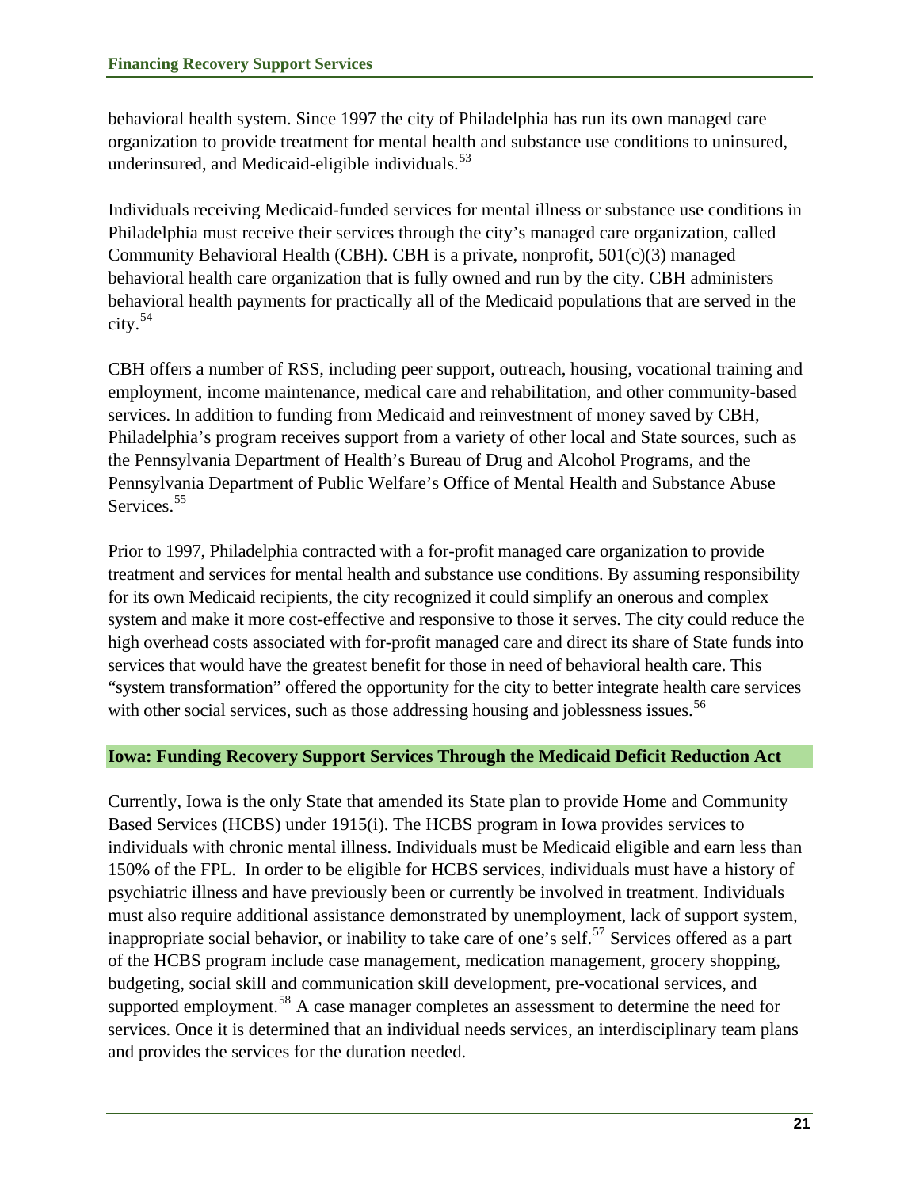behavioral health system. Since 1997 the city of Philadelphia has run its own managed care organization to provide treatment for mental health and substance use conditions to uninsured, underinsured, and Medicaid-eligible individuals.[53]

Individuals receiving Medicaid-funded services for mental illness or substance use conditions in Philadelphia must receive their services through the city's managed care organization, called Community Behavioral Health (CBH). CBH is a private, nonprofit, 501(c)(3) managed behavioral health care organization that is fully owned and run by the city. CBH administers behavioral health payments for practically all of the Medicaid populations that are served in the city.[54]

CBH offers a number of RSS, including peer support, outreach, housing, vocational training and employment, income maintenance, medical care and rehabilitation, and other community-based services. In addition to funding from Medicaid and reinvestment of money saved by CBH, Philadelphia's program receives support from a variety of other local and State sources, such as the Pennsylvania Department of Health's Bureau of Drug and Alcohol Programs, and the Pennsylvania Department of Public Welfare's Office of Mental Health and Substance Abuse Services.[55]

Prior to 1997, Philadelphia contracted with a for-profit managed care organization to provide treatment and services for mental health and substance use conditions. By assuming responsibility for its own Medicaid recipients, the city recognized it could simplify an onerous and complex system and make it more cost-effective and responsive to those it serves. The city could reduce the high overhead costs associated with for-profit managed care and direct its share of State funds into services that would have the greatest benefit for those in need of behavioral health care. This "system transformation" offered the opportunity for the city to better integrate health care services with other social services, such as those addressing housing and joblessness issues.[56]

### Iowa: Funding Recovery Support Services Through the Medicaid Deficit Reduction Act

Currently, Iowa is the only State that amended its State plan to provide Home and Community Based Services (HCBS) under 1915(i). The HCBS program in Iowa provides services to individuals with chronic mental illness. Individuals must be Medicaid eligible and earn less than 150% of the FPL. In order to be eligible for HCBS services, individuals must have a history of psychiatric illness and have previously been or currently be involved in treatment. Individuals must also require additional assistance demonstrated by unemployment, lack of support system, inappropriate social behavior, or inability to take care of one's self.[57] Services offered as a part of the HCBS program include case management, medication management, grocery shopping, budgeting, social skill and communication skill development, pre-vocational services, and supported employment.[58] A case manager completes an assessment to determine the need for services. Once it is determined that an individual needs services, an interdisciplinary team plans and provides the services for the duration needed.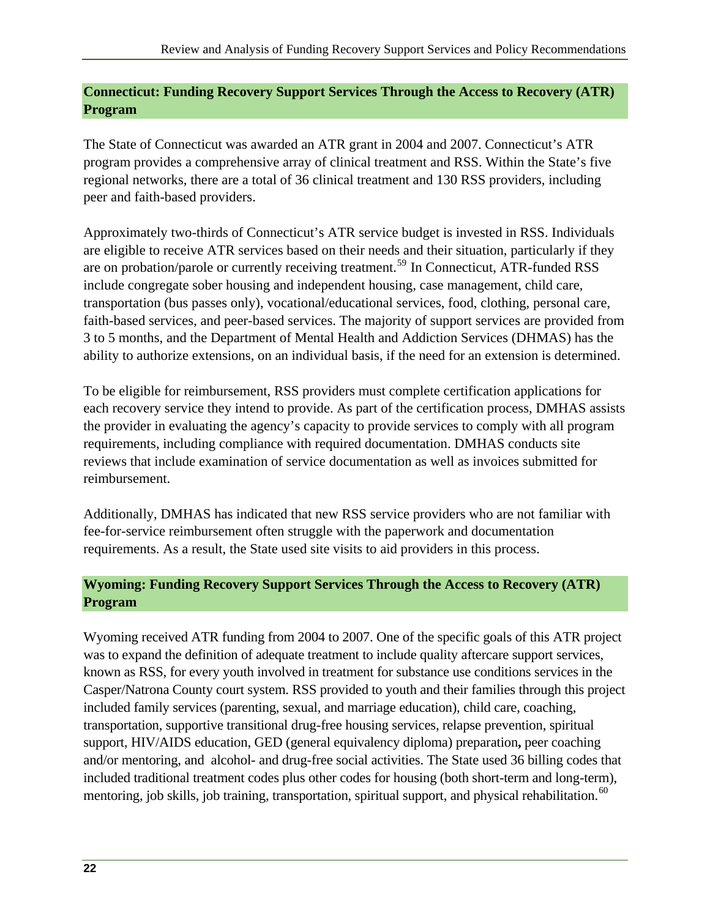## Connecticut: Funding Recovery Support Services Through the Access to Recovery (ATR) Program

The State of Connecticut was awarded an ATR grant in 2004 and 2007. Connecticut's ATR program provides a comprehensive array of clinical treatment and RSS. Within the State's five regional networks, there are a total of 36 clinical treatment and 130 RSS providers, including peer and faith-based providers.

Approximately two-thirds of Connecticut's ATR service budget is invested in RSS. Individuals are eligible to receive ATR services based on their needs and their situation, particularly if they are on probation/parole or currently receiving treatment.[59] In Connecticut, ATR-funded RSS include congregate sober housing and independent housing, case management, child care, transportation (bus passes only), vocational/educational services, food, clothing, personal care, faith-based services, and peer-based services. The majority of support services are provided from 3 to 5 months, and the Department of Mental Health and Addiction Services (DHMAS) has the ability to authorize extensions, on an individual basis, if the need for an extension is determined.

To be eligible for reimbursement, RSS providers must complete certification applications for each recovery service they intend to provide. As part of the certification process, DMHAS assists the provider in evaluating the agency's capacity to provide services to comply with all program requirements, including compliance with required documentation. DMHAS conducts site reviews that include examination of service documentation as well as invoices submitted for reimbursement.

Additionally, DMHAS has indicated that new RSS service providers who are not familiar with fee-for-service reimbursement often struggle with the paperwork and documentation requirements. As a result, the State used site visits to aid providers in this process.

## Wyoming: Funding Recovery Support Services Through the Access to Recovery (ATR) Program

Wyoming received ATR funding from 2004 to 2007. One of the specific goals of this ATR project was to expand the definition of adequate treatment to include quality aftercare support services, known as RSS, for every youth involved in treatment for substance use conditions services in the Casper/Natrona County court system. RSS provided to youth and their families through this project included family services (parenting, sexual, and marriage education), child care, coaching, transportation, supportive transitional drug-free housing services, relapse prevention, spiritual support, HIV/AIDS education, GED (general equivalency diploma) preparation**,** peer coaching and/or mentoring, and alcohol- and drug-free social activities. The State used 36 billing codes that included traditional treatment codes plus other codes for housing (both short-term and long-term), mentoring, job skills, job training, transportation, spiritual support, and physical rehabilitation.[60]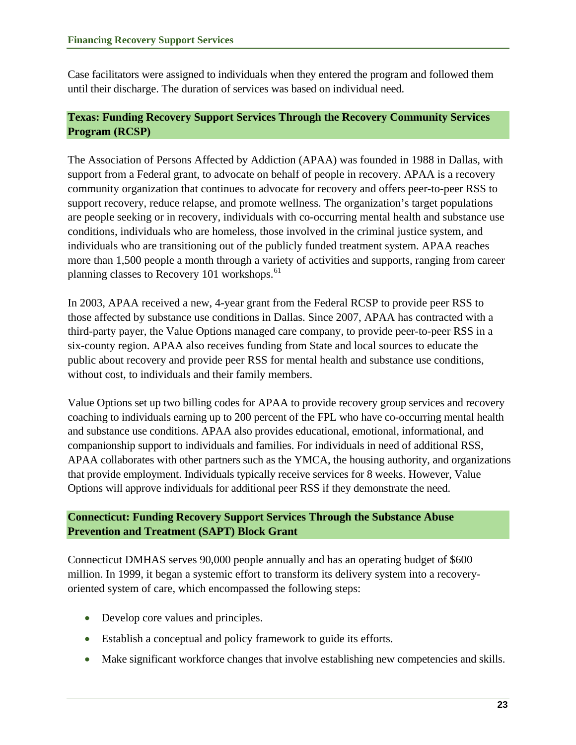Case facilitators were assigned to individuals when they entered the program and followed them until their discharge. The duration of services was based on individual need.

### Texas: Funding Recovery Support Services Through the Recovery Community Services Program (RCSP)

The Association of Persons Affected by Addiction (APAA) was founded in 1988 in Dallas, with support from a Federal grant, to advocate on behalf of people in recovery. APAA is a recovery community organization that continues to advocate for recovery and offers peer-to-peer RSS to support recovery, reduce relapse, and promote wellness. The organization's target populations are people seeking or in recovery, individuals with co-occurring mental health and substance use conditions, individuals who are homeless, those involved in the criminal justice system, and individuals who are transitioning out of the publicly funded treatment system. APAA reaches more than 1,500 people a month through a variety of activities and supports, ranging from career planning classes to Recovery 101 workshops.[61]

In 2003, APAA received a new, 4-year grant from the Federal RCSP to provide peer RSS to those affected by substance use conditions in Dallas. Since 2007, APAA has contracted with a third-party payer, the Value Options managed care company, to provide peer-to-peer RSS in a six-county region. APAA also receives funding from State and local sources to educate the public about recovery and provide peer RSS for mental health and substance use conditions, without cost, to individuals and their family members.

Value Options set up two billing codes for APAA to provide recovery group services and recovery coaching to individuals earning up to 200 percent of the FPL who have co-occurring mental health and substance use conditions. APAA also provides educational, emotional, informational, and companionship support to individuals and families. For individuals in need of additional RSS, APAA collaborates with other partners such as the YMCA, the housing authority, and organizations that provide employment. Individuals typically receive services for 8 weeks. However, Value Options will approve individuals for additional peer RSS if they demonstrate the need.

### Connecticut: Funding Recovery Support Services Through the Substance Abuse Prevention and Treatment (SAPT) Block Grant

Connecticut DMHAS serves 90,000 people annually and has an operating budget of $600 million. In 1999, it began a systemic effort to transform its delivery system into a recovery-oriented system of care, which encompassed the following steps:

- Develop core values and principles.
- Establish a conceptual and policy framework to guide its efforts.
- Make significant workforce changes that involve establishing new competencies and skills.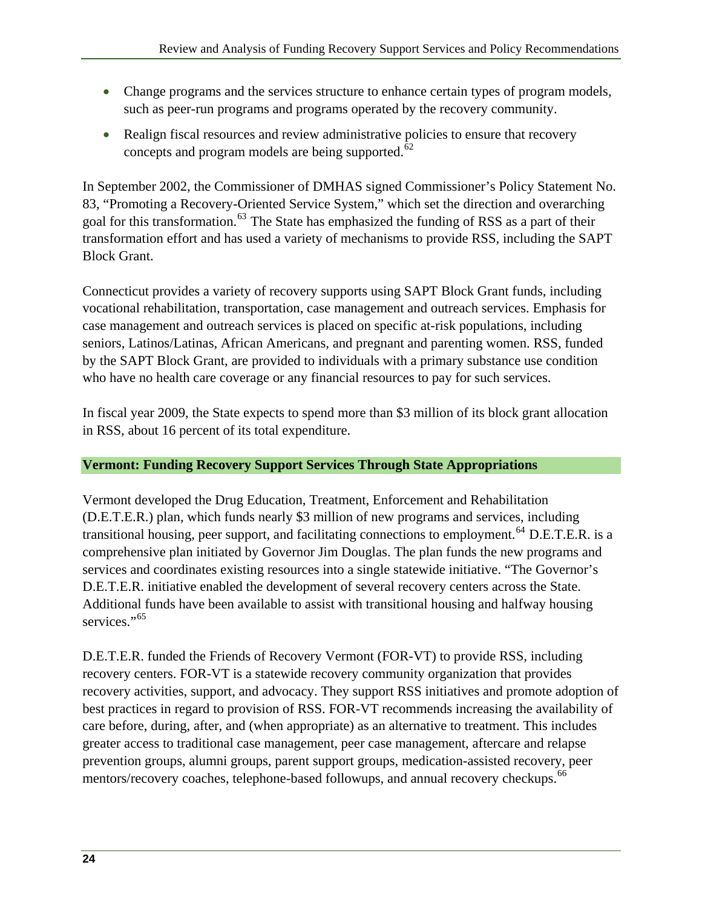- Change programs and the services structure to enhance certain types of program models, such as peer-run programs and programs operated by the recovery community.
- Realign fiscal resources and review administrative policies to ensure that recovery concepts and program models are being supported.[62]

In September 2002, the Commissioner of DMHAS signed Commissioner's Policy Statement No. 83, "Promoting a Recovery-Oriented Service System," which set the direction and overarching goal for this transformation.[63] The State has emphasized the funding of RSS as a part of their transformation effort and has used a variety of mechanisms to provide RSS, including the SAPT Block Grant.

Connecticut provides a variety of recovery supports using SAPT Block Grant funds, including vocational rehabilitation, transportation, case management and outreach services. Emphasis for case management and outreach services is placed on specific at-risk populations, including seniors, Latinos/Latinas, African Americans, and pregnant and parenting women. RSS, funded by the SAPT Block Grant, are provided to individuals with a primary substance use condition who have no health care coverage or any financial resources to pay for such services.

In fiscal year 2009, the State expects to spend more than $3 million of its block grant allocation in RSS, about 16 percent of its total expenditure.

**Vermont: Funding Recovery Support Services Through State Appropriations**

Vermont developed the Drug Education, Treatment, Enforcement and Rehabilitation (D.E.T.E.R.) plan, which funds nearly $3 million of new programs and services, including transitional housing, peer support, and facilitating connections to employment.[64] D.E.T.E.R. is a comprehensive plan initiated by Governor Jim Douglas. The plan funds the new programs and services and coordinates existing resources into a single statewide initiative. "The Governor's D.E.T.E.R. initiative enabled the development of several recovery centers across the State. Additional funds have been available to assist with transitional housing and halfway housing services."[65]

D.E.T.E.R. funded the Friends of Recovery Vermont (FOR-VT) to provide RSS, including recovery centers. FOR-VT is a statewide recovery community organization that provides recovery activities, support, and advocacy. They support RSS initiatives and promote adoption of best practices in regard to provision of RSS. FOR-VT recommends increasing the availability of care before, during, after, and (when appropriate) as an alternative to treatment. This includes greater access to traditional case management, peer case management, aftercare and relapse prevention groups, alumni groups, parent support groups, medication-assisted recovery, peer mentors/recovery coaches, telephone-based followups, and annual recovery checkups.[66]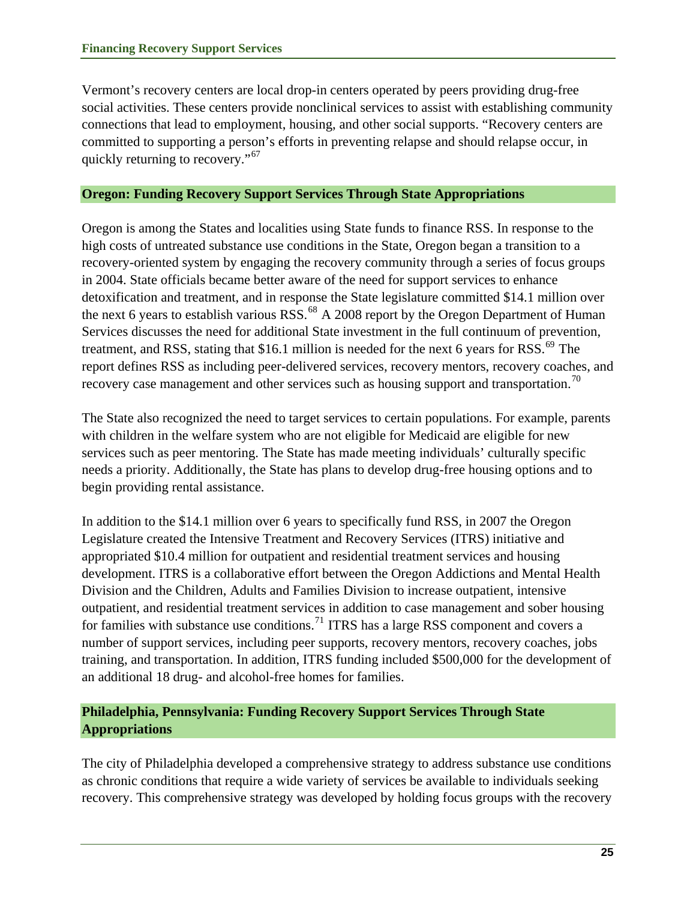Vermont's recovery centers are local drop-in centers operated by peers providing drug-free social activities. These centers provide nonclinical services to assist with establishing community connections that lead to employment, housing, and other social supports. "Recovery centers are committed to supporting a person's efforts in preventing relapse and should relapse occur, in quickly returning to recovery."[67]

### Oregon: Funding Recovery Support Services Through State Appropriations

Oregon is among the States and localities using State funds to finance RSS. In response to the high costs of untreated substance use conditions in the State, Oregon began a transition to a recovery-oriented system by engaging the recovery community through a series of focus groups in 2004. State officials became better aware of the need for support services to enhance detoxification and treatment, and in response the State legislature committed $14.1 million over the next 6 years to establish various RSS.[68] A 2008 report by the Oregon Department of Human Services discusses the need for additional State investment in the full continuum of prevention, treatment, and RSS, stating that $16.1 million is needed for the next 6 years for RSS.[69] The report defines RSS as including peer-delivered services, recovery mentors, recovery coaches, and recovery case management and other services such as housing support and transportation.[70]

The State also recognized the need to target services to certain populations. For example, parents with children in the welfare system who are not eligible for Medicaid are eligible for new services such as peer mentoring. The State has made meeting individuals' culturally specific needs a priority. Additionally, the State has plans to develop drug-free housing options and to begin providing rental assistance.

In addition to the $14.1 million over 6 years to specifically fund RSS, in 2007 the Oregon Legislature created the Intensive Treatment and Recovery Services (ITRS) initiative and appropriated $10.4 million for outpatient and residential treatment services and housing development. ITRS is a collaborative effort between the Oregon Addictions and Mental Health Division and the Children, Adults and Families Division to increase outpatient, intensive outpatient, and residential treatment services in addition to case management and sober housing for families with substance use conditions.[71] ITRS has a large RSS component and covers a number of support services, including peer supports, recovery mentors, recovery coaches, jobs training, and transportation. In addition, ITRS funding included $500,000 for the development of an additional 18 drug- and alcohol-free homes for families.

### Philadelphia, Pennsylvania: Funding Recovery Support Services Through State Appropriations

The city of Philadelphia developed a comprehensive strategy to address substance use conditions as chronic conditions that require a wide variety of services be available to individuals seeking recovery. This comprehensive strategy was developed by holding focus groups with the recovery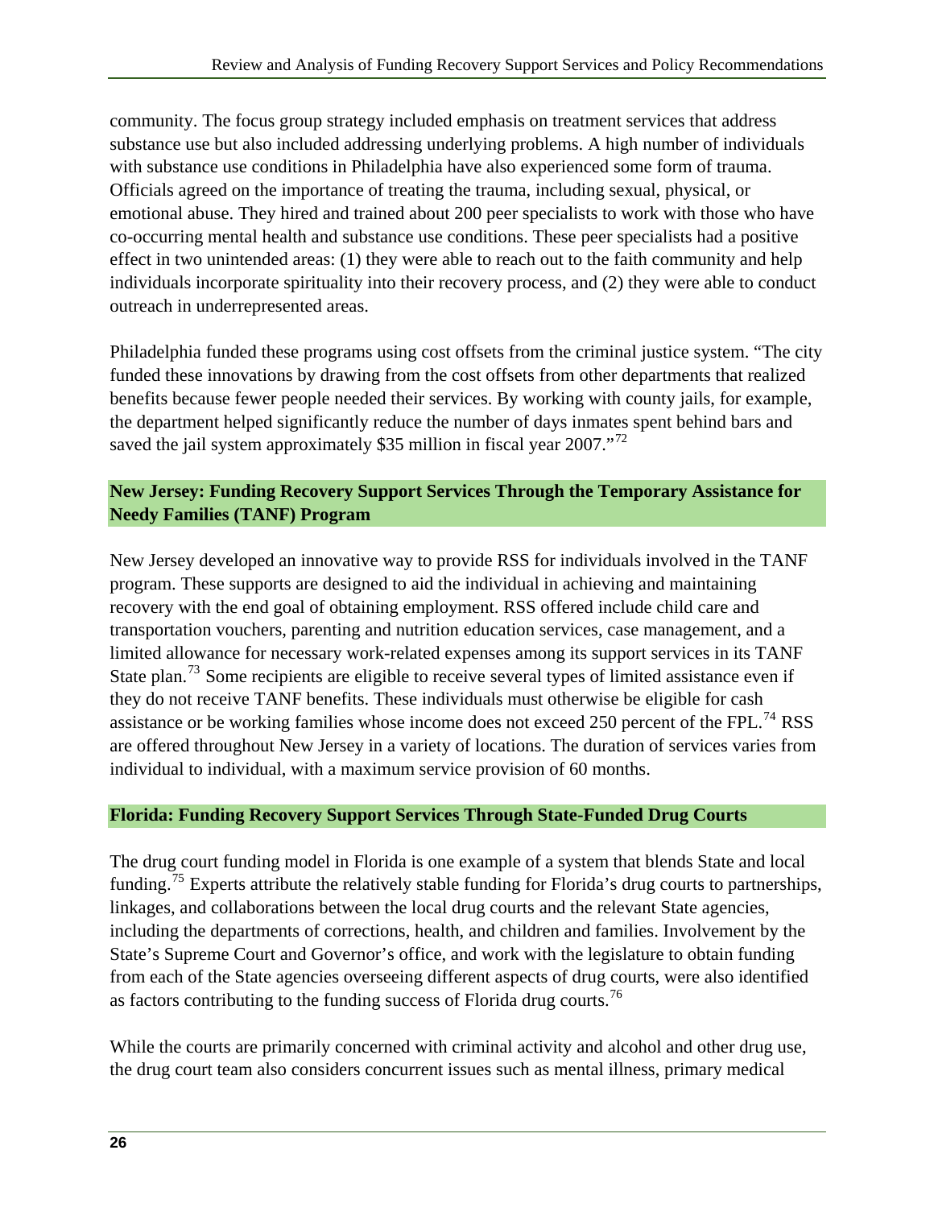community. The focus group strategy included emphasis on treatment services that address substance use but also included addressing underlying problems. A high number of individuals with substance use conditions in Philadelphia have also experienced some form of trauma. Officials agreed on the importance of treating the trauma, including sexual, physical, or emotional abuse. They hired and trained about 200 peer specialists to work with those who have co-occurring mental health and substance use conditions. These peer specialists had a positive effect in two unintended areas: (1) they were able to reach out to the faith community and help individuals incorporate spirituality into their recovery process, and (2) they were able to conduct outreach in underrepresented areas.

Philadelphia funded these programs using cost offsets from the criminal justice system. "The city funded these innovations by drawing from the cost offsets from other departments that realized benefits because fewer people needed their services. By working with county jails, for example, the department helped significantly reduce the number of days inmates spent behind bars and saved the jail system approximately $35 million in fiscal year 2007."[72]

### New Jersey: Funding Recovery Support Services Through the Temporary Assistance for Needy Families (TANF) Program

New Jersey developed an innovative way to provide RSS for individuals involved in the TANF program. These supports are designed to aid the individual in achieving and maintaining recovery with the end goal of obtaining employment. RSS offered include child care and transportation vouchers, parenting and nutrition education services, case management, and a limited allowance for necessary work-related expenses among its support services in its TANF State plan.[73] Some recipients are eligible to receive several types of limited assistance even if they do not receive TANF benefits. These individuals must otherwise be eligible for cash assistance or be working families whose income does not exceed 250 percent of the FPL.[74] RSS are offered throughout New Jersey in a variety of locations. The duration of services varies from individual to individual, with a maximum service provision of 60 months.

### Florida: Funding Recovery Support Services Through State-Funded Drug Courts

The drug court funding model in Florida is one example of a system that blends State and local funding.[75] Experts attribute the relatively stable funding for Florida's drug courts to partnerships, linkages, and collaborations between the local drug courts and the relevant State agencies, including the departments of corrections, health, and children and families. Involvement by the State's Supreme Court and Governor's office, and work with the legislature to obtain funding from each of the State agencies overseeing different aspects of drug courts, were also identified as factors contributing to the funding success of Florida drug courts.[76]

While the courts are primarily concerned with criminal activity and alcohol and other drug use, the drug court team also considers concurrent issues such as mental illness, primary medical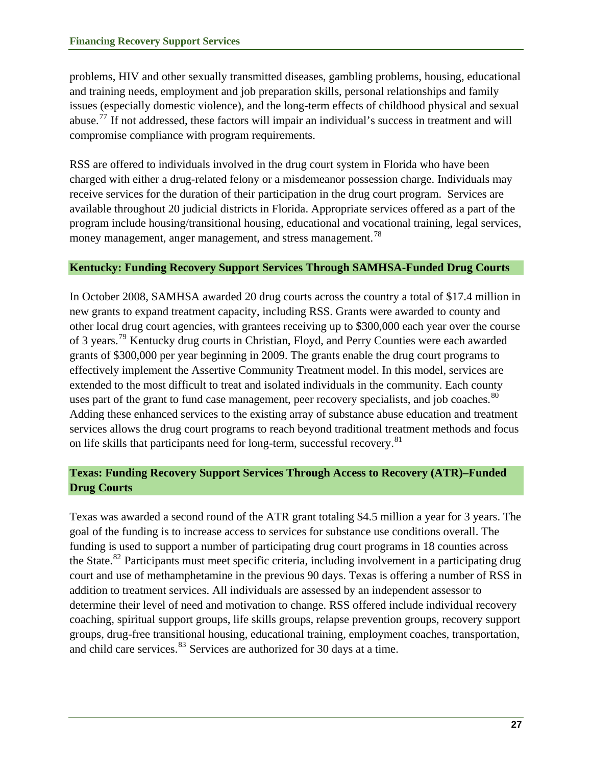problems, HIV and other sexually transmitted diseases, gambling problems, housing, educational and training needs, employment and job preparation skills, personal relationships and family issues (especially domestic violence), and the long-term effects of childhood physical and sexual abuse.[77] If not addressed, these factors will impair an individual's success in treatment and will compromise compliance with program requirements.

RSS are offered to individuals involved in the drug court system in Florida who have been charged with either a drug-related felony or a misdemeanor possession charge. Individuals may receive services for the duration of their participation in the drug court program. Services are available throughout 20 judicial districts in Florida. Appropriate services offered as a part of the program include housing/transitional housing, educational and vocational training, legal services, money management, anger management, and stress management.[78]

### Kentucky: Funding Recovery Support Services Through SAMHSA-Funded Drug Courts

In October 2008, SAMHSA awarded 20 drug courts across the country a total of $17.4 million in new grants to expand treatment capacity, including RSS. Grants were awarded to county and other local drug court agencies, with grantees receiving up to $300,000 each year over the course of 3 years.[79] Kentucky drug courts in Christian, Floyd, and Perry Counties were each awarded grants of $300,000 per year beginning in 2009. The grants enable the drug court programs to effectively implement the Assertive Community Treatment model. In this model, services are extended to the most difficult to treat and isolated individuals in the community. Each county uses part of the grant to fund case management, peer recovery specialists, and job coaches.[80] Adding these enhanced services to the existing array of substance abuse education and treatment services allows the drug court programs to reach beyond traditional treatment methods and focus on life skills that participants need for long-term, successful recovery.[81]

### Texas: Funding Recovery Support Services Through Access to Recovery (ATR)–Funded Drug Courts

Texas was awarded a second round of the ATR grant totaling $4.5 million a year for 3 years. The goal of the funding is to increase access to services for substance use conditions overall. The funding is used to support a number of participating drug court programs in 18 counties across the State.[82] Participants must meet specific criteria, including involvement in a participating drug court and use of methamphetamine in the previous 90 days. Texas is offering a number of RSS in addition to treatment services. All individuals are assessed by an independent assessor to determine their level of need and motivation to change. RSS offered include individual recovery coaching, spiritual support groups, life skills groups, relapse prevention groups, recovery support groups, drug-free transitional housing, educational training, employment coaches, transportation, and child care services.[83] Services are authorized for 30 days at a time.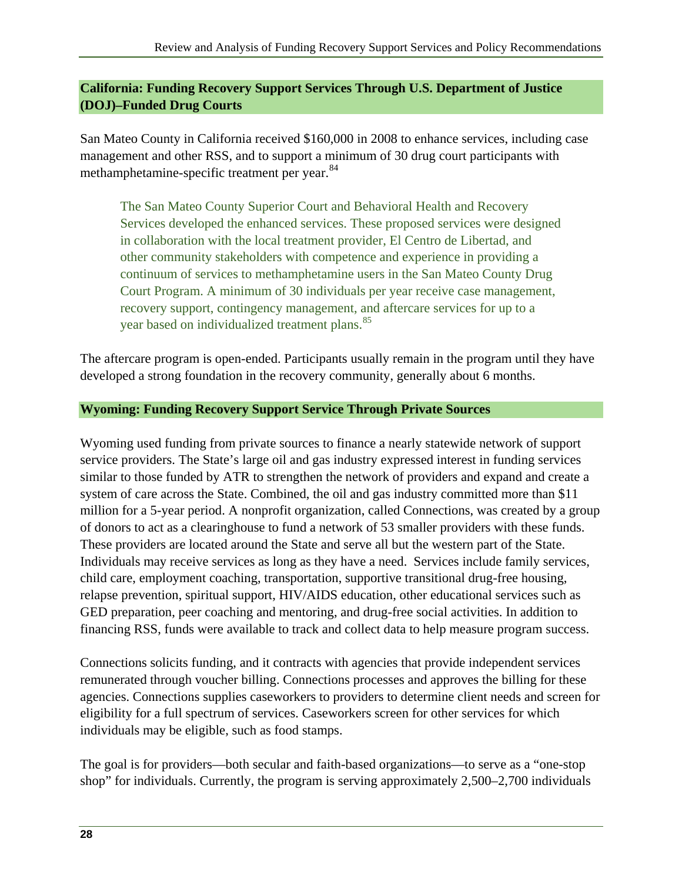### California: Funding Recovery Support Services Through U.S. Department of Justice (DOJ)–Funded Drug Courts

San Mateo County in California received $160,000 in 2008 to enhance services, including case management and other RSS, and to support a minimum of 30 drug court participants with methamphetamine-specific treatment per year.[84]

> The San Mateo County Superior Court and Behavioral Health and Recovery Services developed the enhanced services. These proposed services were designed in collaboration with the local treatment provider, El Centro de Libertad, and other community stakeholders with competence and experience in providing a continuum of services to methamphetamine users in the San Mateo County Drug Court Program. A minimum of 30 individuals per year receive case management, recovery support, contingency management, and aftercare services for up to a year based on individualized treatment plans.[85]

The aftercare program is open-ended. Participants usually remain in the program until they have developed a strong foundation in the recovery community, generally about 6 months.

### Wyoming: Funding Recovery Support Service Through Private Sources

Wyoming used funding from private sources to finance a nearly statewide network of support service providers. The State's large oil and gas industry expressed interest in funding services similar to those funded by ATR to strengthen the network of providers and expand and create a system of care across the State. Combined, the oil and gas industry committed more than $11 million for a 5-year period. A nonprofit organization, called Connections, was created by a group of donors to act as a clearinghouse to fund a network of 53 smaller providers with these funds. These providers are located around the State and serve all but the western part of the State. Individuals may receive services as long as they have a need. Services include family services, child care, employment coaching, transportation, supportive transitional drug-free housing, relapse prevention, spiritual support, HIV/AIDS education, other educational services such as GED preparation, peer coaching and mentoring, and drug-free social activities. In addition to financing RSS, funds were available to track and collect data to help measure program success.

Connections solicits funding, and it contracts with agencies that provide independent services remunerated through voucher billing. Connections processes and approves the billing for these agencies. Connections supplies caseworkers to providers to determine client needs and screen for eligibility for a full spectrum of services. Caseworkers screen for other services for which individuals may be eligible, such as food stamps.

The goal is for providers—both secular and faith-based organizations—to serve as a "one-stop shop" for individuals. Currently, the program is serving approximately 2,500–2,700 individuals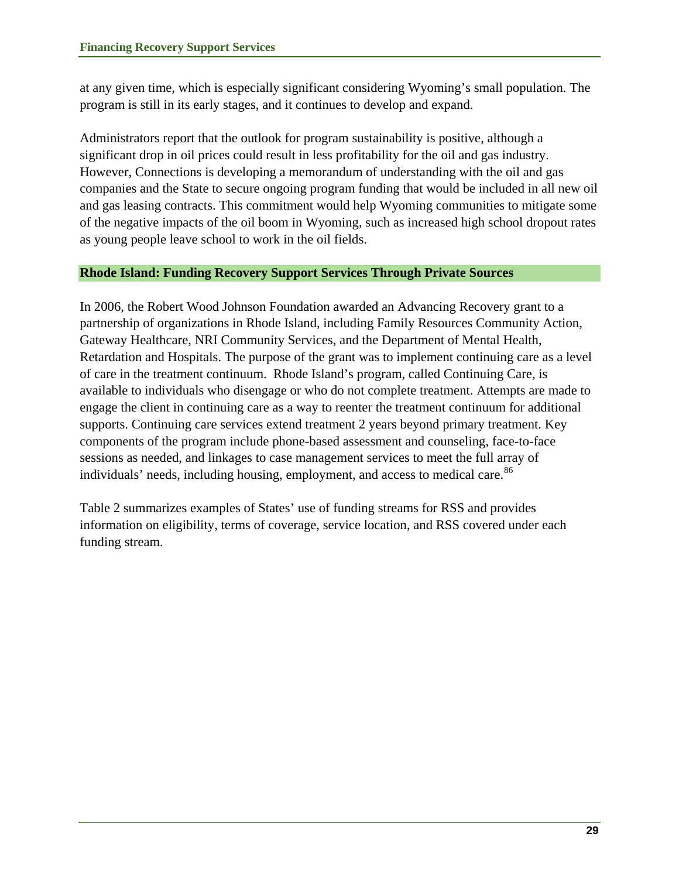at any given time, which is especially significant considering Wyoming's small population. The program is still in its early stages, and it continues to develop and expand.

Administrators report that the outlook for program sustainability is positive, although a significant drop in oil prices could result in less profitability for the oil and gas industry. However, Connections is developing a memorandum of understanding with the oil and gas companies and the State to secure ongoing program funding that would be included in all new oil and gas leasing contracts. This commitment would help Wyoming communities to mitigate some of the negative impacts of the oil boom in Wyoming, such as increased high school dropout rates as young people leave school to work in the oil fields.

### Rhode Island: Funding Recovery Support Services Through Private Sources

In 2006, the Robert Wood Johnson Foundation awarded an Advancing Recovery grant to a partnership of organizations in Rhode Island, including Family Resources Community Action, Gateway Healthcare, NRI Community Services, and the Department of Mental Health, Retardation and Hospitals. The purpose of the grant was to implement continuing care as a level of care in the treatment continuum. Rhode Island's program, called Continuing Care, is available to individuals who disengage or who do not complete treatment. Attempts are made to engage the client in continuing care as a way to reenter the treatment continuum for additional supports. Continuing care services extend treatment 2 years beyond primary treatment. Key components of the program include phone-based assessment and counseling, face-to-face sessions as needed, and linkages to case management services to meet the full array of individuals' needs, including housing, employment, and access to medical care.[86]

Table 2 summarizes examples of States' use of funding streams for RSS and provides information on eligibility, terms of coverage, service location, and RSS covered under each funding stream.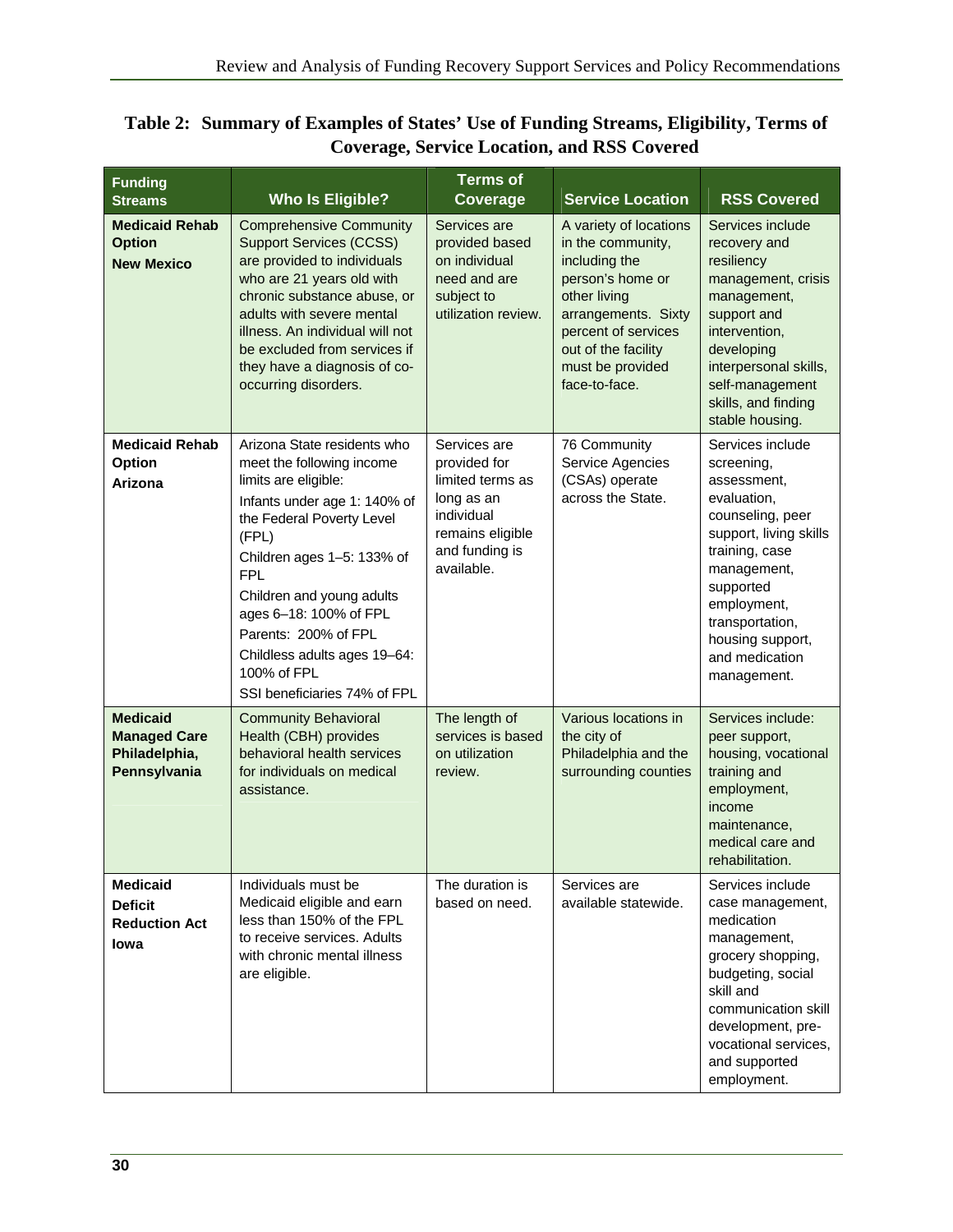**Table 2: Summary of Examples of States' Use of Funding Streams, Eligibility, Terms of Coverage, Service Location, and RSS Covered**

| Funding Streams | Who Is Eligible? | Terms of Coverage | Service Location | RSS Covered |
|---|---|---|---|---|
| **Medicaid Rehab Option** **New Mexico** | Comprehensive Community Support Services (CCSS) are provided to individuals who are 21 years old with chronic substance abuse, or adults with severe mental illness. An individual will not be excluded from services if they have a diagnosis of co-occurring disorders. | Services are provided based on individual need and are subject to utilization review. | A variety of locations in the community, including the person's home or other living arrangements. Sixty percent of services out of the facility must be provided face-to-face. | Services include recovery and resiliency management, crisis management, support and intervention, developing interpersonal skills, self-management skills, and finding stable housing. |
| **Medicaid Rehab Option** **Arizona** | Arizona State residents who meet the following income limits are eligible:<br>Infants under age 1: 140% of the Federal Poverty Level (FPL)<br>Children ages 1–5: 133% of FPL<br>Children and young adults ages 6–18: 100% of FPL<br>Parents: 200% of FPL<br>Childless adults ages 19–64: 100% of FPL<br>SSI beneficiaries 74% of FPL | Services are provided for limited terms as long as an individual remains eligible and funding is available. | 76 Community Service Agencies (CSAs) operate across the State. | Services include screening, assessment, evaluation, counseling, peer support, living skills training, case management, supported employment, transportation, housing support, and medication management. |
| **Medicaid Managed Care** **Philadelphia, Pennsylvania** | Community Behavioral Health (CBH) provides behavioral health services for individuals on medical assistance. | The length of services is based on utilization review. | Various locations in the city of Philadelphia and the surrounding counties | Services include: peer support, housing, vocational training and employment, income maintenance, medical care and rehabilitation. |
| **Medicaid Deficit Reduction Act** **Iowa** | Individuals must be Medicaid eligible and earn less than 150% of the FPL to receive services. Adults with chronic mental illness are eligible. | The duration is based on need. | Services are available statewide. | Services include case management, medication management, grocery shopping, budgeting, social skill and communication skill development, pre-vocational services, and supported employment. |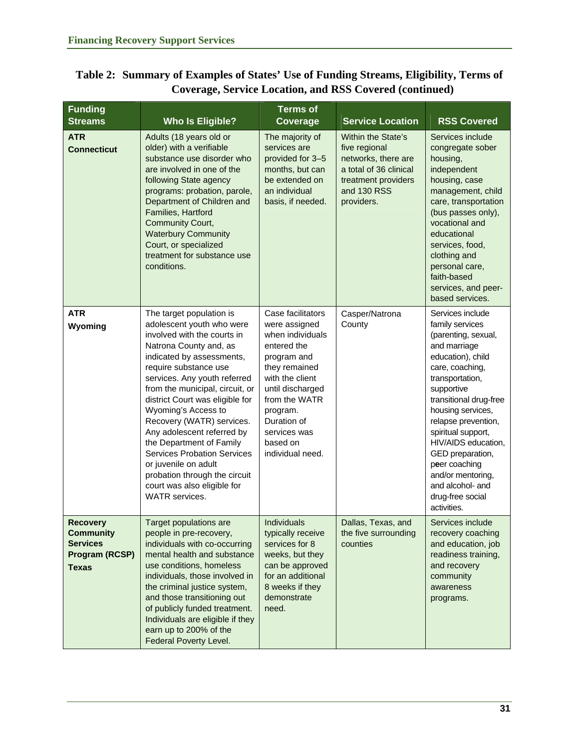**Table 2: Summary of Examples of States' Use of Funding Streams, Eligibility, Terms of Coverage, Service Location, and RSS Covered (continued)**

| Funding Streams | Who Is Eligible? | Terms of Coverage | Service Location | RSS Covered |
|---|---|---|---|---|
| **ATR Connecticut** | Adults (18 years old or older) with a verifiable substance use disorder who are involved in one of the following State agency programs: probation, parole, Department of Children and Families, Hartford Community Court, Waterbury Community Court, or specialized treatment for substance use conditions. | The majority of services are provided for 3–5 months, but can be extended on an individual basis, if needed. | Within the State's five regional networks, there are a total of 36 clinical treatment providers and 130 RSS providers. | Services include congregate sober housing, independent housing, case management, child care, transportation (bus passes only), vocational and educational services, food, clothing and personal care, faith-based services, and peer-based services. |
| **ATR Wyoming** | The target population is adolescent youth who were involved with the courts in Natrona County and, as indicated by assessments, require substance use services. Any youth referred from the municipal, circuit, or district Court was eligible for Wyoming's Access to Recovery (WATR) services. Any adolescent referred by the Department of Family Services Probation Services or juvenile on adult probation through the circuit court was also eligible for WATR services. | Case facilitators were assigned when individuals entered the program and they remained with the client until discharged from the WATR program. Duration of services was based on individual need. | Casper/Natrona County | Services include family services (parenting, sexual, and marriage education), child care, coaching, transportation, supportive transitional drug-free housing services, relapse prevention, spiritual support, HIV/AIDS education, GED preparation, peer coaching and/or mentoring, and alcohol- and drug-free social activities. |
| **Recovery Community Services Program (RCSP) Texas** | Target populations are people in pre-recovery, individuals with co-occurring mental health and substance use conditions, homeless individuals, those involved in the criminal justice system, and those transitioning out of publicly funded treatment. Individuals are eligible if they earn up to 200% of the Federal Poverty Level. | Individuals typically receive services for 8 weeks, but they can be approved for an additional 8 weeks if they demonstrate need. | Dallas, Texas, and the five surrounding counties | Services include recovery coaching and education, job readiness training, and recovery community awareness programs. |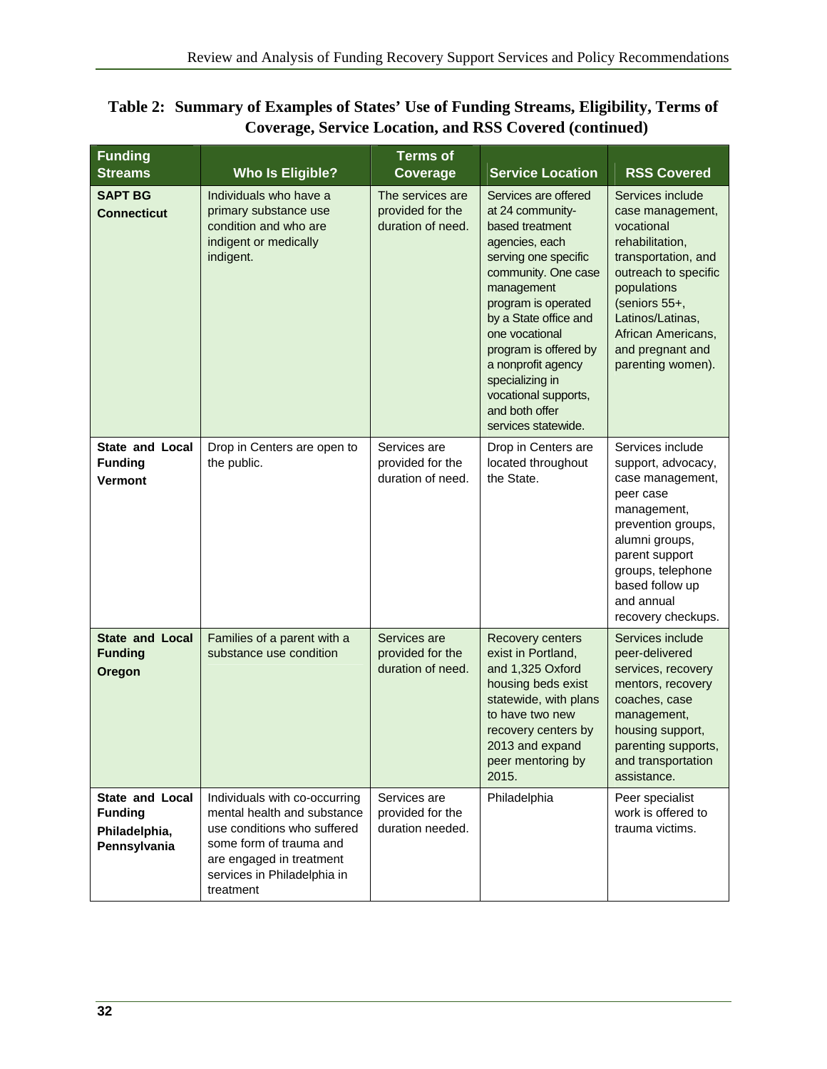**Table 2: Summary of Examples of States' Use of Funding Streams, Eligibility, Terms of Coverage, Service Location, and RSS Covered (continued)**

| Funding Streams | Who Is Eligible? | Terms of Coverage | Service Location | RSS Covered |
|---|---|---|---|---|
| **SAPT BG Connecticut** | Individuals who have a primary substance use condition and who are indigent or medically indigent. | The services are provided for the duration of need. | Services are offered at 24 community-based treatment agencies, each serving one specific community. One case management program is operated by a State office and one vocational program is offered by a nonprofit agency specializing in vocational supports, and both offer services statewide. | Services include case management, vocational rehabilitation, transportation, and outreach to specific populations (seniors 55+, Latinos/Latinas, African Americans, and pregnant and parenting women). |
| **State and Local Funding Vermont** | Drop in Centers are open to the public. | Services are provided for the duration of need. | Drop in Centers are located throughout the State. | Services include support, advocacy, case management, peer case management, prevention groups, alumni groups, parent support groups, telephone based follow up and annual recovery checkups. |
| **State and Local Funding Oregon** | Families of a parent with a substance use condition | Services are provided for the duration of need. | Recovery centers exist in Portland, and 1,325 Oxford housing beds exist statewide, with plans to have two new recovery centers by 2013 and expand peer mentoring by 2015. | Services include peer-delivered services, recovery mentors, recovery coaches, case management, housing support, parenting supports, and transportation assistance. |
| **State and Local Funding Philadelphia, Pennsylvania** | Individuals with co-occurring mental health and substance use conditions who suffered some form of trauma and are engaged in treatment services in Philadelphia in treatment | Services are provided for the duration needed. | Philadelphia | Peer specialist work is offered to trauma victims. |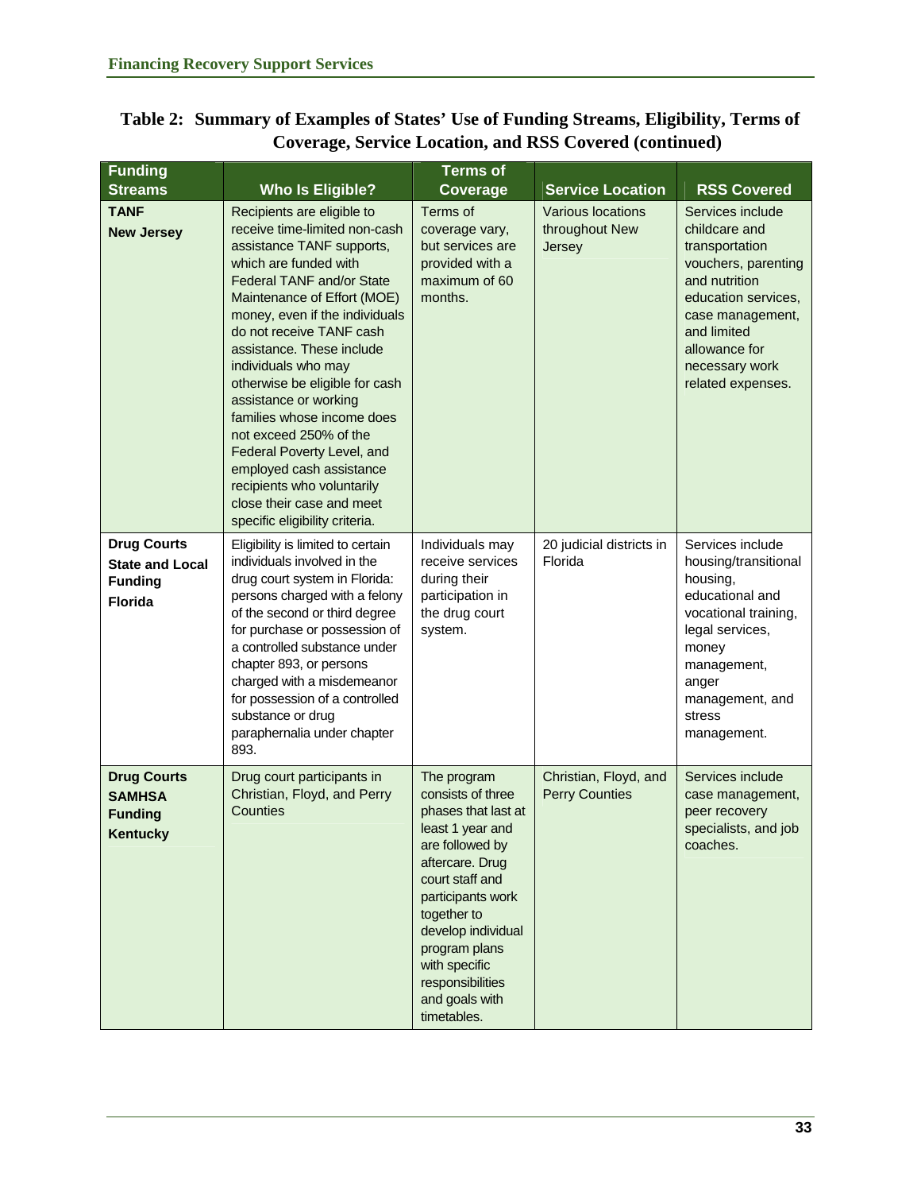**Table 2: Summary of Examples of States' Use of Funding Streams, Eligibility, Terms of Coverage, Service Location, and RSS Covered (continued)**

| Funding Streams | Who Is Eligible? | Terms of Coverage | Service Location | RSS Covered |
|---|---|---|---|---|
| **TANF**<br>**New Jersey** | Recipients are eligible to receive time-limited non-cash assistance TANF supports, which are funded with Federal TANF and/or State Maintenance of Effort (MOE) money, even if the individuals do not receive TANF cash assistance. These include individuals who may otherwise be eligible for cash assistance or working families whose income does not exceed 250% of the Federal Poverty Level, and employed cash assistance recipients who voluntarily close their case and meet specific eligibility criteria. | Terms of coverage vary, but services are provided with a maximum of 60 months. | Various locations throughout New Jersey | Services include childcare and transportation vouchers, parenting and nutrition education services, case management, and limited allowance for necessary work related expenses. |
| **Drug Courts**<br>**State and Local Funding**<br>**Florida** | Eligibility is limited to certain individuals involved in the drug court system in Florida: persons charged with a felony of the second or third degree for purchase or possession of a controlled substance under chapter 893, or persons charged with a misdemeanor for possession of a controlled substance or drug paraphernalia under chapter 893. | Individuals may receive services during their participation in the drug court system. | 20 judicial districts in Florida | Services include housing/transitional housing, educational and vocational training, legal services, money management, anger management, and stress management. |
| **Drug Courts**<br>**SAMHSA Funding**<br>**Kentucky** | Drug court participants in Christian, Floyd, and Perry Counties | The program consists of three phases that last at least 1 year and are followed by aftercare. Drug court staff and participants work together to develop individual program plans with specific responsibilities and goals with timetables. | Christian, Floyd, and Perry Counties | Services include case management, peer recovery specialists, and job coaches. |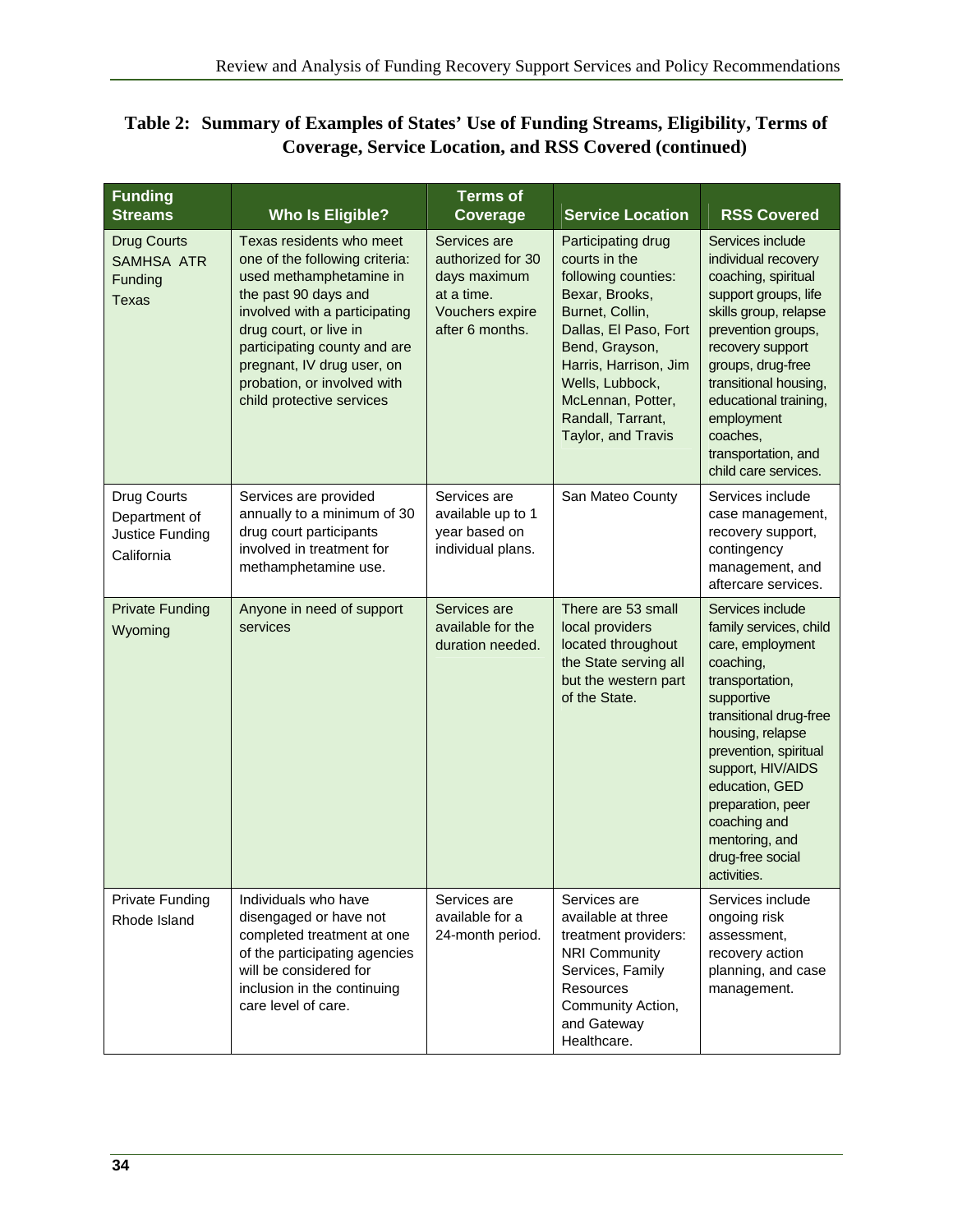## Table 2: Summary of Examples of States' Use of Funding Streams, Eligibility, Terms of Coverage, Service Location, and RSS Covered (continued)

| Funding Streams | Who Is Eligible? | Terms of Coverage | Service Location | RSS Covered |
|---|---|---|---|---|
| Drug Courts SAMHSA ATR Funding Texas | Texas residents who meet one of the following criteria: used methamphetamine in the past 90 days and involved with a participating drug court, or live in participating county and are pregnant, IV drug user, on probation, or involved with child protective services | Services are authorized for 30 days maximum at a time. Vouchers expire after 6 months. | Participating drug courts in the following counties: Bexar, Brooks, Burnet, Collin, Dallas, El Paso, Fort Bend, Grayson, Harris, Harrison, Jim Wells, Lubbock, McLennan, Potter, Randall, Tarrant, Taylor, and Travis | Services include individual recovery coaching, spiritual support groups, life skills group, relapse prevention groups, recovery support groups, drug-free transitional housing, educational training, employment coaches, transportation, and child care services. |
| Drug Courts Department of Justice Funding California | Services are provided annually to a minimum of 30 drug court participants involved in treatment for methamphetamine use. | Services are available up to 1 year based on individual plans. | San Mateo County | Services include case management, recovery support, contingency management, and aftercare services. |
| Private Funding Wyoming | Anyone in need of support services | Services are available for the duration needed. | There are 53 small local providers located throughout the State serving all but the western part of the State. | Services include family services, child care, employment coaching, transportation, supportive transitional drug-free housing, relapse prevention, spiritual support, HIV/AIDS education, GED preparation, peer coaching and mentoring, and drug-free social activities. |
| Private Funding Rhode Island | Individuals who have disengaged or have not completed treatment at one of the participating agencies will be considered for inclusion in the continuing care level of care. | Services are available for a 24-month period. | Services are available at three treatment providers: NRI Community Services, Family Resources Community Action, and Gateway Healthcare. | Services include ongoing risk assessment, recovery action planning, and case management. |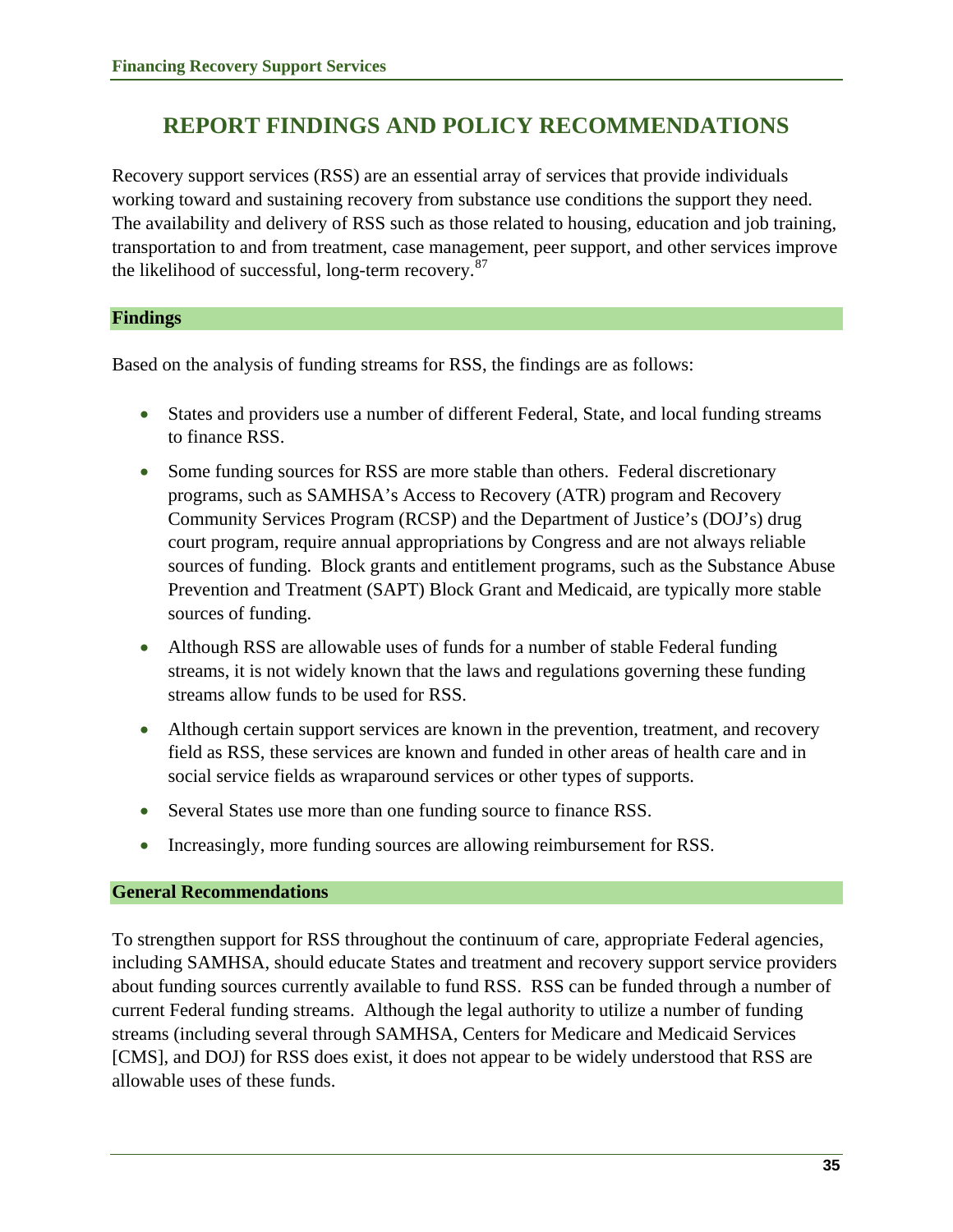# REPORT FINDINGS AND POLICY RECOMMENDATIONS

Recovery support services (RSS) are an essential array of services that provide individuals working toward and sustaining recovery from substance use conditions the support they need. The availability and delivery of RSS such as those related to housing, education and job training, transportation to and from treatment, case management, peer support, and other services improve the likelihood of successful, long-term recovery.[87]

## Findings

Based on the analysis of funding streams for RSS, the findings are as follows:

- States and providers use a number of different Federal, State, and local funding streams to finance RSS.
- Some funding sources for RSS are more stable than others. Federal discretionary programs, such as SAMHSA's Access to Recovery (ATR) program and Recovery Community Services Program (RCSP) and the Department of Justice's (DOJ's) drug court program, require annual appropriations by Congress and are not always reliable sources of funding. Block grants and entitlement programs, such as the Substance Abuse Prevention and Treatment (SAPT) Block Grant and Medicaid, are typically more stable sources of funding.
- Although RSS are allowable uses of funds for a number of stable Federal funding streams, it is not widely known that the laws and regulations governing these funding streams allow funds to be used for RSS.
- Although certain support services are known in the prevention, treatment, and recovery field as RSS, these services are known and funded in other areas of health care and in social service fields as wraparound services or other types of supports.
- Several States use more than one funding source to finance RSS.
- Increasingly, more funding sources are allowing reimbursement for RSS.

## General Recommendations

To strengthen support for RSS throughout the continuum of care, appropriate Federal agencies, including SAMHSA, should educate States and treatment and recovery support service providers about funding sources currently available to fund RSS. RSS can be funded through a number of current Federal funding streams. Although the legal authority to utilize a number of funding streams (including several through SAMHSA, Centers for Medicare and Medicaid Services [CMS], and DOJ) for RSS does exist, it does not appear to be widely understood that RSS are allowable uses of these funds.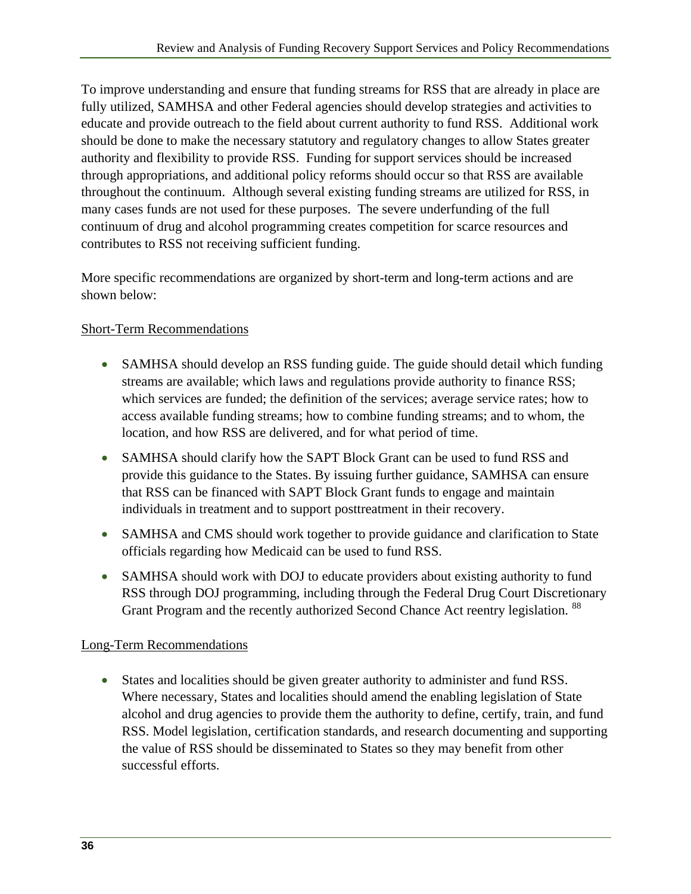To improve understanding and ensure that funding streams for RSS that are already in place are fully utilized, SAMHSA and other Federal agencies should develop strategies and activities to educate and provide outreach to the field about current authority to fund RSS. Additional work should be done to make the necessary statutory and regulatory changes to allow States greater authority and flexibility to provide RSS. Funding for support services should be increased through appropriations, and additional policy reforms should occur so that RSS are available throughout the continuum. Although several existing funding streams are utilized for RSS, in many cases funds are not used for these purposes. The severe underfunding of the full continuum of drug and alcohol programming creates competition for scarce resources and contributes to RSS not receiving sufficient funding.

More specific recommendations are organized by short-term and long-term actions and are shown below:

Short-Term Recommendations

- SAMHSA should develop an RSS funding guide. The guide should detail which funding streams are available; which laws and regulations provide authority to finance RSS; which services are funded; the definition of the services; average service rates; how to access available funding streams; how to combine funding streams; and to whom, the location, and how RSS are delivered, and for what period of time.
- SAMHSA should clarify how the SAPT Block Grant can be used to fund RSS and provide this guidance to the States. By issuing further guidance, SAMHSA can ensure that RSS can be financed with SAPT Block Grant funds to engage and maintain individuals in treatment and to support posttreatment in their recovery.
- SAMHSA and CMS should work together to provide guidance and clarification to State officials regarding how Medicaid can be used to fund RSS.
- SAMHSA should work with DOJ to educate providers about existing authority to fund RSS through DOJ programming, including through the Federal Drug Court Discretionary Grant Program and the recently authorized Second Chance Act reentry legislation. [88]

Long-Term Recommendations

- States and localities should be given greater authority to administer and fund RSS. Where necessary, States and localities should amend the enabling legislation of State alcohol and drug agencies to provide them the authority to define, certify, train, and fund RSS. Model legislation, certification standards, and research documenting and supporting the value of RSS should be disseminated to States so they may benefit from other successful efforts.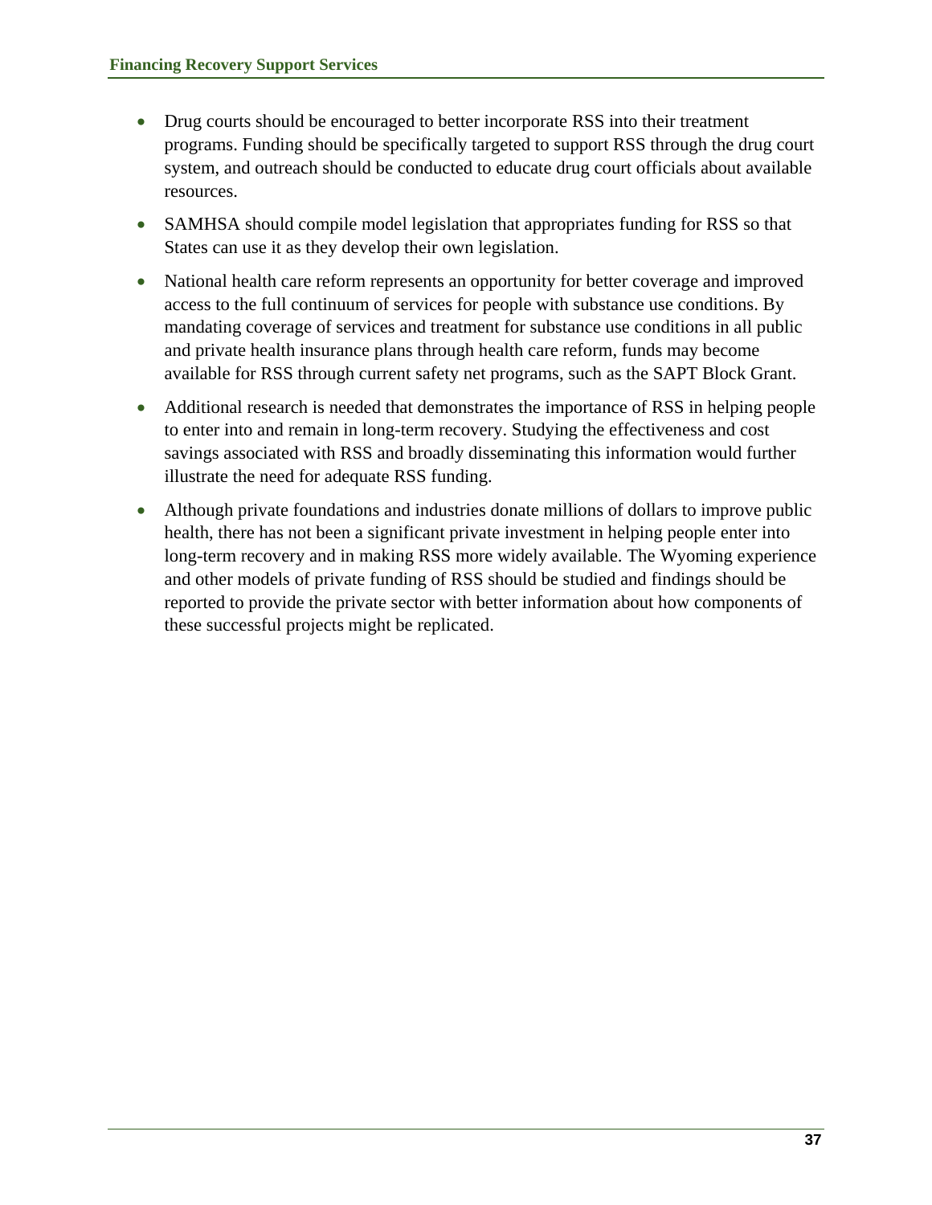- Drug courts should be encouraged to better incorporate RSS into their treatment programs. Funding should be specifically targeted to support RSS through the drug court system, and outreach should be conducted to educate drug court officials about available resources.
- SAMHSA should compile model legislation that appropriates funding for RSS so that States can use it as they develop their own legislation.
- National health care reform represents an opportunity for better coverage and improved access to the full continuum of services for people with substance use conditions. By mandating coverage of services and treatment for substance use conditions in all public and private health insurance plans through health care reform, funds may become available for RSS through current safety net programs, such as the SAPT Block Grant.
- Additional research is needed that demonstrates the importance of RSS in helping people to enter into and remain in long-term recovery. Studying the effectiveness and cost savings associated with RSS and broadly disseminating this information would further illustrate the need for adequate RSS funding.
- Although private foundations and industries donate millions of dollars to improve public health, there has not been a significant private investment in helping people enter into long-term recovery and in making RSS more widely available. The Wyoming experience and other models of private funding of RSS should be studied and findings should be reported to provide the private sector with better information about how components of these successful projects might be replicated.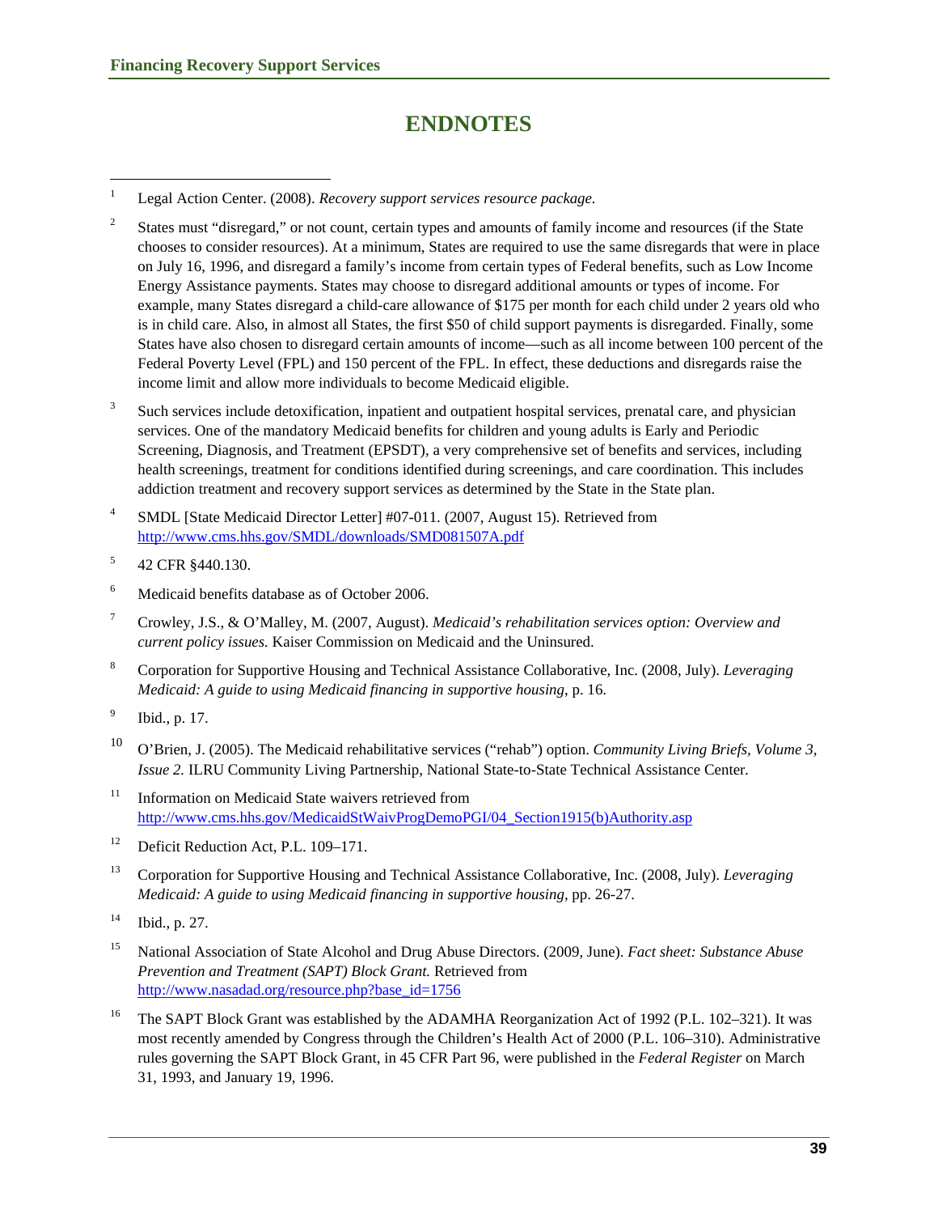# ENDNOTES

1. Legal Action Center. (2008). *Recovery support services resource package.*

2. States must "disregard," or not count, certain types and amounts of family income and resources (if the State chooses to consider resources). At a minimum, States are required to use the same disregards that were in place on July 16, 1996, and disregard a family's income from certain types of Federal benefits, such as Low Income Energy Assistance payments. States may choose to disregard additional amounts or types of income. For example, many States disregard a child-care allowance of $175 per month for each child under 2 years old who is in child care. Also, in almost all States, the first $50 of child support payments is disregarded. Finally, some States have also chosen to disregard certain amounts of income—such as all income between 100 percent of the Federal Poverty Level (FPL) and 150 percent of the FPL. In effect, these deductions and disregards raise the income limit and allow more individuals to become Medicaid eligible.

3. Such services include detoxification, inpatient and outpatient hospital services, prenatal care, and physician services. One of the mandatory Medicaid benefits for children and young adults is Early and Periodic Screening, Diagnosis, and Treatment (EPSDT), a very comprehensive set of benefits and services, including health screenings, treatment for conditions identified during screenings, and care coordination. This includes addiction treatment and recovery support services as determined by the State in the State plan.

4. SMDL [State Medicaid Director Letter] #07-011. (2007, August 15). Retrieved from http://www.cms.hhs.gov/SMDL/downloads/SMD081507A.pdf

5. 42 CFR §440.130.

6. Medicaid benefits database as of October 2006.

7. Crowley, J.S., & O'Malley, M. (2007, August). *Medicaid's rehabilitation services option: Overview and current policy issues.* Kaiser Commission on Medicaid and the Uninsured.

8. Corporation for Supportive Housing and Technical Assistance Collaborative, Inc. (2008, July). *Leveraging Medicaid: A guide to using Medicaid financing in supportive housing*, p. 16.

9. Ibid., p. 17.

10. O'Brien, J. (2005). The Medicaid rehabilitative services ("rehab") option. *Community Living Briefs, Volume 3, Issue 2.* ILRU Community Living Partnership, National State-to-State Technical Assistance Center.

11. Information on Medicaid State waivers retrieved from http://www.cms.hhs.gov/MedicaidStWaivProgDemoPGI/04_Section1915(b)Authority.asp

12. Deficit Reduction Act, P.L. 109–171.

13. Corporation for Supportive Housing and Technical Assistance Collaborative, Inc. (2008, July). *Leveraging Medicaid: A guide to using Medicaid financing in supportive housing*, pp. 26-27.

14. Ibid., p. 27.

15. National Association of State Alcohol and Drug Abuse Directors. (2009, June). *Fact sheet: Substance Abuse Prevention and Treatment (SAPT) Block Grant.* Retrieved from http://www.nasadad.org/resource.php?base_id=1756

16. The SAPT Block Grant was established by the ADAMHA Reorganization Act of 1992 (P.L. 102–321). It was most recently amended by Congress through the Children's Health Act of 2000 (P.L. 106–310). Administrative rules governing the SAPT Block Grant, in 45 CFR Part 96, were published in the *Federal Register* on March 31, 1993, and January 19, 1996.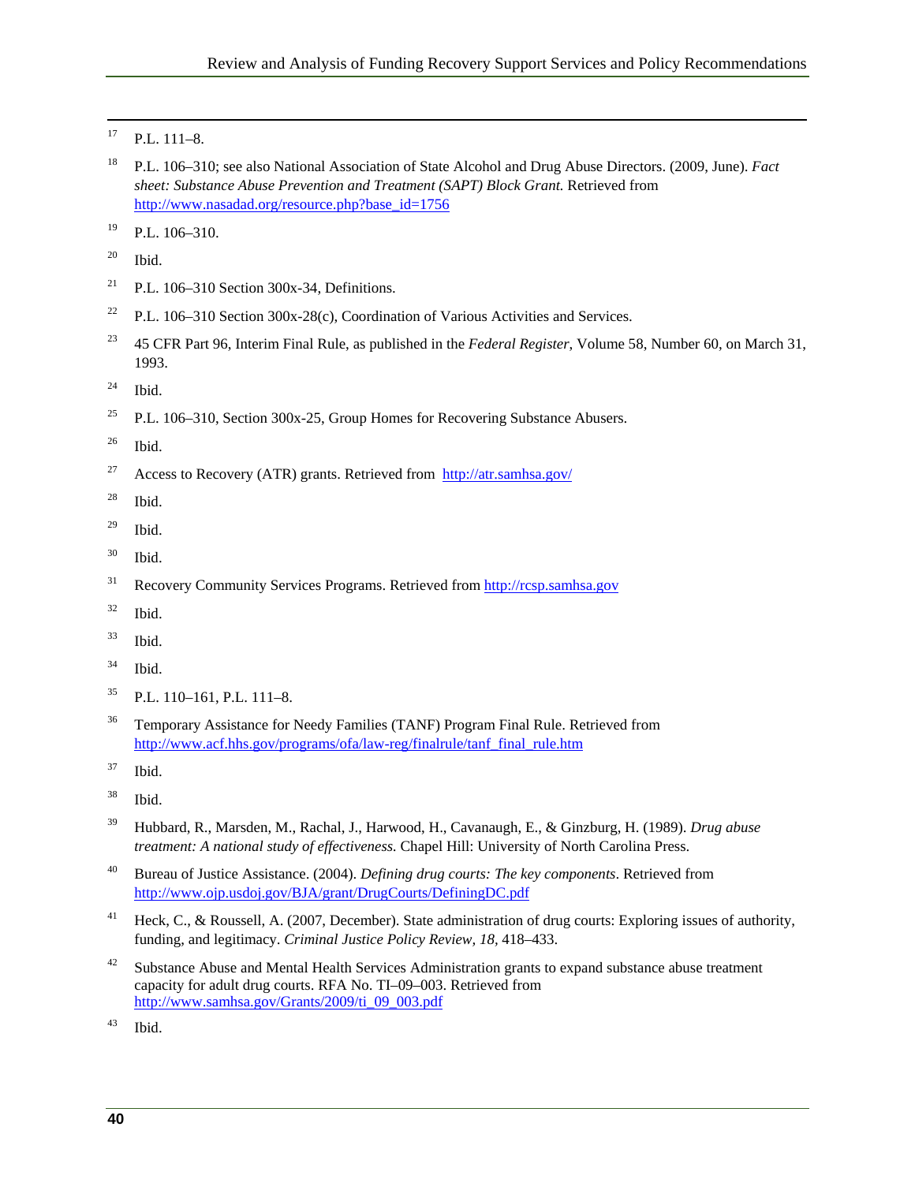[17] P.L. 111–8.

[18] P.L. 106–310; see also National Association of State Alcohol and Drug Abuse Directors. (2009, June). *Fact sheet: Substance Abuse Prevention and Treatment (SAPT) Block Grant.* Retrieved from http://www.nasadad.org/resource.php?base_id=1756

[19] P.L. 106–310.

[20] Ibid.

[21] P.L. 106–310 Section 300x-34, Definitions.

[22] P.L. 106–310 Section 300x-28(c), Coordination of Various Activities and Services.

[23] 45 CFR Part 96, Interim Final Rule, as published in the *Federal Register,* Volume 58, Number 60, on March 31, 1993.

[24] Ibid.

[25] P.L. 106–310, Section 300x-25, Group Homes for Recovering Substance Abusers.

[26] Ibid.

[27] Access to Recovery (ATR) grants. Retrieved from http://atr.samhsa.gov/

[28] Ibid.

[29] Ibid.

[30] Ibid.

[31] Recovery Community Services Programs. Retrieved from http://rcsp.samhsa.gov

[32] Ibid.

[33] Ibid.

[34] Ibid.

[35] P.L. 110–161, P.L. 111–8.

[36] Temporary Assistance for Needy Families (TANF) Program Final Rule. Retrieved from http://www.acf.hhs.gov/programs/ofa/law-reg/finalrule/tanf_final_rule.htm

[37] Ibid.

[38] Ibid.

[39] Hubbard, R., Marsden, M., Rachal, J., Harwood, H., Cavanaugh, E., & Ginzburg, H. (1989). *Drug abuse treatment: A national study of effectiveness.* Chapel Hill: University of North Carolina Press.

[40] Bureau of Justice Assistance. (2004). *Defining drug courts: The key components*. Retrieved from http://www.ojp.usdoj.gov/BJA/grant/DrugCourts/DefiningDC.pdf

[41] Heck, C., & Roussell, A. (2007, December). State administration of drug courts: Exploring issues of authority, funding, and legitimacy. *Criminal Justice Policy Review, 18,* 418–433.

[42] Substance Abuse and Mental Health Services Administration grants to expand substance abuse treatment capacity for adult drug courts. RFA No. TI–09–003. Retrieved from http://www.samhsa.gov/Grants/2009/ti_09_003.pdf

[43] Ibid.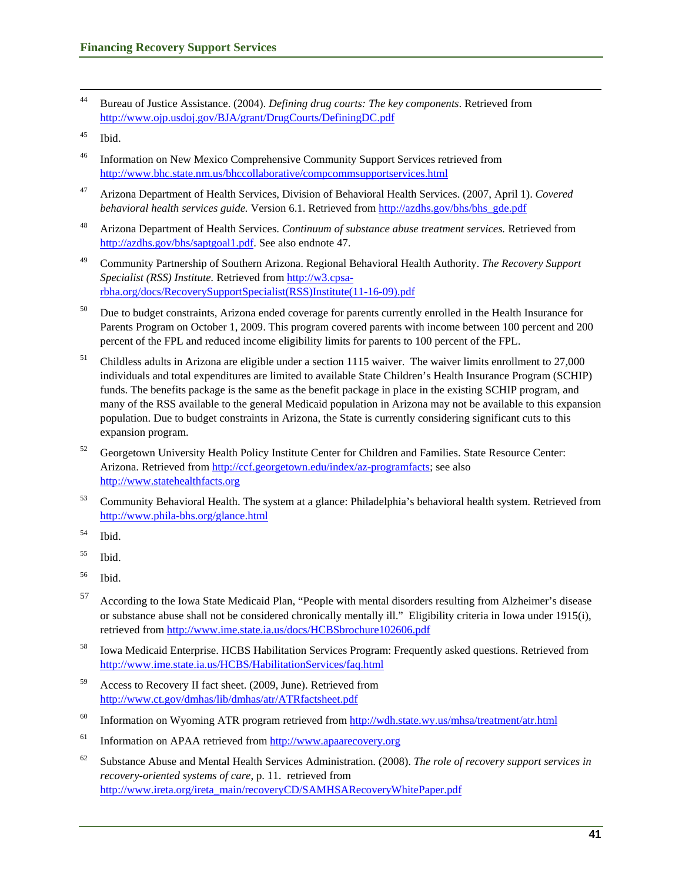[44] Bureau of Justice Assistance. (2004). *Defining drug courts: The key components*. Retrieved from http://www.ojp.usdoj.gov/BJA/grant/DrugCourts/DefiningDC.pdf

[45] Ibid.

[46] Information on New Mexico Comprehensive Community Support Services retrieved from http://www.bhc.state.nm.us/bhccollaborative/compcommsupportservices.html

[47] Arizona Department of Health Services, Division of Behavioral Health Services. (2007, April 1). *Covered behavioral health services guide.* Version 6.1. Retrieved from http://azdhs.gov/bhs/bhs_gde.pdf

[48] Arizona Department of Health Services. *Continuum of substance abuse treatment services.* Retrieved from http://azdhs.gov/bhs/saptgoal1.pdf. See also endnote 47.

[49] Community Partnership of Southern Arizona. Regional Behavioral Health Authority. *The Recovery Support Specialist (RSS) Institute.* Retrieved from http://w3.cpsa-rbha.org/docs/RecoverySupportSpecialist(RSS)Institute(11-16-09).pdf

[50] Due to budget constraints, Arizona ended coverage for parents currently enrolled in the Health Insurance for Parents Program on October 1, 2009. This program covered parents with income between 100 percent and 200 percent of the FPL and reduced income eligibility limits for parents to 100 percent of the FPL.

[51] Childless adults in Arizona are eligible under a section 1115 waiver. The waiver limits enrollment to 27,000 individuals and total expenditures are limited to available State Children's Health Insurance Program (SCHIP) funds. The benefits package is the same as the benefit package in place in the existing SCHIP program, and many of the RSS available to the general Medicaid population in Arizona may not be available to this expansion population. Due to budget constraints in Arizona, the State is currently considering significant cuts to this expansion program.

[52] Georgetown University Health Policy Institute Center for Children and Families. State Resource Center: Arizona. Retrieved from http://ccf.georgetown.edu/index/az-programfacts; see also http://www.statehealthfacts.org

[53] Community Behavioral Health. The system at a glance: Philadelphia's behavioral health system. Retrieved from http://www.phila-bhs.org/glance.html

[54] Ibid.

[55] Ibid.

[56] Ibid.

[57] According to the Iowa State Medicaid Plan, "People with mental disorders resulting from Alzheimer's disease or substance abuse shall not be considered chronically mentally ill." Eligibility criteria in Iowa under 1915(i), retrieved from http://www.ime.state.ia.us/docs/HCBSbrochure102606.pdf

[58] Iowa Medicaid Enterprise. HCBS Habilitation Services Program: Frequently asked questions. Retrieved from http://www.ime.state.ia.us/HCBS/HabilitationServices/faq.html

[59] Access to Recovery II fact sheet. (2009, June). Retrieved from http://www.ct.gov/dmhas/lib/dmhas/atr/ATRfactsheet.pdf

[60] Information on Wyoming ATR program retrieved from http://wdh.state.wy.us/mhsa/treatment/atr.html

[61] Information on APAA retrieved from http://www.apaarecovery.org

[62] Substance Abuse and Mental Health Services Administration. (2008). *The role of recovery support services in recovery-oriented systems of care*, p. 11. retrieved from http://www.ireta.org/ireta_main/recoveryCD/SAMHSARecoveryWhitePaper.pdf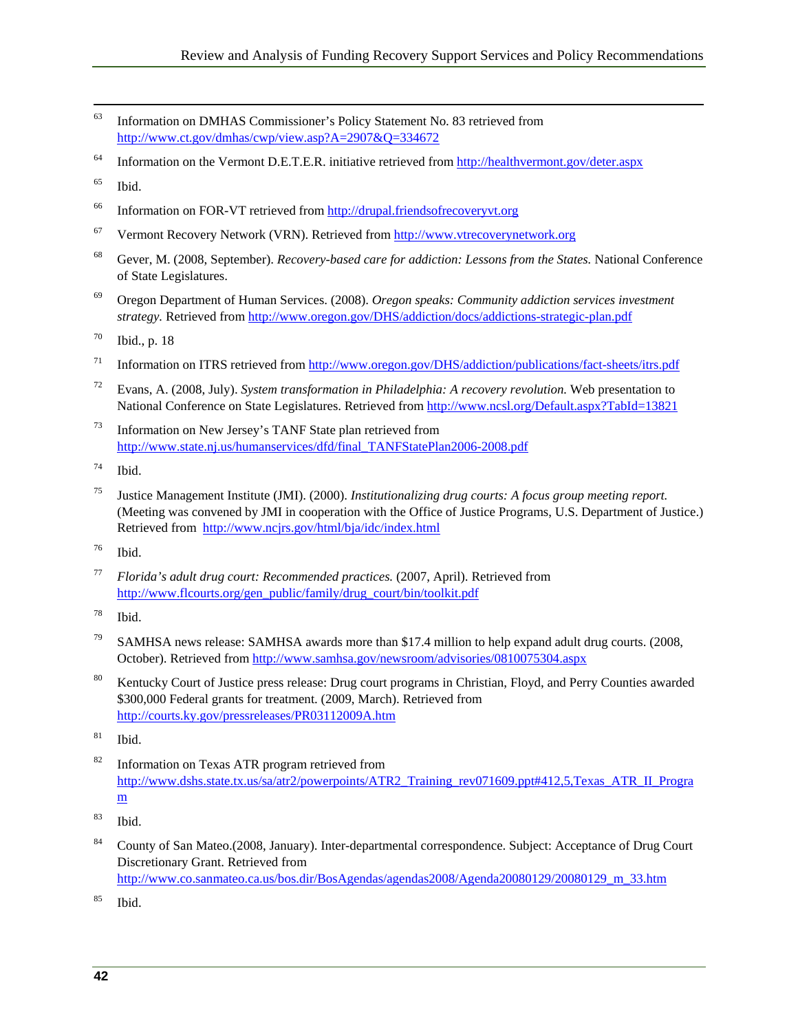[63] Information on DMHAS Commissioner's Policy Statement No. 83 retrieved from http://www.ct.gov/dmhas/cwp/view.asp?A=2907&Q=334672

[64] Information on the Vermont D.E.T.E.R. initiative retrieved from http://healthvermont.gov/deter.aspx

[65] Ibid.

[66] Information on FOR-VT retrieved from http://drupal.friendsofrecoveryvt.org

[67] Vermont Recovery Network (VRN). Retrieved from http://www.vtrecoverynetwork.org

[68] Gever, M. (2008, September). *Recovery-based care for addiction: Lessons from the States.* National Conference of State Legislatures.

[69] Oregon Department of Human Services. (2008). *Oregon speaks: Community addiction services investment strategy*. Retrieved from http://www.oregon.gov/DHS/addiction/docs/addictions-strategic-plan.pdf

[70] Ibid., p. 18

[71] Information on ITRS retrieved from http://www.oregon.gov/DHS/addiction/publications/fact-sheets/itrs.pdf

[72] Evans, A. (2008, July). *System transformation in Philadelphia: A recovery revolution.* Web presentation to National Conference on State Legislatures. Retrieved from http://www.ncsl.org/Default.aspx?TabId=13821

[73] Information on New Jersey's TANF State plan retrieved from http://www.state.nj.us/humanservices/dfd/final_TANFStatePlan2006-2008.pdf

[74] Ibid.

[75] Justice Management Institute (JMI). (2000). *Institutionalizing drug courts: A focus group meeting report.* (Meeting was convened by JMI in cooperation with the Office of Justice Programs, U.S. Department of Justice.) Retrieved from http://www.ncjrs.gov/html/bja/idc/index.html

[76] Ibid.

[77] *Florida's adult drug court: Recommended practices.* (2007, April). Retrieved from http://www.flcourts.org/gen_public/family/drug_court/bin/toolkit.pdf

[78] Ibid.

[79] SAMHSA news release: SAMHSA awards more than $17.4 million to help expand adult drug courts. (2008, October). Retrieved from http://www.samhsa.gov/newsroom/advisories/0810075304.aspx

[80] Kentucky Court of Justice press release: Drug court programs in Christian, Floyd, and Perry Counties awarded $300,000 Federal grants for treatment. (2009, March). Retrieved from http://courts.ky.gov/pressreleases/PR03112009A.htm

[81] Ibid.

[82] Information on Texas ATR program retrieved from http://www.dshs.state.tx.us/sa/atr2/powerpoints/ATR2_Training_rev071609.ppt#412,5,Texas_ATR_II_Program

[83] Ibid.

[84] County of San Mateo.(2008, January). Inter-departmental correspondence. Subject: Acceptance of Drug Court Discretionary Grant. Retrieved from http://www.co.sanmateo.ca.us/bos.dir/BosAgendas/agendas2008/Agenda20080129/20080129_m_33.htm

[85] Ibid.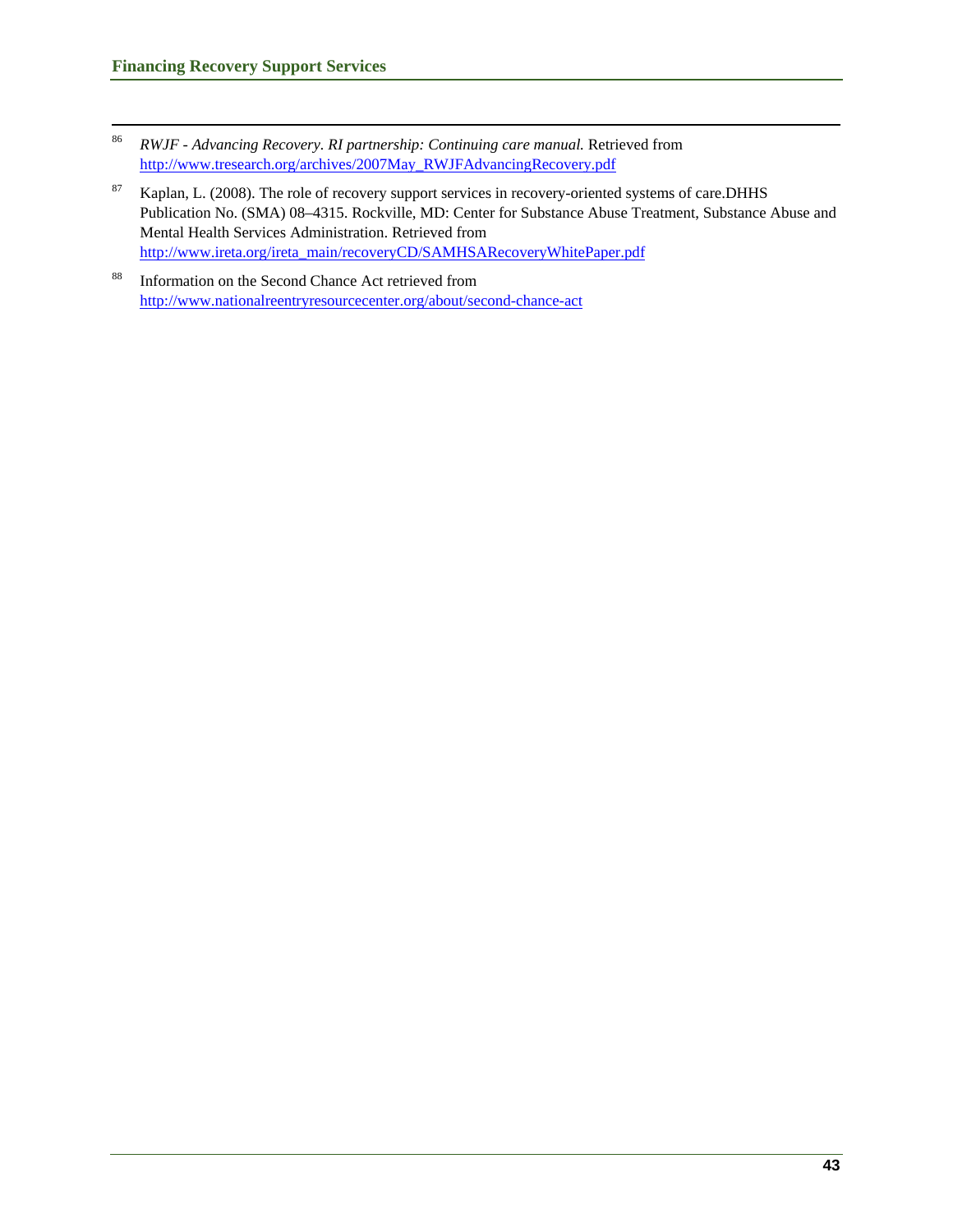[86] *RWJF - Advancing Recovery. RI partnership: Continuing care manual.* Retrieved from http://www.tresearch.org/archives/2007May_RWJFAdvancingRecovery.pdf

[87] Kaplan, L. (2008). The role of recovery support services in recovery-oriented systems of care.DHHS Publication No. (SMA) 08–4315. Rockville, MD: Center for Substance Abuse Treatment, Substance Abuse and Mental Health Services Administration. Retrieved from http://www.ireta.org/ireta_main/recoveryCD/SAMHSARecoveryWhitePaper.pdf

[88] Information on the Second Chance Act retrieved from http://www.nationalreentryresourcecenter.org/about/second-chance-act